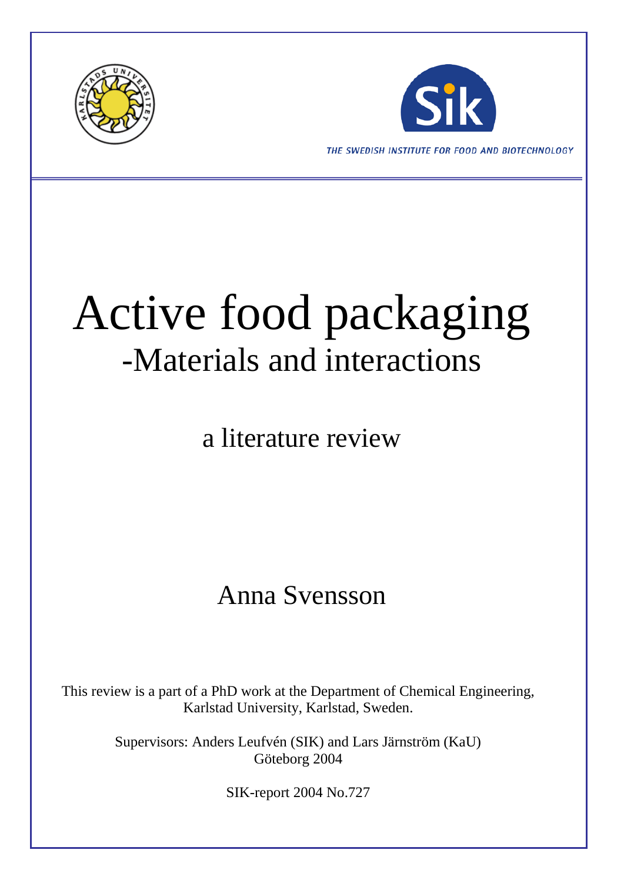THE SWEDISH INSTITUTE FOR FOOD AND BIOTECHNOLOGY

# Active food packaging

## -Materials and interactions

a literature review

Anna Svensson

This review is a part of a PhD work at the Department of Chemical Engineering, Karlstad University, Karlstad, Sweden.

Supervisors: Anders Leufvén (SIK) and Lars Järnström (KaU)
Göteborg 2004

SIK-report 2004 No.727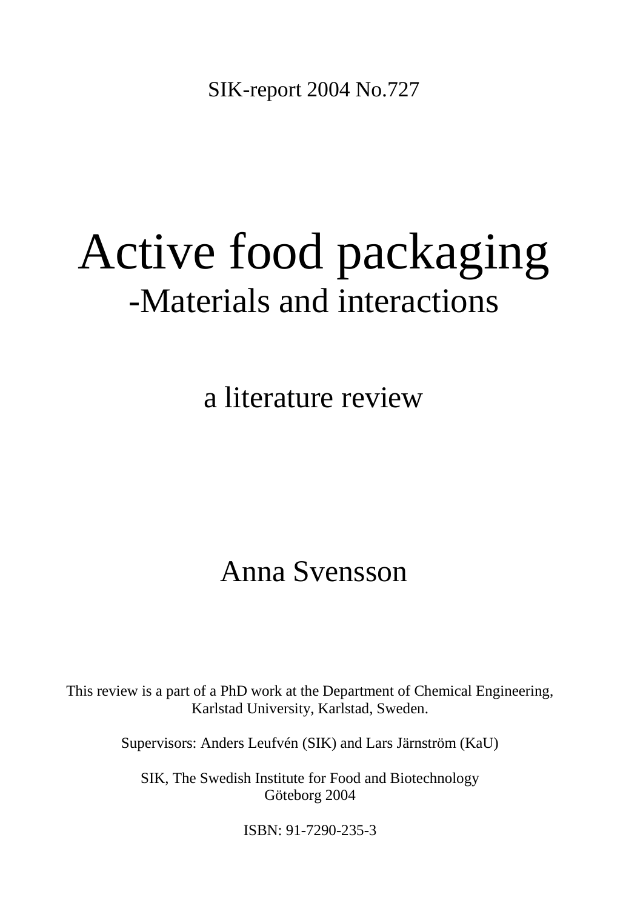SIK-report 2004 No.727

# Active food packaging

## -Materials and interactions

a literature review

Anna Svensson

This review is a part of a PhD work at the Department of Chemical Engineering, Karlstad University, Karlstad, Sweden.

Supervisors: Anders Leufvén (SIK) and Lars Järnström (KaU)

SIK, The Swedish Institute for Food and Biotechnology
Göteborg 2004

ISBN: 91-7290-235-3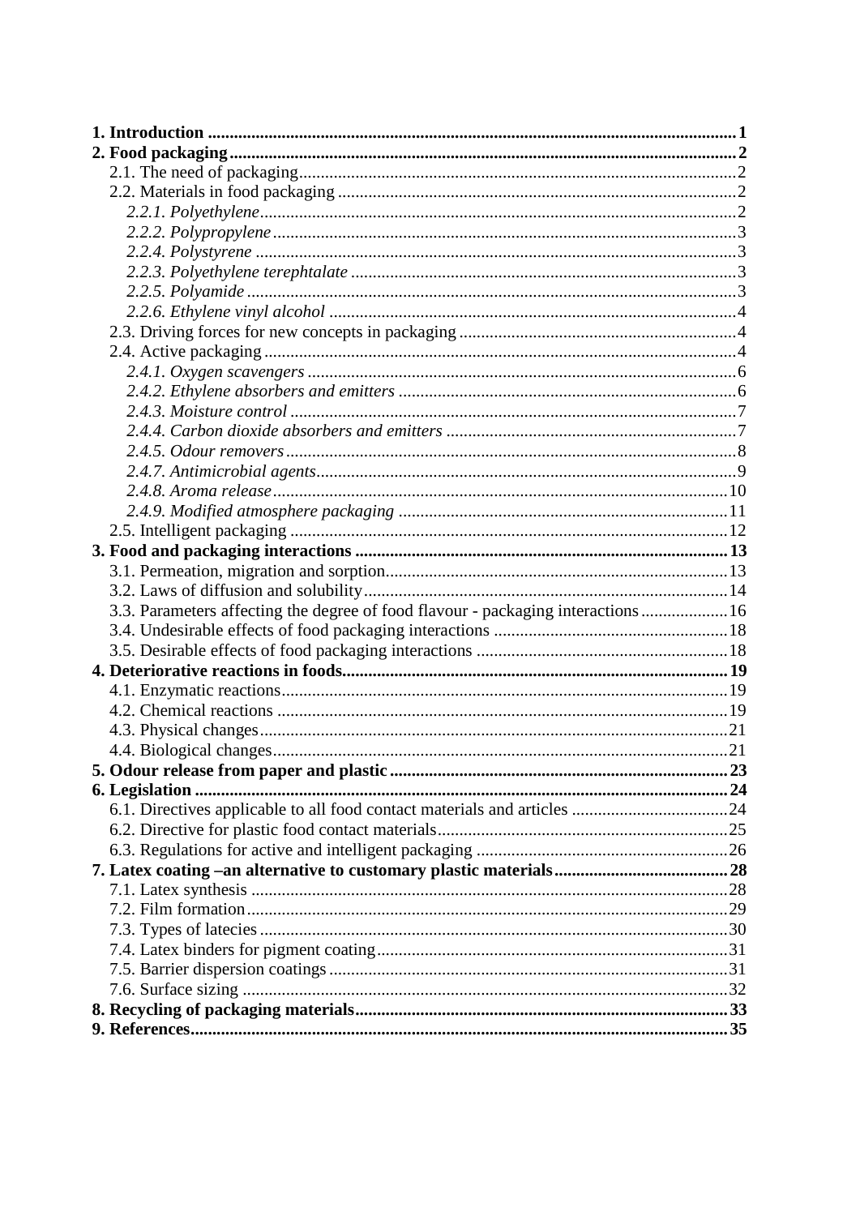**1. Introduction** .......................................................................................................................... **1**
**2. Food packaging** ........................................................................................................................ **2**
2.1. The need of packaging .............................................................................................................. 2
2.2. Materials in food packaging ...................................................................................................... 2
*2.2.1. Polyethylene* ......................................................................................................................... 2
*2.2.2. Polypropylene* ..................................................................................................................... 3
*2.2.4. Polystyrene* .......................................................................................................................... 3
*2.2.3. Polyethylene terephtalate* .................................................................................................... 3
*2.2.5. Polyamide* ............................................................................................................................ 3
*2.2.6. Ethylene vinyl alcohol* ......................................................................................................... 4
2.3. Driving forces for new concepts in packaging ........................................................................... 4
2.4. Active packaging ........................................................................................................................ 4
*2.4.1. Oxygen scavengers* ............................................................................................................... 6
*2.4.2. Ethylene absorbers and emitters* .......................................................................................... 6
*2.4.3. Moisture control* .................................................................................................................. 7
*2.4.4. Carbon dioxide absorbers and emitters* ............................................................................... 7
*2.4.5. Odour removers* ................................................................................................................... 8
*2.4.7. Antimicrobial agents* ............................................................................................................ 9
*2.4.8. Aroma release* ..................................................................................................................... 10
*2.4.9. Modified atmosphere packaging* ......................................................................................... 11
2.5. Intelligent packaging ................................................................................................................ 12
**3. Food and packaging interactions** ............................................................................................ **13**
3.1. Permeation, migration and sorption .......................................................................................... 13
3.2. Laws of diffusion and solubility ................................................................................................ 14
3.3. Parameters affecting the degree of food flavour - packaging interactions ................................. 16
3.4. Undesirable effects of food packaging interactions ................................................................... 18
3.5. Desirable effects of food packaging interactions ...................................................................... 18
**4. Deterioratives reactions in foods** ............................................................................................ **19**
4.1. Enzymatic reactions .................................................................................................................. 19
4.2. Chemical reactions ................................................................................................................... 19
4.3. Physical changes ....................................................................................................................... 21
4.4. Biological changes .................................................................................................................... 21
**5. Odour release from paper and plastic** ..................................................................................... **23**
**6. Legislation** ................................................................................................................................. **24**
6.1. Directives applicable to all food contact materials and articles ................................................. 24
6.2. Directive for plastic food contact materials ............................................................................... 25
6.3. Regulations for active and intelligent packaging ....................................................................... 26
**7. Latex coating –an alternative to customary plastic materials** ................................................. **28**
7.1. Latex synthesis .......................................................................................................................... 28
7.2. Film formation ........................................................................................................................... 29
7.3. Types of latecies ........................................................................................................................ 30
7.4. Latex binders for pigment coating ............................................................................................. 31
7.5. Barrier dispersion coatings ......................................................................................................... 31
7.6. Surface sizing ............................................................................................................................. 32
**8. Recycling of packaging materials** ............................................................................................. **33**
**9. References** .................................................................................................................................. **35**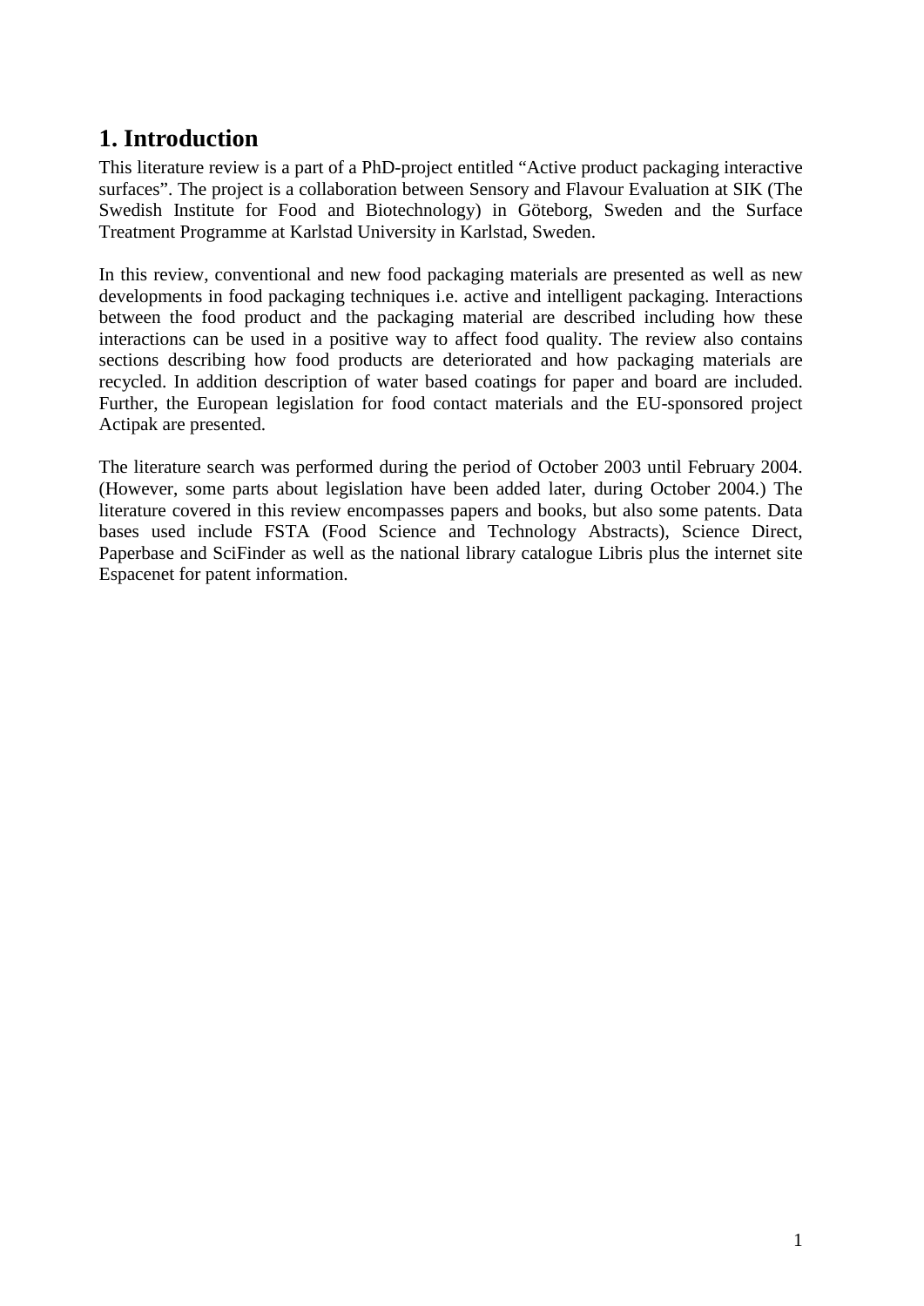# 1. Introduction

This literature review is a part of a PhD-project entitled "Active product packaging interactive surfaces". The project is a collaboration between Sensory and Flavour Evaluation at SIK (The Swedish Institute for Food and Biotechnology) in Göteborg, Sweden and the Surface Treatment Programme at Karlstad University in Karlstad, Sweden.

In this review, conventional and new food packaging materials are presented as well as new developments in food packaging techniques i.e. active and intelligent packaging. Interactions between the food product and the packaging material are described including how these interactions can be used in a positive way to affect food quality. The review also contains sections describing how food products are deteriorated and how packaging materials are recycled. In addition description of water based coatings for paper and board are included. Further, the European legislation for food contact materials and the EU-sponsored project Actipak are presented.

The literature search was performed during the period of October 2003 until February 2004. (However, some parts about legislation have been added later, during October 2004.) The literature covered in this review encompasses papers and books, but also some patents. Data bases used include FSTA (Food Science and Technology Abstracts), Science Direct, Paperbase and SciFinder as well as the national library catalogue Libris plus the internet site Espacenet for patent information.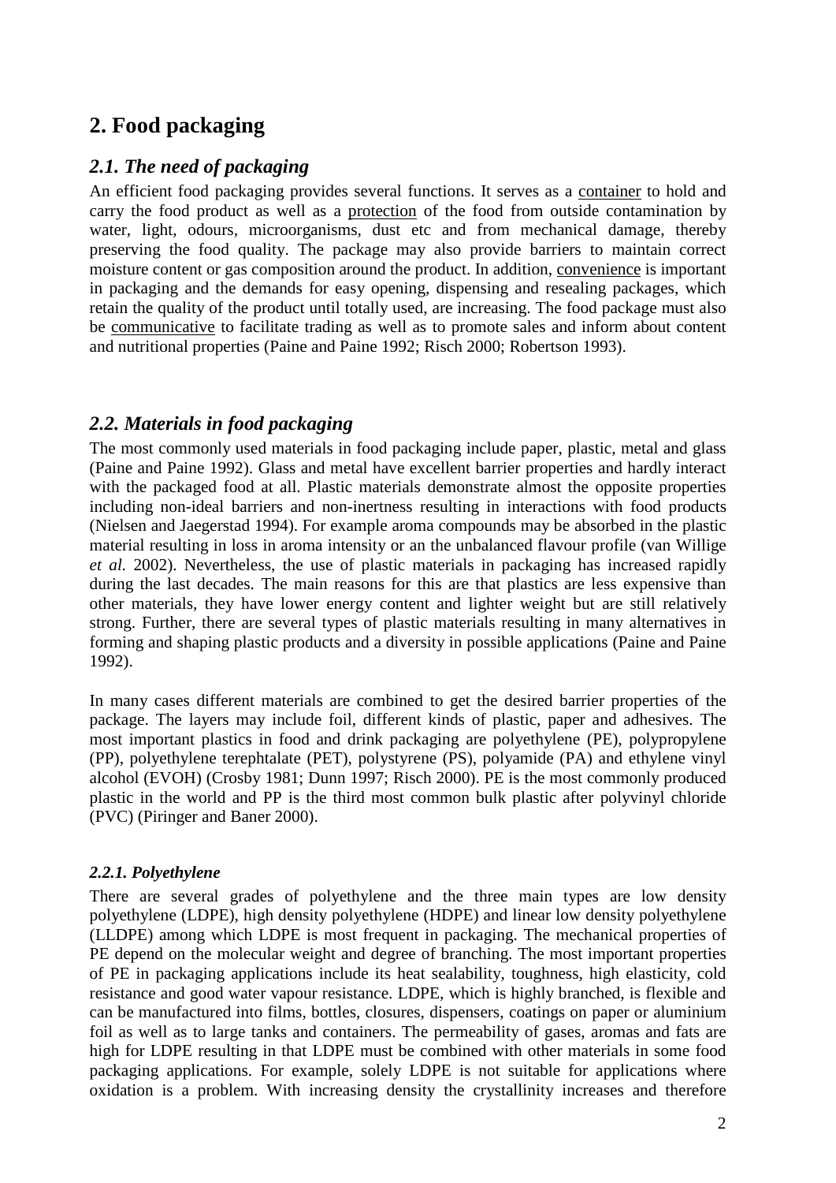# 2. Food packaging

## *2.1. The need of packaging*

An efficient food packaging provides several functions. It serves as a container to hold and carry the food product as well as a protection of the food from outside contamination by water, light, odours, microorganisms, dust etc and from mechanical damage, thereby preserving the food quality. The package may also provide barriers to maintain correct moisture content or gas composition around the product. In addition, convenience is important in packaging and the demands for easy opening, dispensing and resealing packages, which retain the quality of the product until totally used, are increasing. The food package must also be communicative to facilitate trading as well as to promote sales and inform about content and nutritional properties (Paine and Paine 1992; Risch 2000; Robertson 1993).

## *2.2. Materials in food packaging*

The most commonly used materials in food packaging include paper, plastic, metal and glass (Paine and Paine 1992). Glass and metal have excellent barrier properties and hardly interact with the packaged food at all. Plastic materials demonstrate almost the opposite properties including non-ideal barriers and non-inertness resulting in interactions with food products (Nielsen and Jaegerstad 1994). For example aroma compounds may be absorbed in the plastic material resulting in loss in aroma intensity or an the unbalanced flavour profile (van Willige *et al.* 2002). Nevertheless, the use of plastic materials in packaging has increased rapidly during the last decades. The main reasons for this are that plastics are less expensive than other materials, they have lower energy content and lighter weight but are still relatively strong. Further, there are several types of plastic materials resulting in many alternatives in forming and shaping plastic products and a diversity in possible applications (Paine and Paine 1992).

In many cases different materials are combined to get the desired barrier properties of the package. The layers may include foil, different kinds of plastic, paper and adhesives. The most important plastics in food and drink packaging are polyethylene (PE), polypropylene (PP), polyethylene terephtalate (PET), polystyrene (PS), polyamide (PA) and ethylene vinyl alcohol (EVOH) (Crosby 1981; Dunn 1997; Risch 2000). PE is the most commonly produced plastic in the world and PP is the third most common bulk plastic after polyvinyl chloride (PVC) (Piringer and Baner 2000).

### *2.2.1. Polyethylene*

There are several grades of polyethylene and the three main types are low density polyethylene (LDPE), high density polyethylene (HDPE) and linear low density polyethylene (LLDPE) among which LDPE is most frequent in packaging. The mechanical properties of PE depend on the molecular weight and degree of branching. The most important properties of PE in packaging applications include its heat sealability, toughness, high elasticity, cold resistance and good water vapour resistance. LDPE, which is highly branched, is flexible and can be manufactured into films, bottles, closures, dispensers, coatings on paper or aluminium foil as well as to large tanks and containers. The permeability of gases, aromas and fats are high for LDPE resulting in that LDPE must be combined with other materials in some food packaging applications. For example, solely LDPE is not suitable for applications where oxidation is a problem. With increasing density the crystallinity increases and therefore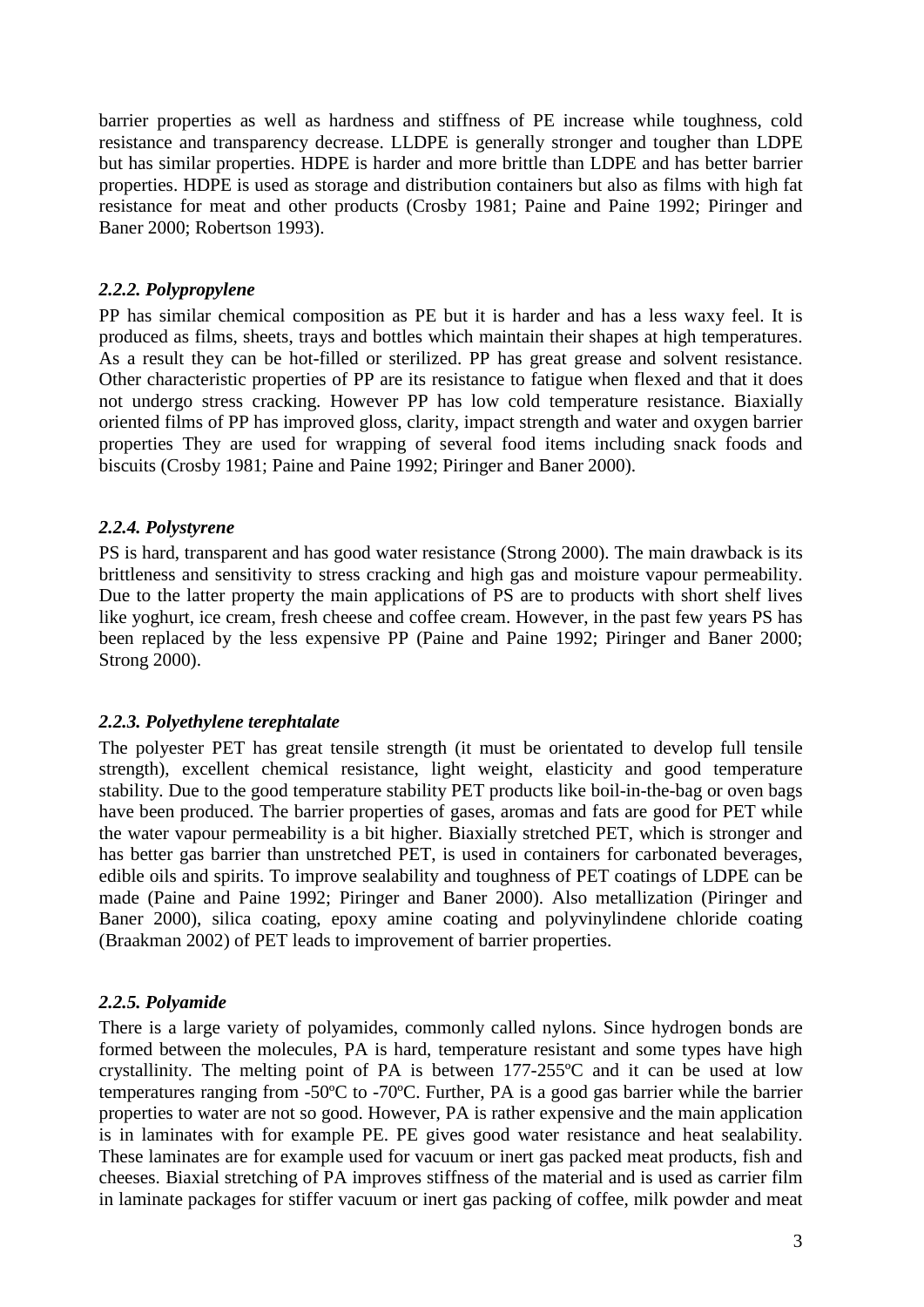barrier properties as well as hardness and stiffness of PE increase while toughness, cold resistance and transparency decrease. LLDPE is generally stronger and tougher than LDPE but has similar properties. HDPE is harder and more brittle than LDPE and has better barrier properties. HDPE is used as storage and distribution containers but also as films with high fat resistance for meat and other products (Crosby 1981; Paine and Paine 1992; Piringer and Baner 2000; Robertson 1993).

### *2.2.2. Polypropylene*

PP has similar chemical composition as PE but it is harder and has a less waxy feel. It is produced as films, sheets, trays and bottles which maintain their shapes at high temperatures. As a result they can be hot-filled or sterilized. PP has great grease and solvent resistance. Other characteristic properties of PP are its resistance to fatigue when flexed and that it does not undergo stress cracking. However PP has low cold temperature resistance. Biaxially oriented films of PP has improved gloss, clarity, impact strength and water and oxygen barrier properties They are used for wrapping of several food items including snack foods and biscuits (Crosby 1981; Paine and Paine 1992; Piringer and Baner 2000).

### *2.2.4. Polystyrene*

PS is hard, transparent and has good water resistance (Strong 2000). The main drawback is its brittleness and sensitivity to stress cracking and high gas and moisture vapour permeability. Due to the latter property the main applications of PS are to products with short shelf lives like yoghurt, ice cream, fresh cheese and coffee cream. However, in the past few years PS has been replaced by the less expensive PP (Paine and Paine 1992; Piringer and Baner 2000; Strong 2000).

### *2.2.3. Polyethylene terephtalate*

The polyester PET has great tensile strength (it must be orientated to develop full tensile strength), excellent chemical resistance, light weight, elasticity and good temperature stability. Due to the good temperature stability PET products like boil-in-the-bag or oven bags have been produced. The barrier properties of gases, aromas and fats are good for PET while the water vapour permeability is a bit higher. Biaxially stretched PET, which is stronger and has better gas barrier than unstretched PET, is used in containers for carbonated beverages, edible oils and spirits. To improve sealability and toughness of PET coatings of LDPE can be made (Paine and Paine 1992; Piringer and Baner 2000). Also metallization (Piringer and Baner 2000), silica coating, epoxy amine coating and polyvinylindene chloride coating (Braakman 2002) of PET leads to improvement of barrier properties.

### *2.2.5. Polyamide*

There is a large variety of polyamides, commonly called nylons. Since hydrogen bonds are formed between the molecules, PA is hard, temperature resistant and some types have high crystallinity. The melting point of PA is between 177-255ºC and it can be used at low temperatures ranging from -50ºC to -70ºC. Further, PA is a good gas barrier while the barrier properties to water are not so good. However, PA is rather expensive and the main application is in laminates with for example PE. PE gives good water resistance and heat sealability. These laminates are for example used for vacuum or inert gas packed meat products, fish and cheeses. Biaxial stretching of PA improves stiffness of the material and is used as carrier film in laminate packages for stiffer vacuum or inert gas packing of coffee, milk powder and meat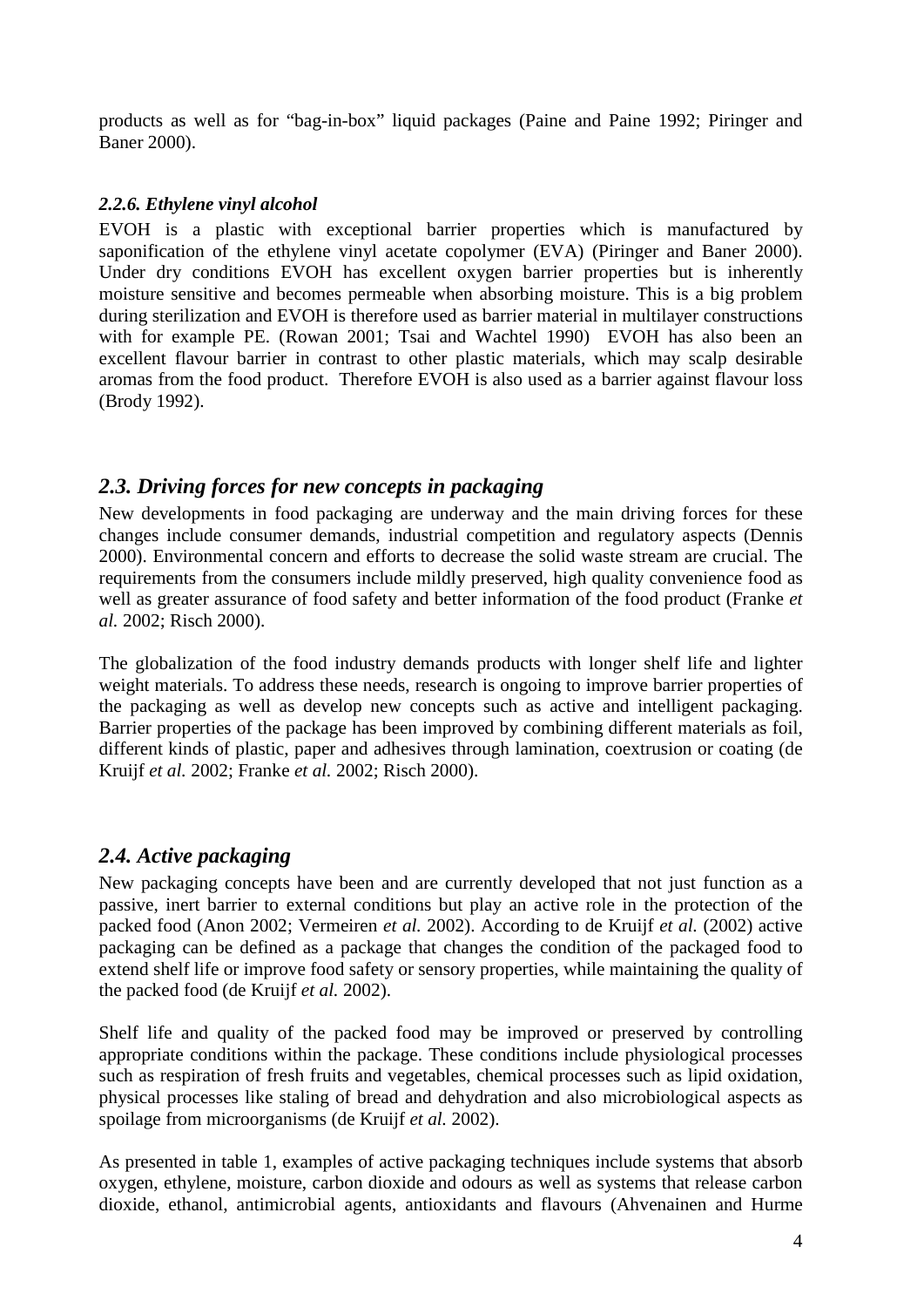products as well as for "bag-in-box" liquid packages (Paine and Paine 1992; Piringer and Baner 2000).

#### *2.2.6. Ethylene vinyl alcohol*

EVOH is a plastic with exceptional barrier properties which is manufactured by saponification of the ethylene vinyl acetate copolymer (EVA) (Piringer and Baner 2000). Under dry conditions EVOH has excellent oxygen barrier properties but is inherently moisture sensitive and becomes permeable when absorbing moisture. This is a big problem during sterilization and EVOH is therefore used as barrier material in multilayer constructions with for example PE. (Rowan 2001; Tsai and Wachtel 1990) EVOH has also been an excellent flavour barrier in contrast to other plastic materials, which may scalp desirable aromas from the food product. Therefore EVOH is also used as a barrier against flavour loss (Brody 1992).

## *2.3. Driving forces for new concepts in packaging*

New developments in food packaging are underway and the main driving forces for these changes include consumer demands, industrial competition and regulatory aspects (Dennis 2000). Environmental concern and efforts to decrease the solid waste stream are crucial. The requirements from the consumers include mildly preserved, high quality convenience food as well as greater assurance of food safety and better information of the food product (Franke *et al.* 2002; Risch 2000).

The globalization of the food industry demands products with longer shelf life and lighter weight materials. To address these needs, research is ongoing to improve barrier properties of the packaging as well as develop new concepts such as active and intelligent packaging. Barrier properties of the package has been improved by combining different materials as foil, different kinds of plastic, paper and adhesives through lamination, coextrusion or coating (de Kruijf *et al.* 2002; Franke *et al.* 2002; Risch 2000).

## *2.4. Active packaging*

New packaging concepts have been and are currently developed that not just function as a passive, inert barrier to external conditions but play an active role in the protection of the packed food (Anon 2002; Vermeiren *et al.* 2002). According to de Kruijf *et al.* (2002) active packaging can be defined as a package that changes the condition of the packaged food to extend shelf life or improve food safety or sensory properties, while maintaining the quality of the packed food (de Kruijf *et al.* 2002).

Shelf life and quality of the packed food may be improved or preserved by controlling appropriate conditions within the package. These conditions include physiological processes such as respiration of fresh fruits and vegetables, chemical processes such as lipid oxidation, physical processes like staling of bread and dehydration and also microbiological aspects as spoilage from microorganisms (de Kruijf *et al.* 2002).

As presented in table 1, examples of active packaging techniques include systems that absorb oxygen, ethylene, moisture, carbon dioxide and odours as well as systems that release carbon dioxide, ethanol, antimicrobial agents, antioxidants and flavours (Ahvenainen and Hurme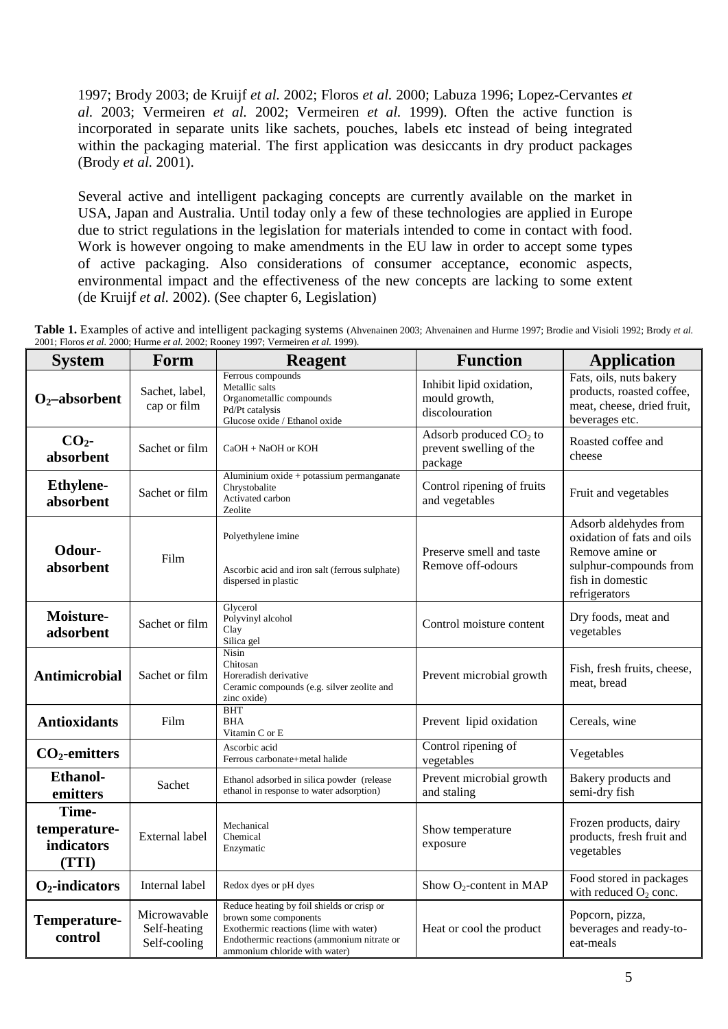1997; Brody 2003; de Kruijf *et al.* 2002; Floros *et al.* 2000; Labuza 1996; Lopez-Cervantes *et al.* 2003; Vermeiren *et al.* 2002; Vermeiren *et al.* 1999). Often the active function is incorporated in separate units like sachets, pouches, labels etc instead of being integrated within the packaging material. The first application was desiccants in dry product packages (Brody *et al.* 2001).

Several active and intelligent packaging concepts are currently available on the market in USA, Japan and Australia. Until today only a few of these technologies are applied in Europe due to strict regulations in the legislation for materials intended to come in contact with food. Work is however ongoing to make amendments in the EU law in order to accept some types of active packaging. Also considerations of consumer acceptance, economic aspects, environmental impact and the effectiveness of the new concepts are lacking to some extent (de Kruijf *et al.* 2002). (See chapter 6, Legislation)

**Table 1.** Examples of active and intelligent packaging systems (Ahvenainen 2003; Ahvenainen and Hurme 1997; Brodie and Visioli 1992; Brody *et al.* 2001; Floros *et al.* 2000; Hurme *et al.* 2002; Rooney 1997; Vermeiren *et al.* 1999).

| System | Form | Reagent | Function | Application |
|---|---|---|---|---|
| **$O_2$–absorbent** | Sachet, label, cap or film | Ferrous compounds<br>Metallic salts<br>Organometallic compounds<br>Pd/Pt catalysis<br>Glucose oxide / Ethanol oxide | Inhibit lipid oxidation, mould growth, discolouration | Fats, oils, nuts bakery products, roasted coffee, meat, cheese, dried fruit, beverages etc. |
| **$CO_2$-absorbent** | Sachet or film | CaOH + NaOH or KOH | Adsorb produced $CO_2$ to prevent swelling of the package | Roasted coffee and cheese |
| **Ethylene-absorbent** | Sachet or film | Aluminium oxide + potassium permanganate<br>Chrystobalite<br>Activated carbon<br>Zeolite | Control ripening of fruits and vegetables | Fruit and vegetables |
| **Odour-absorbent** | Film | Polyethylene imine<br><br>Ascorbic acid and iron salt (ferrous sulphate) dispersed in plastic | Preserve smell and taste<br>Remove off-odours | Adsorb aldehydes from oxidation of fats and oils<br>Remove amine or sulphur-compounds from fish in domestic refrigerators |
| **Moisture-adsorbent** | Sachet or film | Glycerol<br>Polyvinyl alcohol<br>Clay<br>Silica gel | Control moisture content | Dry foods, meat and vegetables |
| **Antimicrobial** | Sachet or film | Nisin<br>Chitosan<br>Horeradish derivative<br>Ceramic compounds (e.g. silver zeolite and zinc oxide) | Prevent microbial growth | Fish, fresh fruits, cheese, meat, bread |
| **Antioxidants** | Film | BHT<br>BHA<br>Vitamin C or E | Prevent lipid oxidation | Cereals, wine |
| **$CO_2$-emitters** | | Ascorbic acid<br>Ferrous carbonate+metal halide | Control ripening of vegetables | Vegetables |
| **Ethanol-emitters** | Sachet | Ethanol adsorbed in silica powder (release ethanol in response to water adsorption) | Prevent microbial growth and staling | Bakery products and semi-dry fish |
| **Time-temperature-indicators (TTI)** | External label | Mechanical<br>Chemical<br>Enzymatic | Show temperature exposure | Frozen products, dairy products, fresh fruit and vegetables |
| **$O_2$-indicators** | Internal label | Redox dyes or pH dyes | Show $O_2$-content in MAP | Food stored in packages with reduced $O_2$ conc. |
| **Temperature-control** | Microwavable<br>Self-heating<br>Self-cooling | Reduce heating by foil shields or crisp or brown some components<br>Exothermic reactions (lime with water)<br>Endothermic reactions (ammonium nitrate or ammonium chloride with water) | Heat or cool the product | Popcorn, pizza, beverages and ready-to-eat-meals |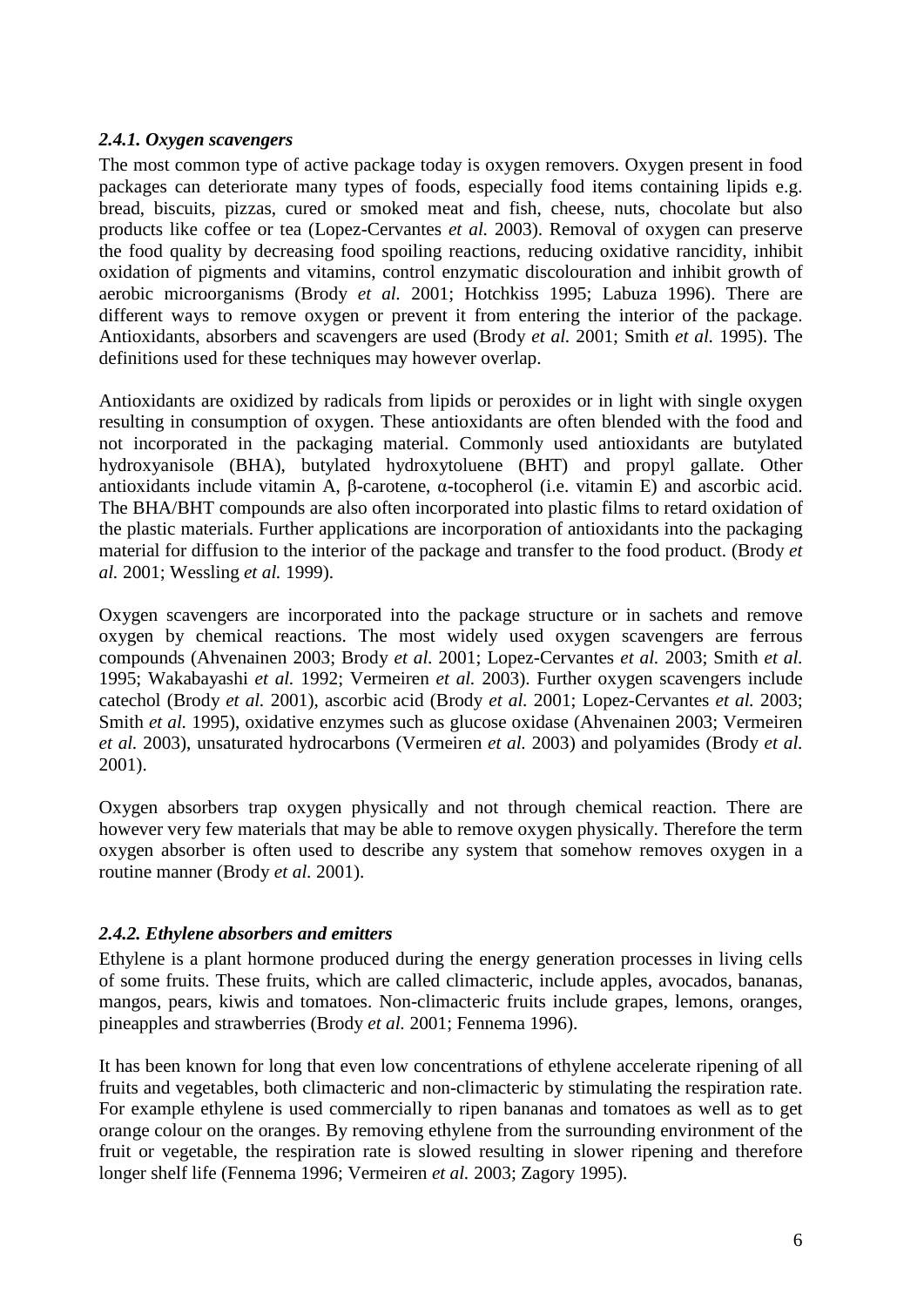### *2.4.1. Oxygen scavengers*

The most common type of active package today is oxygen removers. Oxygen present in food packages can deteriorate many types of foods, especially food items containing lipids e.g. bread, biscuits, pizzas, cured or smoked meat and fish, cheese, nuts, chocolate but also products like coffee or tea (Lopez-Cervantes *et al.* 2003). Removal of oxygen can preserve the food quality by decreasing food spoiling reactions, reducing oxidative rancidity, inhibit oxidation of pigments and vitamins, control enzymatic discolouration and inhibit growth of aerobic microorganisms (Brody *et al.* 2001; Hotchkiss 1995; Labuza 1996). There are different ways to remove oxygen or prevent it from entering the interior of the package. Antioxidants, absorbers and scavengers are used (Brody *et al.* 2001; Smith *et al.* 1995). The definitions used for these techniques may however overlap.

Antioxidants are oxidized by radicals from lipids or peroxides or in light with single oxygen resulting in consumption of oxygen. These antioxidants are often blended with the food and not incorporated in the packaging material. Commonly used antioxidants are butylated hydroxyanisole (BHA), butylated hydroxytoluene (BHT) and propyl gallate. Other antioxidants include vitamin A, β-carotene, α-tocopherol (i.e. vitamin E) and ascorbic acid. The BHA/BHT compounds are also often incorporated into plastic films to retard oxidation of the plastic materials. Further applications are incorporation of antioxidants into the packaging material for diffusion to the interior of the package and transfer to the food product. (Brody *et al.* 2001; Wessling *et al.* 1999).

Oxygen scavengers are incorporated into the package structure or in sachets and remove oxygen by chemical reactions. The most widely used oxygen scavengers are ferrous compounds (Ahvenainen 2003; Brody *et al.* 2001; Lopez-Cervantes *et al.* 2003; Smith *et al.* 1995; Wakabayashi *et al.* 1992; Vermeiren *et al.* 2003). Further oxygen scavengers include catechol (Brody *et al.* 2001), ascorbic acid (Brody *et al.* 2001; Lopez-Cervantes *et al.* 2003; Smith *et al.* 1995), oxidative enzymes such as glucose oxidase (Ahvenainen 2003; Vermeiren *et al.* 2003), unsaturated hydrocarbons (Vermeiren *et al.* 2003) and polyamides (Brody *et al.* 2001).

Oxygen absorbers trap oxygen physically and not through chemical reaction. There are however very few materials that may be able to remove oxygen physically. Therefore the term oxygen absorber is often used to describe any system that somehow removes oxygen in a routine manner (Brody *et al.* 2001).

### *2.4.2. Ethylene absorbers and emitters*

Ethylene is a plant hormone produced during the energy generation processes in living cells of some fruits. These fruits, which are called climacteric, include apples, avocados, bananas, mangos, pears, kiwis and tomatoes. Non-climacteric fruits include grapes, lemons, oranges, pineapples and strawberries (Brody *et al.* 2001; Fennema 1996).

It has been known for long that even low concentrations of ethylene accelerate ripening of all fruits and vegetables, both climacteric and non-climacteric by stimulating the respiration rate. For example ethylene is used commercially to ripen bananas and tomatoes as well as to get orange colour on the oranges. By removing ethylene from the surrounding environment of the fruit or vegetable, the respiration rate is slowed resulting in slower ripening and therefore longer shelf life (Fennema 1996; Vermeiren *et al.* 2003; Zagory 1995).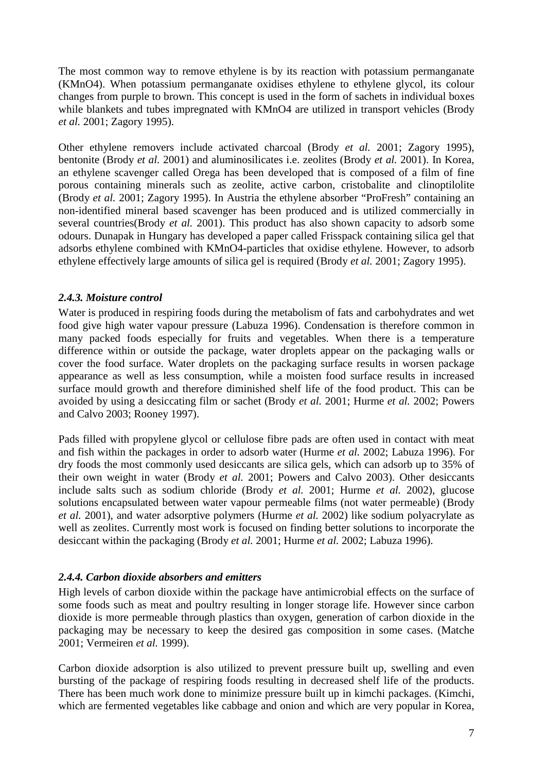The most common way to remove ethylene is by its reaction with potassium permanganate ($KMnO4$). When potassium permanganate oxidises ethylene to ethylene glycol, its colour changes from purple to brown. This concept is used in the form of sachets in individual boxes while blankets and tubes impregnated with $KMnO4$ are utilized in transport vehicles (Brody *et al.* 2001; Zagory 1995).

Other ethylene removers include activated charcoal (Brody *et al.* 2001; Zagory 1995), bentonite (Brody *et al.* 2001) and aluminosilicates i.e. zeolites (Brody *et al.* 2001). In Korea, an ethylene scavenger called Orega has been developed that is composed of a film of fine porous containing minerals such as zeolite, active carbon, cristobalite and clinoptilolite (Brody *et al.* 2001; Zagory 1995). In Austria the ethylene absorber "ProFresh" containing an non-identified mineral based scavenger has been produced and is utilized commercially in several countries(Brody *et al.* 2001). This product has also shown capacity to adsorb some odours. Dunapak in Hungary has developed a paper called Frisspack containing silica gel that adsorbs ethylene combined with KMnO4-particles that oxidise ethylene. However, to adsorb ethylene effectively large amounts of silica gel is required (Brody *et al.* 2001; Zagory 1995).

### *2.4.3. Moisture control*

Water is produced in respiring foods during the metabolism of fats and carbohydrates and wet food give high water vapour pressure (Labuza 1996). Condensation is therefore common in many packed foods especially for fruits and vegetables. When there is a temperature difference within or outside the package, water droplets appear on the packaging walls or cover the food surface. Water droplets on the packaging surface results in worsen package appearance as well as less consumption, while a moisten food surface results in increased surface mould growth and therefore diminished shelf life of the food product. This can be avoided by using a desiccating film or sachet (Brody *et al.* 2001; Hurme *et al.* 2002; Powers and Calvo 2003; Rooney 1997).

Pads filled with propylene glycol or cellulose fibre pads are often used in contact with meat and fish within the packages in order to adsorb water (Hurme *et al.* 2002; Labuza 1996). For dry foods the most commonly used desiccants are silica gels, which can adsorb up to 35% of their own weight in water (Brody *et al.* 2001; Powers and Calvo 2003). Other desiccants include salts such as sodium chloride (Brody *et al.* 2001; Hurme *et al.* 2002), glucose solutions encapsulated between water vapour permeable films (not water permeable) (Brody *et al.* 2001), and water adsorptive polymers (Hurme *et al.* 2002) like sodium polyacrylate as well as zeolites. Currently most work is focused on finding better solutions to incorporate the desiccant within the packaging (Brody *et al.* 2001; Hurme *et al.* 2002; Labuza 1996).

### *2.4.4. Carbon dioxide absorbers and emitters*

High levels of carbon dioxide within the package have antimicrobial effects on the surface of some foods such as meat and poultry resulting in longer storage life. However since carbon dioxide is more permeable through plastics than oxygen, generation of carbon dioxide in the packaging may be necessary to keep the desired gas composition in some cases. (Matche 2001; Vermeiren *et al.* 1999).

Carbon dioxide adsorption is also utilized to prevent pressure built up, swelling and even bursting of the package of respiring foods resulting in decreased shelf life of the products. There has been much work done to minimize pressure built up in kimchi packages. (Kimchi, which are fermented vegetables like cabbage and onion and which are very popular in Korea,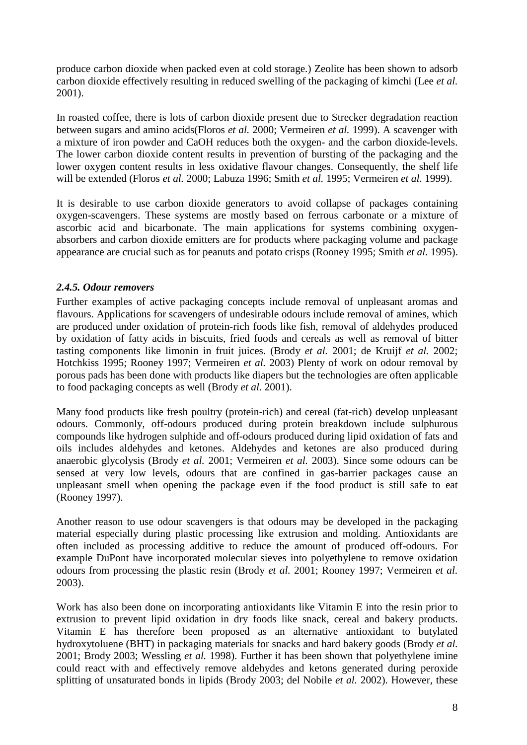produce carbon dioxide when packed even at cold storage.) Zeolite has been shown to adsorb carbon dioxide effectively resulting in reduced swelling of the packaging of kimchi (Lee *et al.* 2001).

In roasted coffee, there is lots of carbon dioxide present due to Strecker degradation reaction between sugars and amino acids(Floros *et al.* 2000; Vermeiren *et al.* 1999). A scavenger with a mixture of iron powder and CaOH reduces both the oxygen- and the carbon dioxide-levels. The lower carbon dioxide content results in prevention of bursting of the packaging and the lower oxygen content results in less oxidative flavour changes. Consequently, the shelf life will be extended (Floros *et al.* 2000; Labuza 1996; Smith *et al.* 1995; Vermeiren *et al.* 1999).

It is desirable to use carbon dioxide generators to avoid collapse of packages containing oxygen-scavengers. These systems are mostly based on ferrous carbonate or a mixture of ascorbic acid and bicarbonate. The main applications for systems combining oxygen-absorbers and carbon dioxide emitters are for products where packaging volume and package appearance are crucial such as for peanuts and potato crisps (Rooney 1995; Smith *et al.* 1995).

### *2.4.5. Odour removers*

Further examples of active packaging concepts include removal of unpleasant aromas and flavours. Applications for scavengers of undesirable odours include removal of amines, which are produced under oxidation of protein-rich foods like fish, removal of aldehydes produced by oxidation of fatty acids in biscuits, fried foods and cereals as well as removal of bitter tasting components like limonin in fruit juices. (Brody *et al.* 2001; de Kruijf *et al.* 2002; Hotchkiss 1995; Rooney 1997; Vermeiren *et al.* 2003) Plenty of work on odour removal by porous pads has been done with products like diapers but the technologies are often applicable to food packaging concepts as well (Brody *et al.* 2001).

Many food products like fresh poultry (protein-rich) and cereal (fat-rich) develop unpleasant odours. Commonly, off-odours produced during protein breakdown include sulphurous compounds like hydrogen sulphide and off-odours produced during lipid oxidation of fats and oils includes aldehydes and ketones. Aldehydes and ketones are also produced during anaerobic glycolysis (Brody *et al.* 2001; Vermeiren *et al.* 2003). Since some odours can be sensed at very low levels, odours that are confined in gas-barrier packages cause an unpleasant smell when opening the package even if the food product is still safe to eat (Rooney 1997).

Another reason to use odour scavengers is that odours may be developed in the packaging material especially during plastic processing like extrusion and molding. Antioxidants are often included as processing additive to reduce the amount of produced off-odours. For example DuPont have incorporated molecular sieves into polyethylene to remove oxidation odours from processing the plastic resin (Brody *et al.* 2001; Rooney 1997; Vermeiren *et al.* 2003).

Work has also been done on incorporating antioxidants like Vitamin E into the resin prior to extrusion to prevent lipid oxidation in dry foods like snack, cereal and bakery products. Vitamin E has therefore been proposed as an alternative antioxidant to butylated hydroxytoluene (BHT) in packaging materials for snacks and hard bakery goods (Brody *et al.* 2001; Brody 2003; Wessling *et al.* 1998). Further it has been shown that polyethylene imine could react with and effectively remove aldehydes and ketons generated during peroxide splitting of unsaturated bonds in lipids (Brody 2003; del Nobile *et al.* 2002). However, these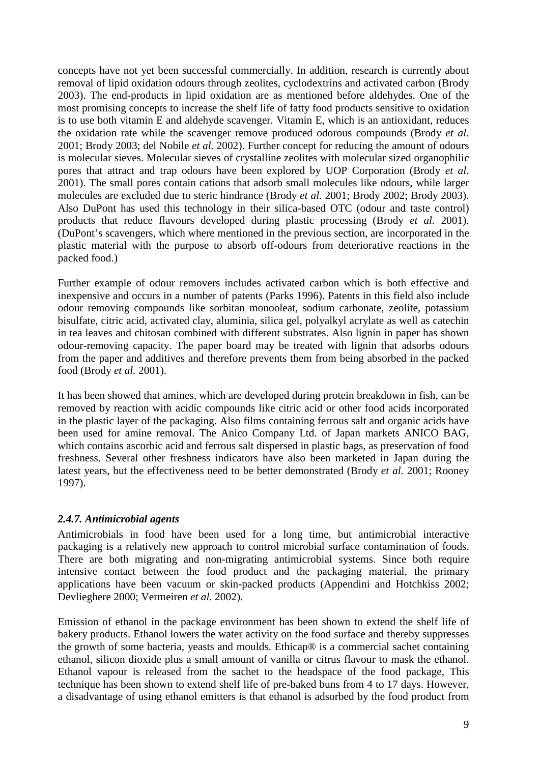concepts have not yet been successful commercially. In addition, research is currently about removal of lipid oxidation odours through zeolites, cyclodextrins and activated carbon (Brody 2003). The end-products in lipid oxidation are as mentioned before aldehydes. One of the most promising concepts to increase the shelf life of fatty food products sensitive to oxidation is to use both vitamin E and aldehyde scavenger. Vitamin E, which is an antioxidant, reduces the oxidation rate while the scavenger remove produced odorous compounds (Brody *et al.* 2001; Brody 2003; del Nobile *et al.* 2002). Further concept for reducing the amount of odours is molecular sieves. Molecular sieves of crystalline zeolites with molecular sized organophilic pores that attract and trap odours have been explored by UOP Corporation (Brody *et al.* 2001). The small pores contain cations that adsorb small molecules like odours, while larger molecules are excluded due to steric hindrance (Brody *et al.* 2001; Brody 2002; Brody 2003). Also DuPont has used this technology in their silica-based OTC (odour and taste control) products that reduce flavours developed during plastic processing (Brody *et al.* 2001). (DuPont's scavengers, which where mentioned in the previous section, are incorporated in the plastic material with the purpose to absorb off-odours from deteriorative reactions in the packed food.)

Further example of odour removers includes activated carbon which is both effective and inexpensive and occurs in a number of patents (Parks 1996). Patents in this field also include odour removing compounds like sorbitan monooleat, sodium carbonate, zeolite, potassium bisulfate, citric acid, activated clay, aluminia, silica gel, polyalkyl acrylate as well as catechin in tea leaves and chitosan combined with different substrates. Also lignin in paper has shown odour-removing capacity. The paper board may be treated with lignin that adsorbs odours from the paper and additives and therefore prevents them from being absorbed in the packed food (Brody *et al.* 2001).

It has been showed that amines, which are developed during protein breakdown in fish, can be removed by reaction with acidic compounds like citric acid or other food acids incorporated in the plastic layer of the packaging. Also films containing ferrous salt and organic acids have been used for amine removal. The Anico Company Ltd. of Japan markets ANICO BAG, which contains ascorbic acid and ferrous salt dispersed in plastic bags, as preservation of food freshness. Several other freshness indicators have also been marketed in Japan during the latest years, but the effectiveness need to be better demonstrated (Brody *et al.* 2001; Rooney 1997).

### *2.4.7. Antimicrobial agents*

Antimicrobials in food have been used for a long time, but antimicrobial interactive packaging is a relatively new approach to control microbial surface contamination of foods. There are both migrating and non-migrating antimicrobial systems. Since both require intensive contact between the food product and the packaging material, the primary applications have been vacuum or skin-packed products (Appendini and Hotchkiss 2002; Devlieghere 2000; Vermeiren *et al.* 2002).

Emission of ethanol in the package environment has been shown to extend the shelf life of bakery products. Ethanol lowers the water activity on the food surface and thereby suppresses the growth of some bacteria, yeasts and moulds. Ethicap® is a commercial sachet containing ethanol, silicon dioxide plus a small amount of vanilla or citrus flavour to mask the ethanol. Ethanol vapour is released from the sachet to the headspace of the food package, This technique has been shown to extend shelf life of pre-baked buns from 4 to 17 days. However, a disadvantage of using ethanol emitters is that ethanol is adsorbed by the food product from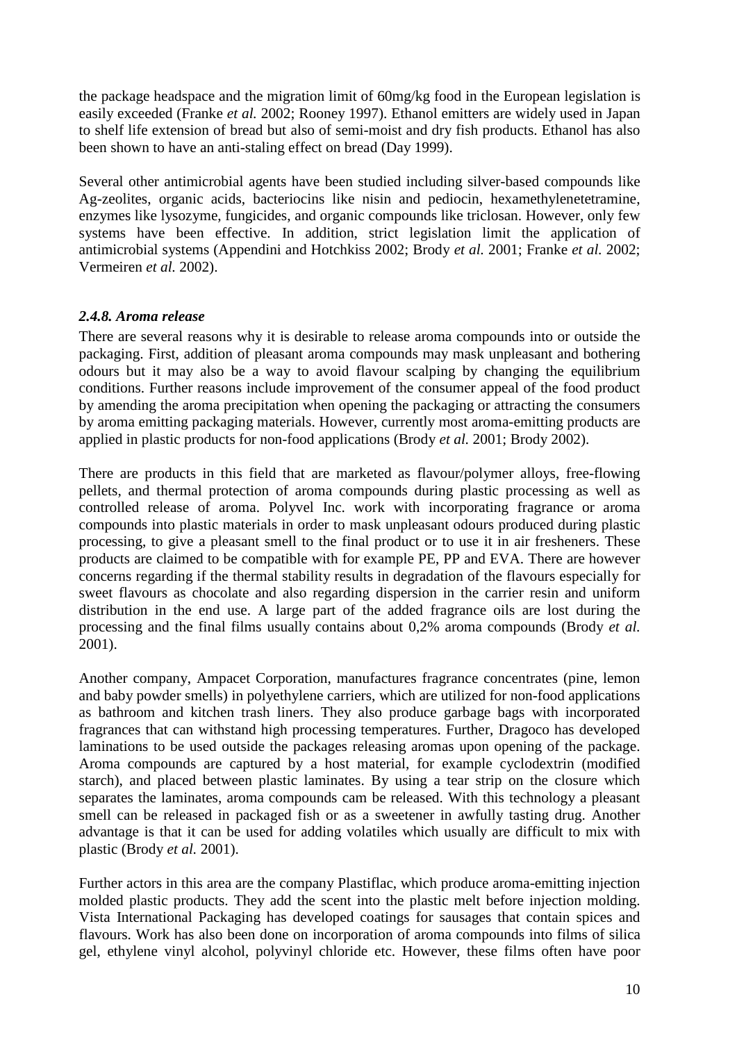the package headspace and the migration limit of 60mg/kg food in the European legislation is easily exceeded (Franke *et al.* 2002; Rooney 1997). Ethanol emitters are widely used in Japan to shelf life extension of bread but also of semi-moist and dry fish products. Ethanol has also been shown to have an anti-staling effect on bread (Day 1999).

Several other antimicrobial agents have been studied including silver-based compounds like Ag-zeolites, organic acids, bacteriocins like nisin and pediocin, hexamethylenetetramine, enzymes like lysozyme, fungicides, and organic compounds like triclosan. However, only few systems have been effective. In addition, strict legislation limit the application of antimicrobial systems (Appendini and Hotchkiss 2002; Brody *et al.* 2001; Franke *et al.* 2002; Vermeiren *et al.* 2002).

### *2.4.8. Aroma release*

There are several reasons why it is desirable to release aroma compounds into or outside the packaging. First, addition of pleasant aroma compounds may mask unpleasant and bothering odours but it may also be a way to avoid flavour scalping by changing the equilibrium conditions. Further reasons include improvement of the consumer appeal of the food product by amending the aroma precipitation when opening the packaging or attracting the consumers by aroma emitting packaging materials. However, currently most aroma-emitting products are applied in plastic products for non-food applications (Brody *et al.* 2001; Brody 2002).

There are products in this field that are marketed as flavour/polymer alloys, free-flowing pellets, and thermal protection of aroma compounds during plastic processing as well as controlled release of aroma. Polyvel Inc. work with incorporating fragrance or aroma compounds into plastic materials in order to mask unpleasant odours produced during plastic processing, to give a pleasant smell to the final product or to use it in air fresheners. These products are claimed to be compatible with for example PE, PP and EVA. There are however concerns regarding if the thermal stability results in degradation of the flavours especially for sweet flavours as chocolate and also regarding dispersion in the carrier resin and uniform distribution in the end use. A large part of the added fragrance oils are lost during the processing and the final films usually contains about 0,2% aroma compounds (Brody *et al.* 2001).

Another company, Ampacet Corporation, manufactures fragrance concentrates (pine, lemon and baby powder smells) in polyethylene carriers, which are utilized for non-food applications as bathroom and kitchen trash liners. They also produce garbage bags with incorporated fragrances that can withstand high processing temperatures. Further, Dragoco has developed laminations to be used outside the packages releasing aromas upon opening of the package. Aroma compounds are captured by a host material, for example cyclodextrin (modified starch), and placed between plastic laminates. By using a tear strip on the closure which separates the laminates, aroma compounds cam be released. With this technology a pleasant smell can be released in packaged fish or as a sweetener in awfully tasting drug. Another advantage is that it can be used for adding volatiles which usually are difficult to mix with plastic (Brody *et al.* 2001).

Further actors in this area are the company Plastiflac, which produce aroma-emitting injection molded plastic products. They add the scent into the plastic melt before injection molding. Vista International Packaging has developed coatings for sausages that contain spices and flavours. Work has also been done on incorporation of aroma compounds into films of silica gel, ethylene vinyl alcohol, polyvinyl chloride etc. However, these films often have poor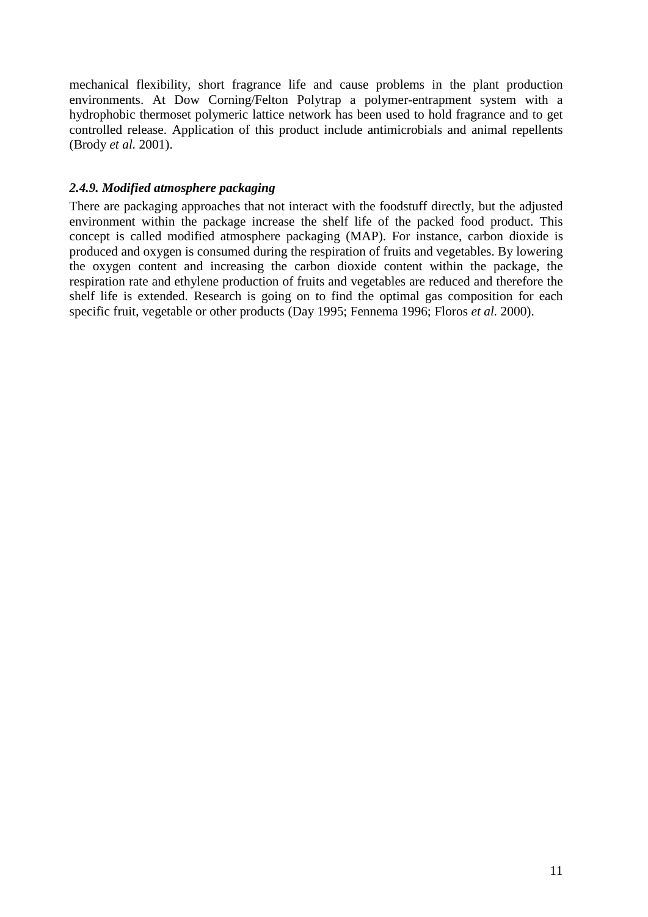mechanical flexibility, short fragrance life and cause problems in the plant production environments. At Dow Corning/Felton Polytrap a polymer-entrapment system with a hydrophobic thermoset polymeric lattice network has been used to hold fragrance and to get controlled release. Application of this product include antimicrobials and animal repellents (Brody *et al.* 2001).

### *2.4.9. Modified atmosphere packaging*

There are packaging approaches that not interact with the foodstuff directly, but the adjusted environment within the package increase the shelf life of the packed food product. This concept is called modified atmosphere packaging (MAP). For instance, carbon dioxide is produced and oxygen is consumed during the respiration of fruits and vegetables. By lowering the oxygen content and increasing the carbon dioxide content within the package, the respiration rate and ethylene production of fruits and vegetables are reduced and therefore the shelf life is extended. Research is going on to find the optimal gas composition for each specific fruit, vegetable or other products (Day 1995; Fennema 1996; Floros *et al.* 2000).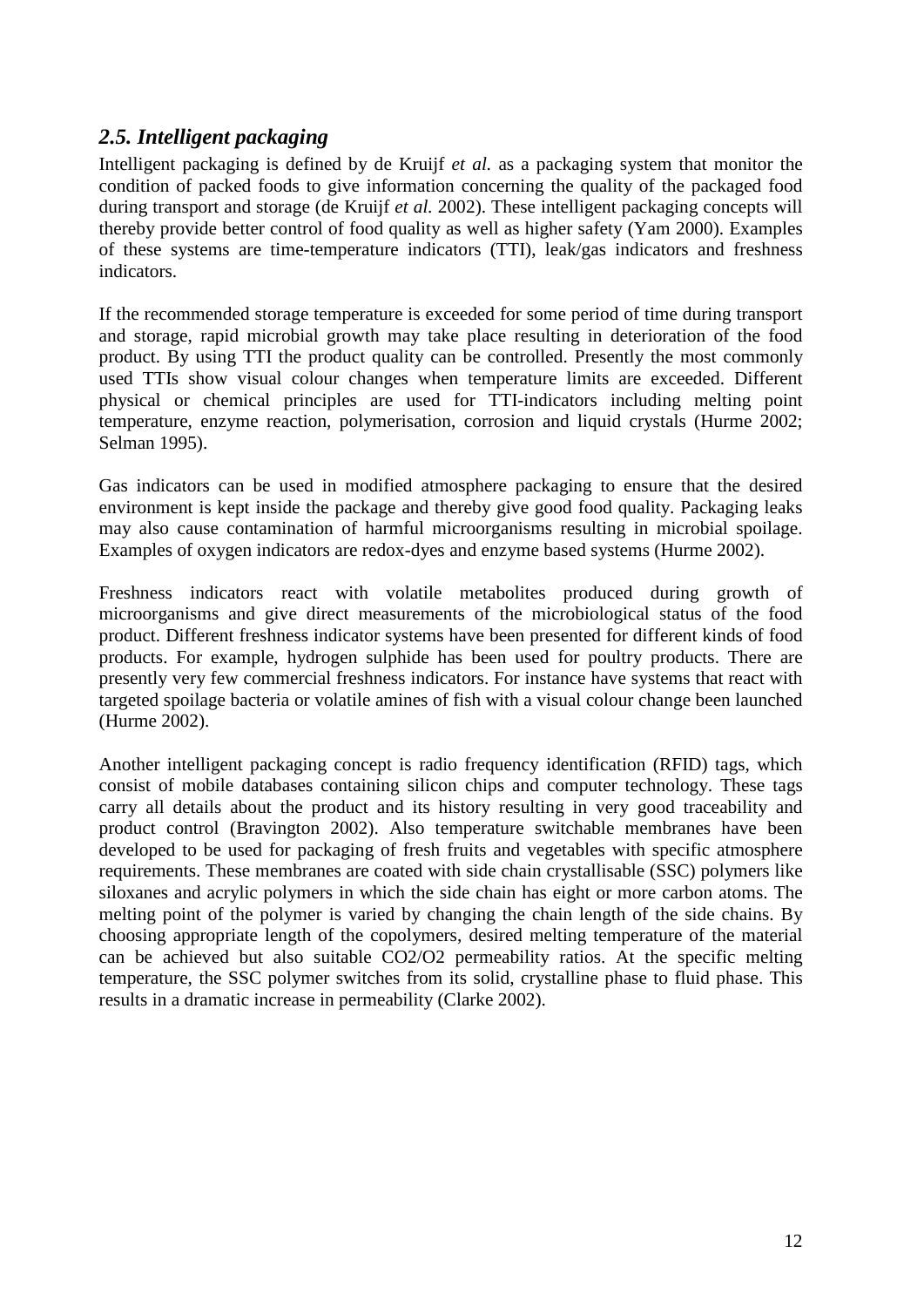## *2.5. Intelligent packaging*

Intelligent packaging is defined by de Kruijf *et al.* as a packaging system that monitor the condition of packed foods to give information concerning the quality of the packaged food during transport and storage (de Kruijf *et al.* 2002). These intelligent packaging concepts will thereby provide better control of food quality as well as higher safety (Yam 2000). Examples of these systems are time-temperature indicators (TTI), leak/gas indicators and freshness indicators.

If the recommended storage temperature is exceeded for some period of time during transport and storage, rapid microbial growth may take place resulting in deterioration of the food product. By using TTI the product quality can be controlled. Presently the most commonly used TTIs show visual colour changes when temperature limits are exceeded. Different physical or chemical principles are used for TTI-indicators including melting point temperature, enzyme reaction, polymerisation, corrosion and liquid crystals (Hurme 2002; Selman 1995).

Gas indicators can be used in modified atmosphere packaging to ensure that the desired environment is kept inside the package and thereby give good food quality. Packaging leaks may also cause contamination of harmful microorganisms resulting in microbial spoilage. Examples of oxygen indicators are redox-dyes and enzyme based systems (Hurme 2002).

Freshness indicators react with volatile metabolites produced during growth of microorganisms and give direct measurements of the microbiological status of the food product. Different freshness indicator systems have been presented for different kinds of food products. For example, hydrogen sulphide has been used for poultry products. There are presently very few commercial freshness indicators. For instance have systems that react with targeted spoilage bacteria or volatile amines of fish with a visual colour change been launched (Hurme 2002).

Another intelligent packaging concept is radio frequency identification (RFID) tags, which consist of mobile databases containing silicon chips and computer technology. These tags carry all details about the product and its history resulting in very good traceability and product control (Bravington 2002). Also temperature switchable membranes have been developed to be used for packaging of fresh fruits and vegetables with specific atmosphere requirements. These membranes are coated with side chain crystallisable (SSC) polymers like siloxanes and acrylic polymers in which the side chain has eight or more carbon atoms. The melting point of the polymer is varied by changing the chain length of the side chains. By choosing appropriate length of the copolymers, desired melting temperature of the material can be achieved but also suitable $CO_2/O_2$ permeability ratios. At the specific melting temperature, the SSC polymer switches from its solid, crystalline phase to fluid phase. This results in a dramatic increase in permeability (Clarke 2002).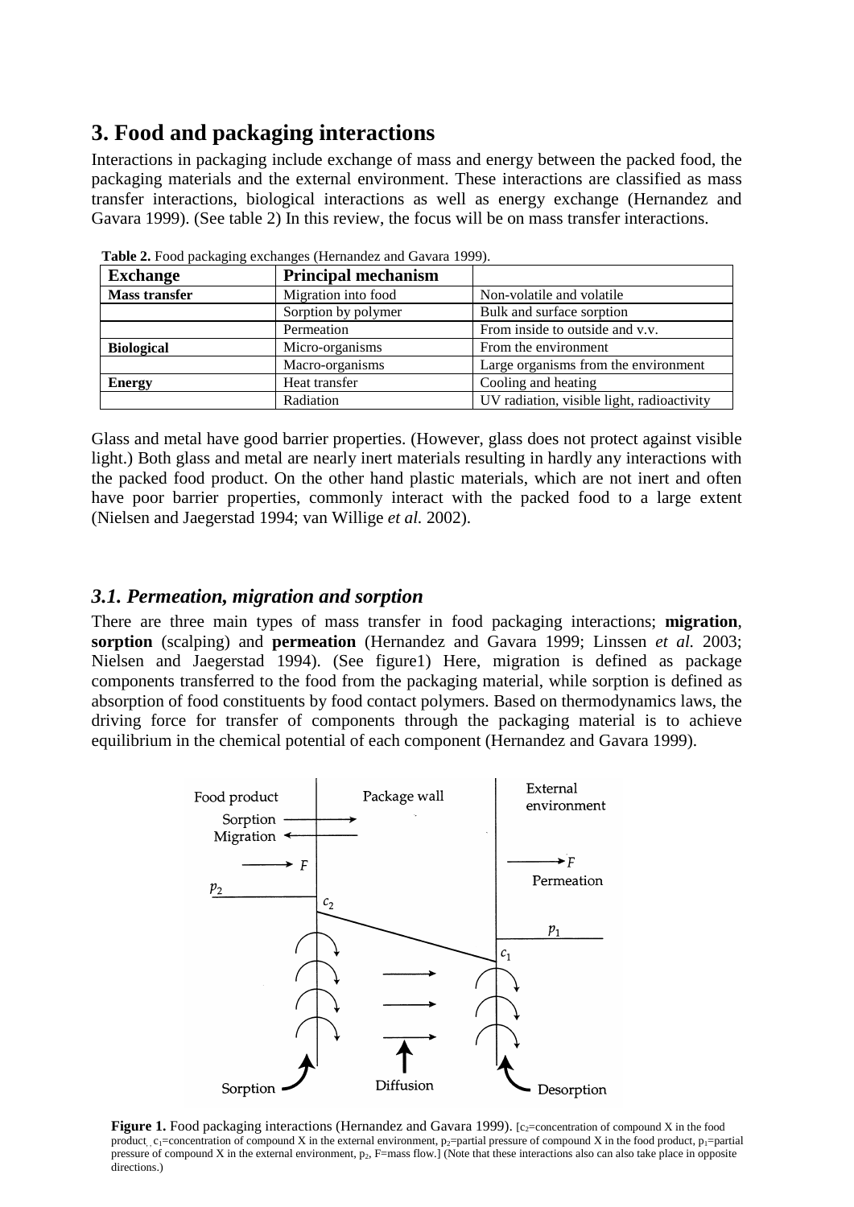## 3. Food and packaging interactions

Interactions in packaging include exchange of mass and energy between the packed food, the packaging materials and the external environment. These interactions are classified as mass transfer interactions, biological interactions as well as energy exchange (Hernandez and Gavara 1999). (See table 2) In this review, the focus will be on mass transfer interactions.

**Table 2.** Food packaging exchanges (Hernandez and Gavara 1999).

| Exchange | Principal mechanism | |
|---|---|---|
| **Mass transfer** | Migration into food | Non-volatile and volatile |
| | Sorption by polymer | Bulk and surface sorption |
| | Permeation | From inside to outside and v.v. |
| **Biological** | Micro-organisms | From the environment |
| | Macro-organisms | Large organisms from the environment |
| **Energy** | Heat transfer | Cooling and heating |
| | Radiation | UV radiation, visible light, radioactivity |

Glass and metal have good barrier properties. (However, glass does not protect against visible light.) Both glass and metal are nearly inert materials resulting in hardly any interactions with the packed food product. On the other hand plastic materials, which are not inert and often have poor barrier properties, commonly interact with the packed food to a large extent (Nielsen and Jaegerstad 1994; van Willige *et al.* 2002).

### *3.1. Permeation, migration and sorption*

There are three main types of mass transfer in food packaging interactions; **migration**, **sorption** (scalping) and **permeation** (Hernandez and Gavara 1999; Linssen *et al.* 2003; Nielsen and Jaegerstad 1994). (See figure1) Here, migration is defined as package components transferred to the food from the packaging material, while sorption is defined as absorption of food constituents by food contact polymers. Based on thermodynamics laws, the driving force for transfer of components through the packaging material is to achieve equilibrium in the chemical potential of each component (Hernandez and Gavara 1999).

**Figure 1.** Food packaging interactions (Hernandez and Gavara 1999). [$c_2$=concentration of compound X in the food product, $c_1$=concentration of compound X in the external environment, $p_2$=partial pressure of compound X in the food product, $p_1$=partial pressure of compound X in the external environment, $p_2$, F=mass flow.] (Note that these interactions also can also take place in opposite directions.)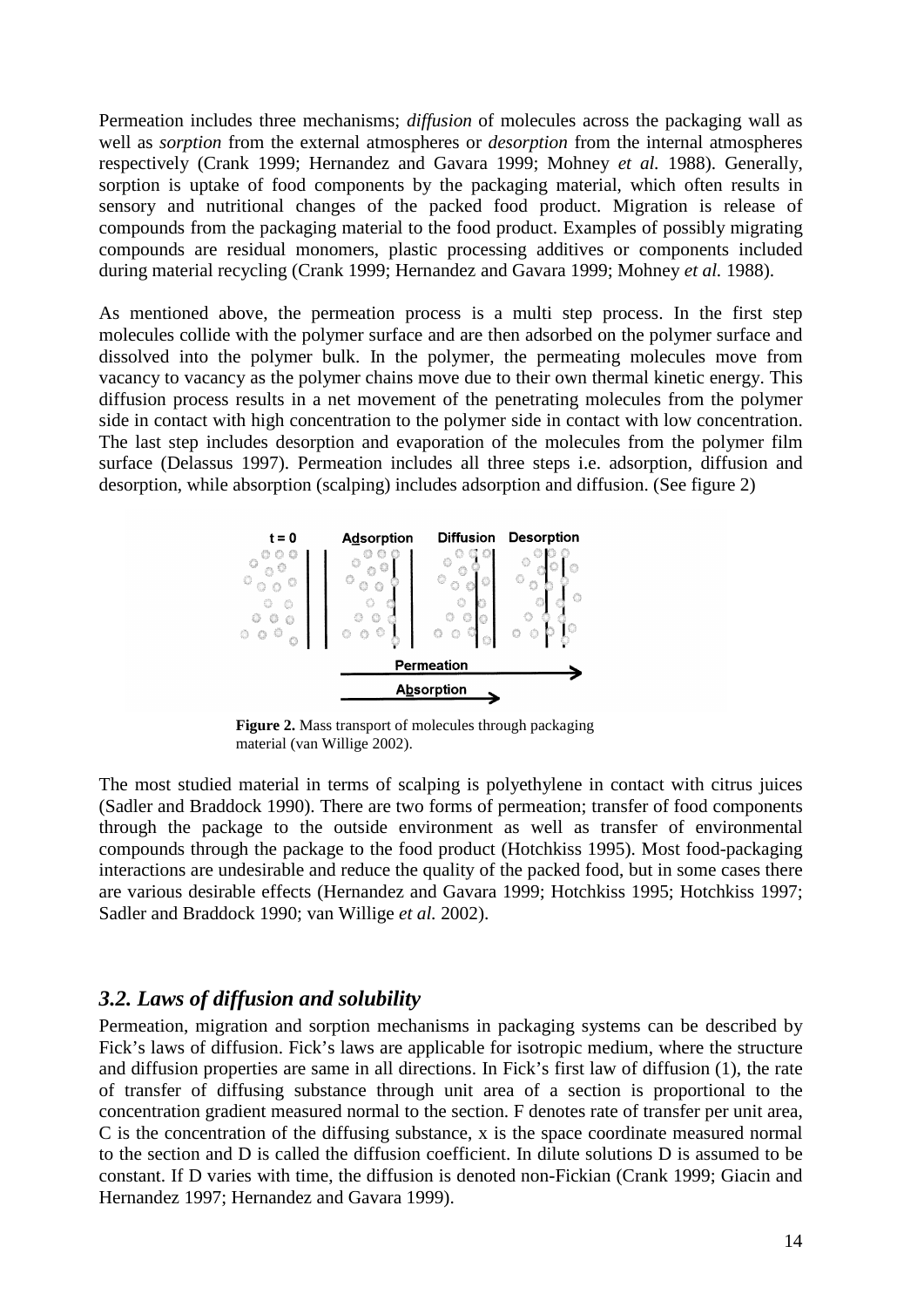Permeation includes three mechanisms; *diffusion* of molecules across the packaging wall as well as *sorption* from the external atmospheres or *desorption* from the internal atmospheres respectively (Crank 1999; Hernandez and Gavara 1999; Mohney *et al.* 1988). Generally, sorption is uptake of food components by the packaging material, which often results in sensory and nutritional changes of the packed food product. Migration is release of compounds from the packaging material to the food product. Examples of possibly migrating compounds are residual monomers, plastic processing additives or components included during material recycling (Crank 1999; Hernandez and Gavara 1999; Mohney *et al.* 1988).

As mentioned above, the permeation process is a multi step process. In the first step molecules collide with the polymer surface and are then adsorbed on the polymer surface and dissolved into the polymer bulk. In the polymer, the permeating molecules move from vacancy to vacancy as the polymer chains move due to their own thermal kinetic energy. This diffusion process results in a net movement of the penetrating molecules from the polymer side in contact with high concentration to the polymer side in contact with low concentration. The last step includes desorption and evaporation of the molecules from the polymer film surface (Delassus 1997). Permeation includes all three steps i.e. adsorption, diffusion and desorption, while absorption (scalping) includes adsorption and diffusion. (See figure 2)

**Figure 2.** Mass transport of molecules through packaging material (van Willige 2002).

The most studied material in terms of scalping is polyethylene in contact with citrus juices (Sadler and Braddock 1990). There are two forms of permeation; transfer of food components through the package to the outside environment as well as transfer of environmental compounds through the package to the food product (Hotchkiss 1995). Most food-packaging interactions are undesirable and reduce the quality of the packed food, but in some cases there are various desirable effects (Hernandez and Gavara 1999; Hotchkiss 1995; Hotchkiss 1997; Sadler and Braddock 1990; van Willige *et al.* 2002).

### *3.2. Laws of diffusion and solubility*

Permeation, migration and sorption mechanisms in packaging systems can be described by Fick's laws of diffusion. Fick's laws are applicable for isotropic medium, where the structure and diffusion properties are same in all directions. In Fick's first law of diffusion (1), the rate of transfer of diffusing substance through unit area of a section is proportional to the concentration gradient measured normal to the section. F denotes rate of transfer per unit area, C is the concentration of the diffusing substance, x is the space coordinate measured normal to the section and D is called the diffusion coefficient. In dilute solutions D is assumed to be constant. If D varies with time, the diffusion is denoted non-Fickian (Crank 1999; Giacin and Hernandez 1997; Hernandez and Gavara 1999).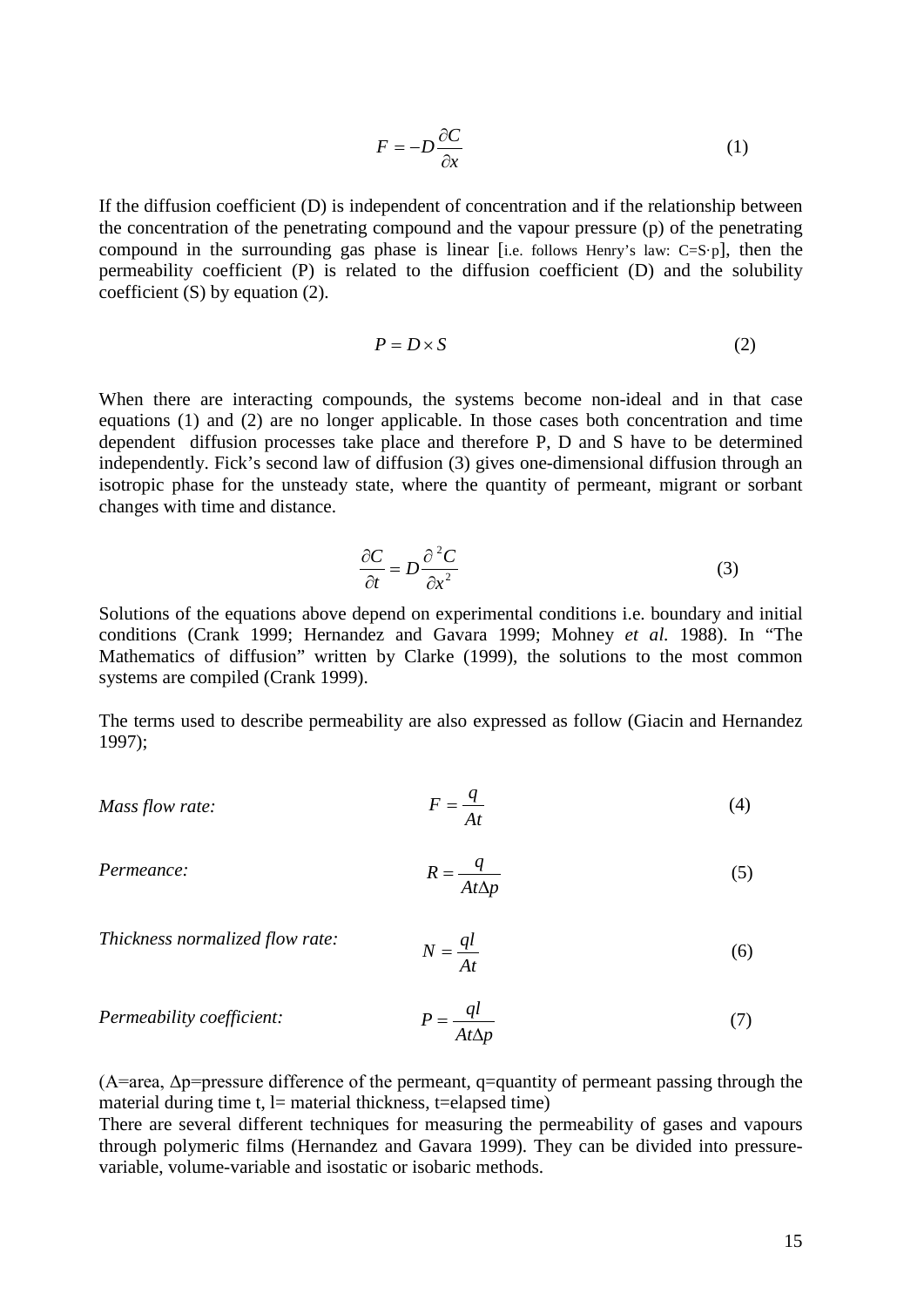$$F = -D\frac{\partial C}{\partial x} \tag{1}$$

If the diffusion coefficient (D) is independent of concentration and if the relationship between the concentration of the penetrating compound and the vapour pressure (p) of the penetrating compound in the surrounding gas phase is linear [i.e. follows Henry's law: $C=S \cdot p$], then the permeability coefficient (P) is related to the diffusion coefficient (D) and the solubility coefficient (S) by equation (2).

$$P = D \times S \tag{2}$$

When there are interacting compounds, the systems become non-ideal and in that case equations (1) and (2) are no longer applicable. In those cases both concentration and time dependent diffusion processes take place and therefore P, D and S have to be determined independently. Fick's second law of diffusion (3) gives one-dimensional diffusion through an isotropic phase for the unsteady state, where the quantity of permeant, migrant or sorbant changes with time and distance.

$$\frac{\partial C}{\partial t} = D\frac{\partial^2 C}{\partial x^2} \tag{3}$$

Solutions of the equations above depend on experimental conditions i.e. boundary and initial conditions (Crank 1999; Hernandez and Gavara 1999; Mohney *et al.* 1988). In "The Mathematics of diffusion" written by Clarke (1999), the solutions to the most common systems are compiled (Crank 1999).

The terms used to describe permeability are also expressed as follow (Giacin and Hernandez 1997);

*Mass flow rate:*
$$F = \frac{q}{At} \tag{4}$$

*Permeance:*
$$R = \frac{q}{At\Delta p} \tag{5}$$

*Thickness normalized flow rate:*
$$N = \frac{ql}{At} \tag{6}$$

*Permeability coefficient:*
$$P = \frac{ql}{At\Delta p} \tag{7}$$

(A=area, $\Delta p$=pressure difference of the permeant, q=quantity of permeant passing through the material during time t, l= material thickness, t=elapsed time)

There are several different techniques for measuring the permeability of gases and vapours through polymeric films (Hernandez and Gavara 1999). They can be divided into pressure-variable, volume-variable and isostatic or isobaric methods.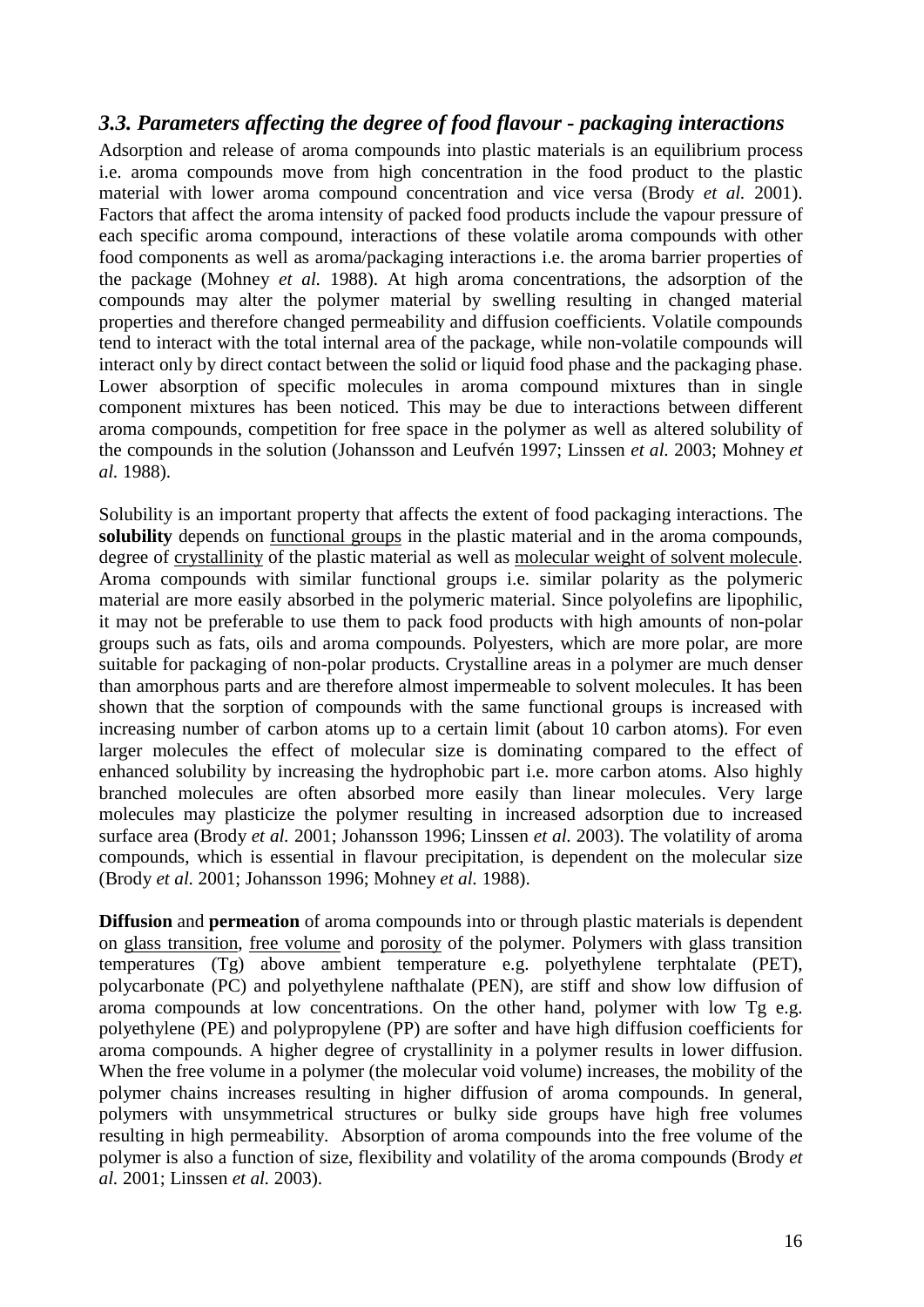### *3.3. Parameters affecting the degree of food flavour - packaging interactions*

Adsorption and release of aroma compounds into plastic materials is an equilibrium process i.e. aroma compounds move from high concentration in the food product to the plastic material with lower aroma compound concentration and vice versa (Brody *et al.* 2001). Factors that affect the aroma intensity of packed food products include the vapour pressure of each specific aroma compound, interactions of these volatile aroma compounds with other food components as well as aroma/packaging interactions i.e. the aroma barrier properties of the package (Mohney *et al.* 1988). At high aroma concentrations, the adsorption of the compounds may alter the polymer material by swelling resulting in changed material properties and therefore changed permeability and diffusion coefficients. Volatile compounds tend to interact with the total internal area of the package, while non-volatile compounds will interact only by direct contact between the solid or liquid food phase and the packaging phase. Lower absorption of specific molecules in aroma compound mixtures than in single component mixtures has been noticed. This may be due to interactions between different aroma compounds, competition for free space in the polymer as well as altered solubility of the compounds in the solution (Johansson and Leufvén 1997; Linssen *et al.* 2003; Mohney *et al.* 1988).

Solubility is an important property that affects the extent of food packaging interactions. The **solubility** depends on <u>functional groups</u> in the plastic material and in the aroma compounds, degree of <u>crystallinity</u> of the plastic material as well as <u>molecular weight of solvent molecule</u>. Aroma compounds with similar functional groups i.e. similar polarity as the polymeric material are more easily absorbed in the polymeric material. Since polyolefins are lipophilic, it may not be preferable to use them to pack food products with high amounts of non-polar groups such as fats, oils and aroma compounds. Polyesters, which are more polar, are more suitable for packaging of non-polar products. Crystalline areas in a polymer are much denser than amorphous parts and are therefore almost impermeable to solvent molecules. It has been shown that the sorption of compounds with the same functional groups is increased with increasing number of carbon atoms up to a certain limit (about 10 carbon atoms). For even larger molecules the effect of molecular size is dominating compared to the effect of enhanced solubility by increasing the hydrophobic part i.e. more carbon atoms. Also highly branched molecules are often absorbed more easily than linear molecules. Very large molecules may plasticize the polymer resulting in increased adsorption due to increased surface area (Brody *et al.* 2001; Johansson 1996; Linssen *et al.* 2003). The volatility of aroma compounds, which is essential in flavour precipitation, is dependent on the molecular size (Brody *et al.* 2001; Johansson 1996; Mohney *et al.* 1988).

**Diffusion** and **permeation** of aroma compounds into or through plastic materials is dependent on <u>glass transition</u>, <u>free volume</u> and <u>porosity</u> of the polymer. Polymers with glass transition temperatures (Tg) above ambient temperature e.g. polyethylene terphtalate (PET), polycarbonate (PC) and polyethylene nafthalate (PEN), are stiff and show low diffusion of aroma compounds at low concentrations. On the other hand, polymer with low Tg e.g. polyethylene (PE) and polypropylene (PP) are softer and have high diffusion coefficients for aroma compounds. A higher degree of crystallinity in a polymer results in lower diffusion. When the free volume in a polymer (the molecular void volume) increases, the mobility of the polymer chains increases resulting in higher diffusion of aroma compounds. In general, polymers with unsymmetrical structures or bulky side groups have high free volumes resulting in high permeability. Absorption of aroma compounds into the free volume of the polymer is also a function of size, flexibility and volatility of the aroma compounds (Brody *et al.* 2001; Linssen *et al.* 2003).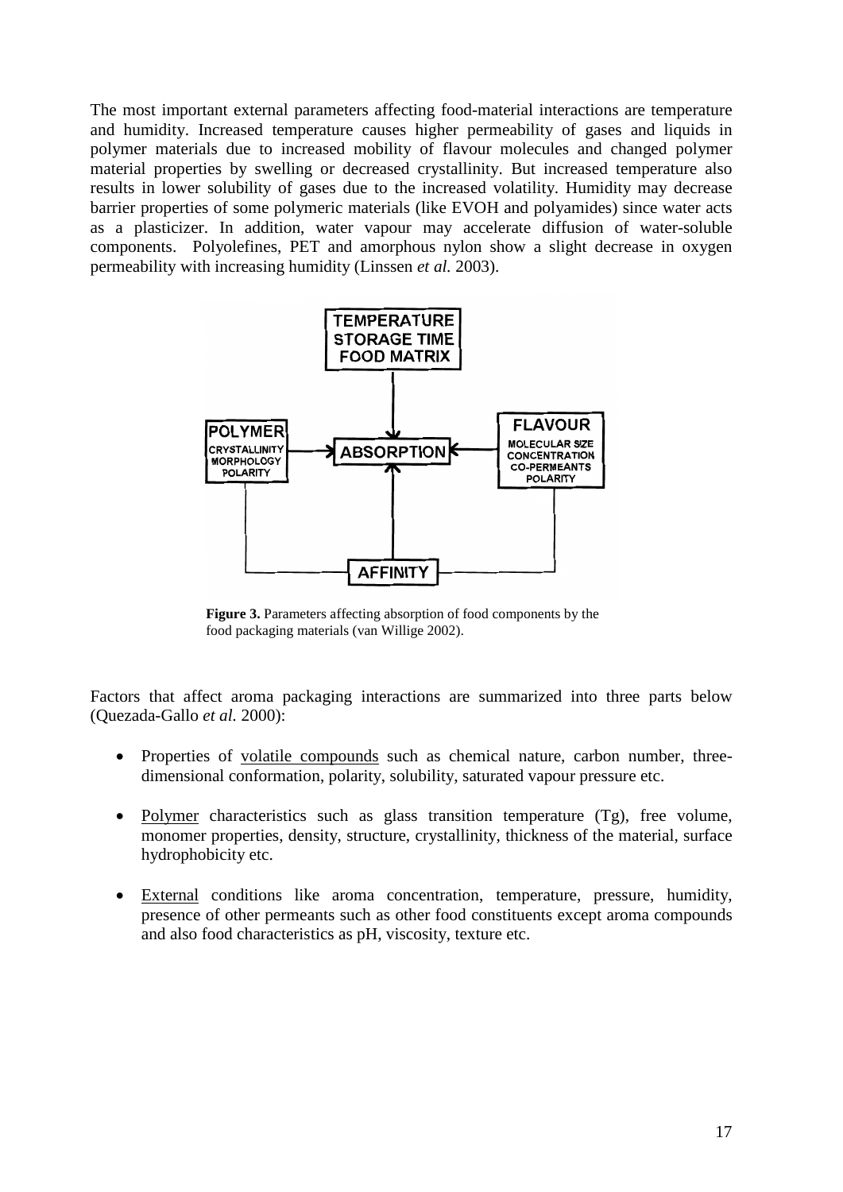The most important external parameters affecting food-material interactions are temperature and humidity. Increased temperature causes higher permeability of gases and liquids in polymer materials due to increased mobility of flavour molecules and changed polymer material properties by swelling or decreased crystallinity. But increased temperature also results in lower solubility of gases due to the increased volatility. Humidity may decrease barrier properties of some polymeric materials (like EVOH and polyamides) since water acts as a plasticizer. In addition, water vapour may accelerate diffusion of water-soluble components. Polyolefines, PET and amorphous nylon show a slight decrease in oxygen permeability with increasing humidity (Linssen *et al.* 2003).

**Figure 3.** Parameters affecting absorption of food components by the food packaging materials (van Willige 2002).

Factors that affect aroma packaging interactions are summarized into three parts below (Quezada-Gallo *et al.* 2000):

- Properties of volatile compounds such as chemical nature, carbon number, three-dimensional conformation, polarity, solubility, saturated vapour pressure etc.
- Polymer characteristics such as glass transition temperature (Tg), free volume, monomer properties, density, structure, crystallinity, thickness of the material, surface hydrophobicity etc.
- External conditions like aroma concentration, temperature, pressure, humidity, presence of other permeants such as other food constituents except aroma compounds and also food characteristics as pH, viscosity, texture etc.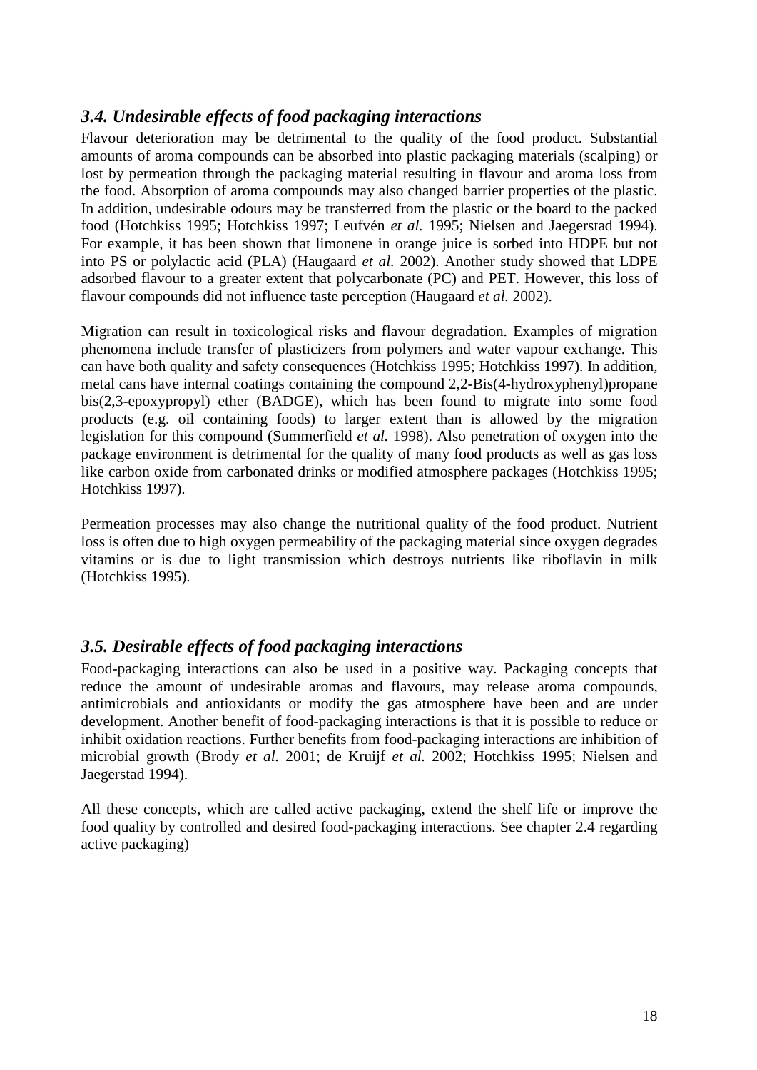### *3.4. Undesirable effects of food packaging interactions*

Flavour deterioration may be detrimental to the quality of the food product. Substantial amounts of aroma compounds can be absorbed into plastic packaging materials (scalping) or lost by permeation through the packaging material resulting in flavour and aroma loss from the food. Absorption of aroma compounds may also changed barrier properties of the plastic. In addition, undesirable odours may be transferred from the plastic or the board to the packed food (Hotchkiss 1995; Hotchkiss 1997; Leufvén *et al.* 1995; Nielsen and Jaegerstad 1994). For example, it has been shown that limonene in orange juice is sorbed into HDPE but not into PS or polylactic acid (PLA) (Haugaard *et al.* 2002). Another study showed that LDPE adsorbed flavour to a greater extent that polycarbonate (PC) and PET. However, this loss of flavour compounds did not influence taste perception (Haugaard *et al.* 2002).

Migration can result in toxicological risks and flavour degradation. Examples of migration phenomena include transfer of plasticizers from polymers and water vapour exchange. This can have both quality and safety consequences (Hotchkiss 1995; Hotchkiss 1997). In addition, metal cans have internal coatings containing the compound 2,2-Bis(4-hydroxyphenyl)propane bis(2,3-epoxypropyl) ether (BADGE), which has been found to migrate into some food products (e.g. oil containing foods) to larger extent than is allowed by the migration legislation for this compound (Summerfield *et al.* 1998). Also penetration of oxygen into the package environment is detrimental for the quality of many food products as well as gas loss like carbon oxide from carbonated drinks or modified atmosphere packages (Hotchkiss 1995; Hotchkiss 1997).

Permeation processes may also change the nutritional quality of the food product. Nutrient loss is often due to high oxygen permeability of the packaging material since oxygen degrades vitamins or is due to light transmission which destroys nutrients like riboflavin in milk (Hotchkiss 1995).

### *3.5. Desirable effects of food packaging interactions*

Food-packaging interactions can also be used in a positive way. Packaging concepts that reduce the amount of undesirable aromas and flavours, may release aroma compounds, antimicrobials and antioxidants or modify the gas atmosphere have been and are under development. Another benefit of food-packaging interactions is that it is possible to reduce or inhibit oxidation reactions. Further benefits from food-packaging interactions are inhibition of microbial growth (Brody *et al.* 2001; de Kruijf *et al.* 2002; Hotchkiss 1995; Nielsen and Jaegerstad 1994).

All these concepts, which are called active packaging, extend the shelf life or improve the food quality by controlled and desired food-packaging interactions. See chapter 2.4 regarding active packaging)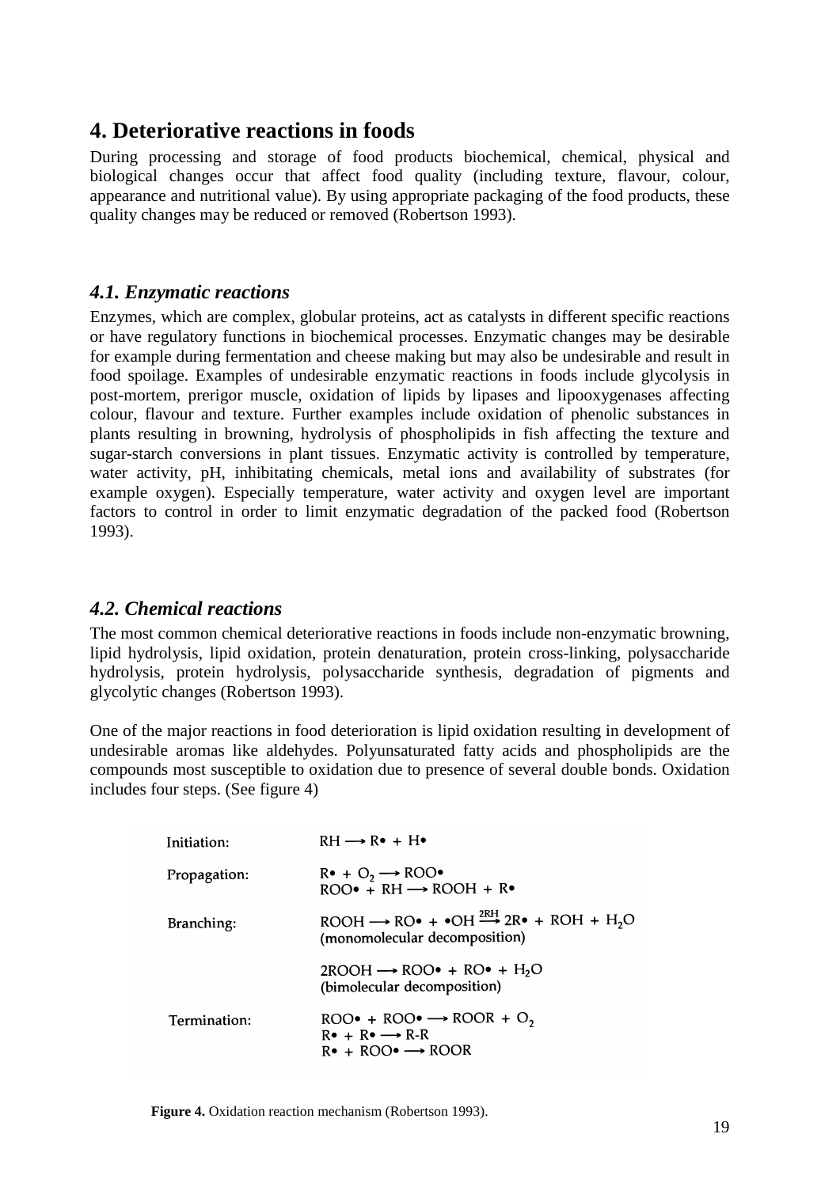## 4. Deteriorative reactions in foods

During processing and storage of food products biochemical, chemical, physical and biological changes occur that affect food quality (including texture, flavour, colour, appearance and nutritional value). By using appropriate packaging of the food products, these quality changes may be reduced or removed (Robertson 1993).

### *4.1. Enzymatic reactions*

Enzymes, which are complex, globular proteins, act as catalysts in different specific reactions or have regulatory functions in biochemical processes. Enzymatic changes may be desirable for example during fermentation and cheese making but may also be undesirable and result in food spoilage. Examples of undesirable enzymatic reactions in foods include glycolysis in post-mortem, prerigor muscle, oxidation of lipids by lipases and lipooxygenases affecting colour, flavour and texture. Further examples include oxidation of phenolic substances in plants resulting in browning, hydrolysis of phospholipids in fish affecting the texture and sugar-starch conversions in plant tissues. Enzymatic activity is controlled by temperature, water activity, pH, inhibitating chemicals, metal ions and availability of substrates (for example oxygen). Especially temperature, water activity and oxygen level are important factors to control in order to limit enzymatic degradation of the packed food (Robertson 1993).

### *4.2. Chemical reactions*

The most common chemical deteriorative reactions in foods include non-enzymatic browning, lipid hydrolysis, lipid oxidation, protein denaturation, protein cross-linking, polysaccharide hydrolysis, protein hydrolysis, polysaccharide synthesis, degradation of pigments and glycolytic changes (Robertson 1993).

One of the major reactions in food deterioration is lipid oxidation resulting in development of undesirable aromas like aldehydes. Polyunsaturated fatty acids and phospholipids are the compounds most susceptible to oxidation due to presence of several double bonds. Oxidation includes four steps. (See figure 4)

Initiation:

$$RH \longrightarrow R\bullet + H\bullet$$

Propagation:

$$R\bullet + O_2 \longrightarrow ROO\bullet$$

$$ROO\bullet + RH \longrightarrow ROOH + R\bullet$$

Branching:

$$ROOH \longrightarrow RO\bullet + \bullet OH \xrightarrow{2RH} 2R\bullet + ROH + H_2O$$

(monomolecular decomposition)

$$2ROOH \longrightarrow ROO\bullet + RO\bullet + H_2O$$

(bimolecular decomposition)

Termination:

$$ROO\bullet + ROO\bullet \longrightarrow ROOR + O_2$$

$$R\bullet + R\bullet \longrightarrow R\text{-}R$$

$$R\bullet + ROO\bullet \longrightarrow ROOR$$

**Figure 4.** Oxidation reaction mechanism (Robertson 1993).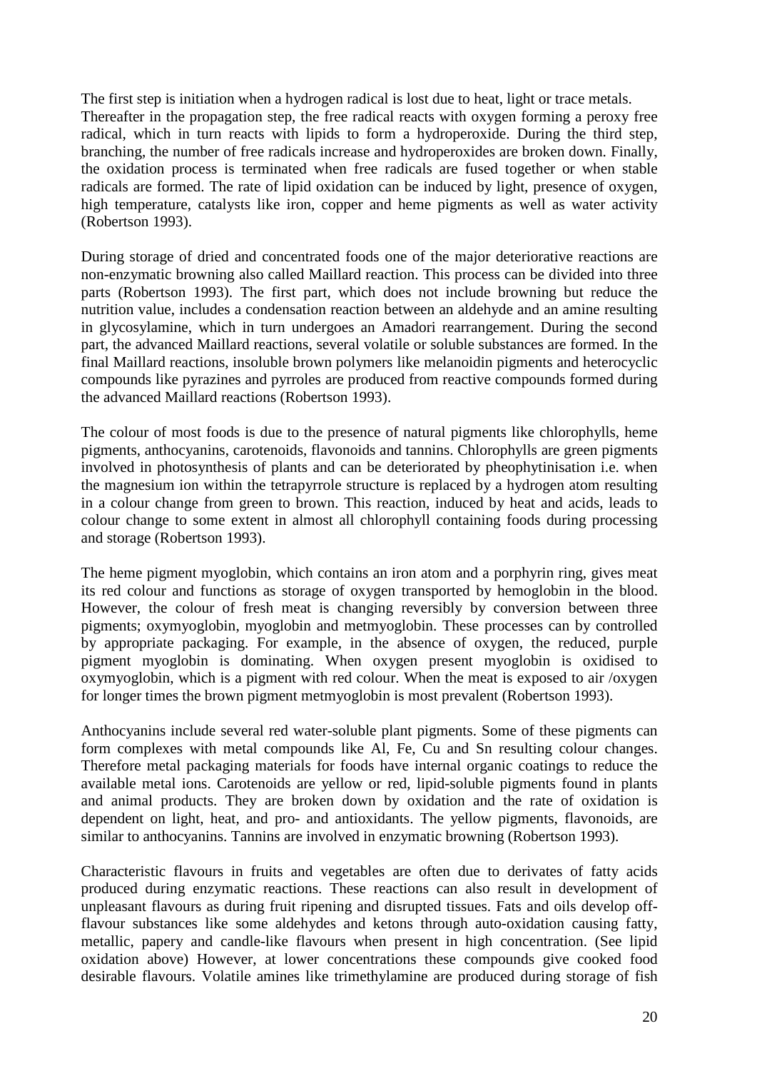The first step is initiation when a hydrogen radical is lost due to heat, light or trace metals. Thereafter in the propagation step, the free radical reacts with oxygen forming a peroxy free radical, which in turn reacts with lipids to form a hydroperoxide. During the third step, branching, the number of free radicals increase and hydroperoxides are broken down. Finally, the oxidation process is terminated when free radicals are fused together or when stable radicals are formed. The rate of lipid oxidation can be induced by light, presence of oxygen, high temperature, catalysts like iron, copper and heme pigments as well as water activity (Robertson 1993).

During storage of dried and concentrated foods one of the major deteriorative reactions are non-enzymatic browning also called Maillard reaction. This process can be divided into three parts (Robertson 1993). The first part, which does not include browning but reduce the nutrition value, includes a condensation reaction between an aldehyde and an amine resulting in glycosylamine, which in turn undergoes an Amadori rearrangement. During the second part, the advanced Maillard reactions, several volatile or soluble substances are formed. In the final Maillard reactions, insoluble brown polymers like melanoidin pigments and heterocyclic compounds like pyrazines and pyrroles are produced from reactive compounds formed during the advanced Maillard reactions (Robertson 1993).

The colour of most foods is due to the presence of natural pigments like chlorophylls, heme pigments, anthocyanins, carotenoids, flavonoids and tannins. Chlorophylls are green pigments involved in photosynthesis of plants and can be deteriorated by pheophytinisation i.e. when the magnesium ion within the tetrapyrrole structure is replaced by a hydrogen atom resulting in a colour change from green to brown. This reaction, induced by heat and acids, leads to colour change to some extent in almost all chlorophyll containing foods during processing and storage (Robertson 1993).

The heme pigment myoglobin, which contains an iron atom and a porphyrin ring, gives meat its red colour and functions as storage of oxygen transported by hemoglobin in the blood. However, the colour of fresh meat is changing reversibly by conversion between three pigments; oxymyoglobin, myoglobin and metmyoglobin. These processes can by controlled by appropriate packaging. For example, in the absence of oxygen, the reduced, purple pigment myoglobin is dominating. When oxygen present myoglobin is oxidised to oxymyoglobin, which is a pigment with red colour. When the meat is exposed to air /oxygen for longer times the brown pigment metmyoglobin is most prevalent (Robertson 1993).

Anthocyanins include several red water-soluble plant pigments. Some of these pigments can form complexes with metal compounds like Al, Fe, Cu and Sn resulting colour changes. Therefore metal packaging materials for foods have internal organic coatings to reduce the available metal ions. Carotenoids are yellow or red, lipid-soluble pigments found in plants and animal products. They are broken down by oxidation and the rate of oxidation is dependent on light, heat, and pro- and antioxidants. The yellow pigments, flavonoids, are similar to anthocyanins. Tannins are involved in enzymatic browning (Robertson 1993).

Characteristic flavours in fruits and vegetables are often due to derivates of fatty acids produced during enzymatic reactions. These reactions can also result in development of unpleasant flavours as during fruit ripening and disrupted tissues. Fats and oils develop off-flavour substances like some aldehydes and ketons through auto-oxidation causing fatty, metallic, papery and candle-like flavours when present in high concentration. (See lipid oxidation above) However, at lower concentrations these compounds give cooked food desirable flavours. Volatile amines like trimethylamine are produced during storage of fish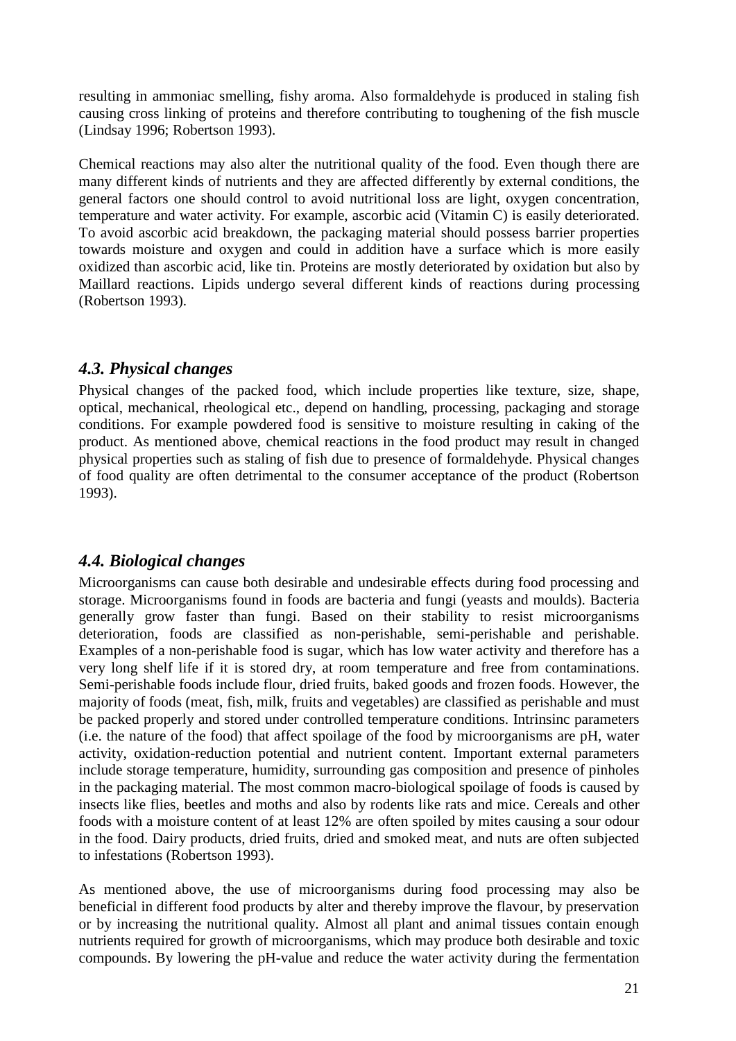resulting in ammoniac smelling, fishy aroma. Also formaldehyde is produced in staling fish causing cross linking of proteins and therefore contributing to toughening of the fish muscle (Lindsay 1996; Robertson 1993).

Chemical reactions may also alter the nutritional quality of the food. Even though there are many different kinds of nutrients and they are affected differently by external conditions, the general factors one should control to avoid nutritional loss are light, oxygen concentration, temperature and water activity. For example, ascorbic acid (Vitamin C) is easily deteriorated. To avoid ascorbic acid breakdown, the packaging material should possess barrier properties towards moisture and oxygen and could in addition have a surface which is more easily oxidized than ascorbic acid, like tin. Proteins are mostly deteriorated by oxidation but also by Maillard reactions. Lipids undergo several different kinds of reactions during processing (Robertson 1993).

## *4.3. Physical changes*

Physical changes of the packed food, which include properties like texture, size, shape, optical, mechanical, rheological etc., depend on handling, processing, packaging and storage conditions. For example powdered food is sensitive to moisture resulting in caking of the product. As mentioned above, chemical reactions in the food product may result in changed physical properties such as staling of fish due to presence of formaldehyde. Physical changes of food quality are often detrimental to the consumer acceptance of the product (Robertson 1993).

## *4.4. Biological changes*

Microorganisms can cause both desirable and undesirable effects during food processing and storage. Microorganisms found in foods are bacteria and fungi (yeasts and moulds). Bacteria generally grow faster than fungi. Based on their stability to resist microorganisms deterioration, foods are classified as non-perishable, semi-perishable and perishable. Examples of a non-perishable food is sugar, which has low water activity and therefore has a very long shelf life if it is stored dry, at room temperature and free from contaminations. Semi-perishable foods include flour, dried fruits, baked goods and frozen foods. However, the majority of foods (meat, fish, milk, fruits and vegetables) are classified as perishable and must be packed properly and stored under controlled temperature conditions. Intrinsinc parameters (i.e. the nature of the food) that affect spoilage of the food by microorganisms are pH, water activity, oxidation-reduction potential and nutrient content. Important external parameters include storage temperature, humidity, surrounding gas composition and presence of pinholes in the packaging material. The most common macro-biological spoilage of foods is caused by insects like flies, beetles and moths and also by rodents like rats and mice. Cereals and other foods with a moisture content of at least 12% are often spoiled by mites causing a sour odour in the food. Dairy products, dried fruits, dried and smoked meat, and nuts are often subjected to infestations (Robertson 1993).

As mentioned above, the use of microorganisms during food processing may also be beneficial in different food products by alter and thereby improve the flavour, by preservation or by increasing the nutritional quality. Almost all plant and animal tissues contain enough nutrients required for growth of microorganisms, which may produce both desirable and toxic compounds. By lowering the pH-value and reduce the water activity during the fermentation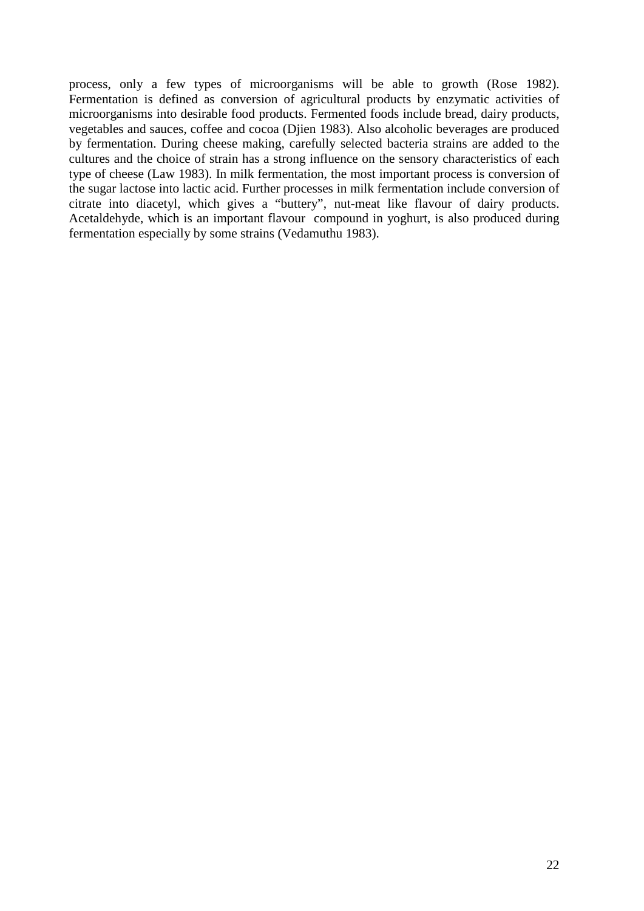process, only a few types of microorganisms will be able to growth (Rose 1982). Fermentation is defined as conversion of agricultural products by enzymatic activities of microorganisms into desirable food products. Fermented foods include bread, dairy products, vegetables and sauces, coffee and cocoa (Djien 1983). Also alcoholic beverages are produced by fermentation. During cheese making, carefully selected bacteria strains are added to the cultures and the choice of strain has a strong influence on the sensory characteristics of each type of cheese (Law 1983). In milk fermentation, the most important process is conversion of the sugar lactose into lactic acid. Further processes in milk fermentation include conversion of citrate into diacetyl, which gives a "buttery", nut-meat like flavour of dairy products. Acetaldehyde, which is an important flavour compound in yoghurt, is also produced during fermentation especially by some strains (Vedamuthu 1983).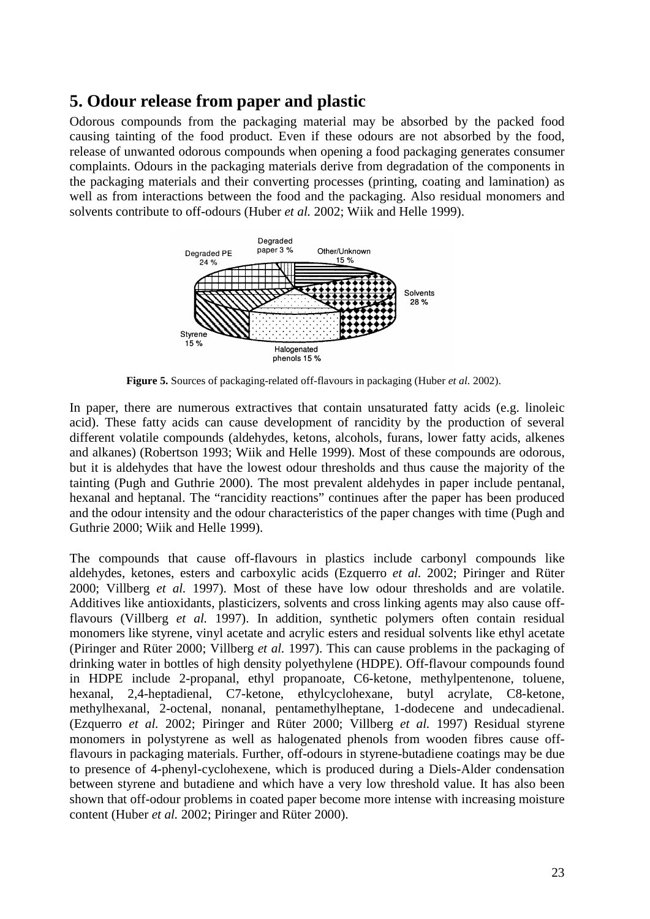## 5. Odour release from paper and plastic

Odorous compounds from the packaging material may be absorbed by the packed food causing tainting of the food product. Even if these odours are not absorbed by the food, release of unwanted odorous compounds when opening a food packaging generates consumer complaints. Odours in the packaging materials derive from degradation of the components in the packaging materials and their converting processes (printing, coating and lamination) as well as from interactions between the food and the packaging. Also residual monomers and solvents contribute to off-odours (Huber *et al.* 2002; Wiik and Helle 1999).

**Figure 5.** Sources of packaging-related off-flavours in packaging (Huber *et al.* 2002).

In paper, there are numerous extractives that contain unsaturated fatty acids (e.g. linoleic acid). These fatty acids can cause development of rancidity by the production of several different volatile compounds (aldehydes, ketons, alcohols, furans, lower fatty acids, alkenes and alkanes) (Robertson 1993; Wiik and Helle 1999). Most of these compounds are odorous, but it is aldehydes that have the lowest odour thresholds and thus cause the majority of the tainting (Pugh and Guthrie 2000). The most prevalent aldehydes in paper include pentanal, hexanal and heptanal. The "rancidity reactions" continues after the paper has been produced and the odour intensity and the odour characteristics of the paper changes with time (Pugh and Guthrie 2000; Wiik and Helle 1999).

The compounds that cause off-flavours in plastics include carbonyl compounds like aldehydes, ketones, esters and carboxylic acids (Ezquerro *et al.* 2002; Piringer and Rüter 2000; Villberg *et al.* 1997). Most of these have low odour thresholds and are volatile. Additives like antioxidants, plasticizers, solvents and cross linking agents may also cause off-flavours (Villberg *et al.* 1997). In addition, synthetic polymers often contain residual monomers like styrene, vinyl acetate and acrylic esters and residual solvents like ethyl acetate (Piringer and Rüter 2000; Villberg *et al.* 1997). This can cause problems in the packaging of drinking water in bottles of high density polyethylene (HDPE). Off-flavour compounds found in HDPE include 2-propanal, ethyl propanoate, C6-ketone, methylpentenone, toluene, hexanal, 2,4-heptadienal, C7-ketone, ethylcyclohexane, butyl acrylate, C8-ketone, methylhexanal, 2-octenal, nonanal, pentamethylheptane, 1-dodecene and undecadienal. (Ezquerro *et al.* 2002; Piringer and Rüter 2000; Villberg *et al.* 1997) Residual styrene monomers in polystyrene as well as halogenated phenols from wooden fibres cause off-flavours in packaging materials. Further, off-odours in styrene-butadiene coatings may be due to presence of 4-phenyl-cyclohexene, which is produced during a Diels-Alder condensation between styrene and butadiene and which have a very low threshold value. It has also been shown that off-odour problems in coated paper become more intense with increasing moisture content (Huber *et al.* 2002; Piringer and Rüter 2000).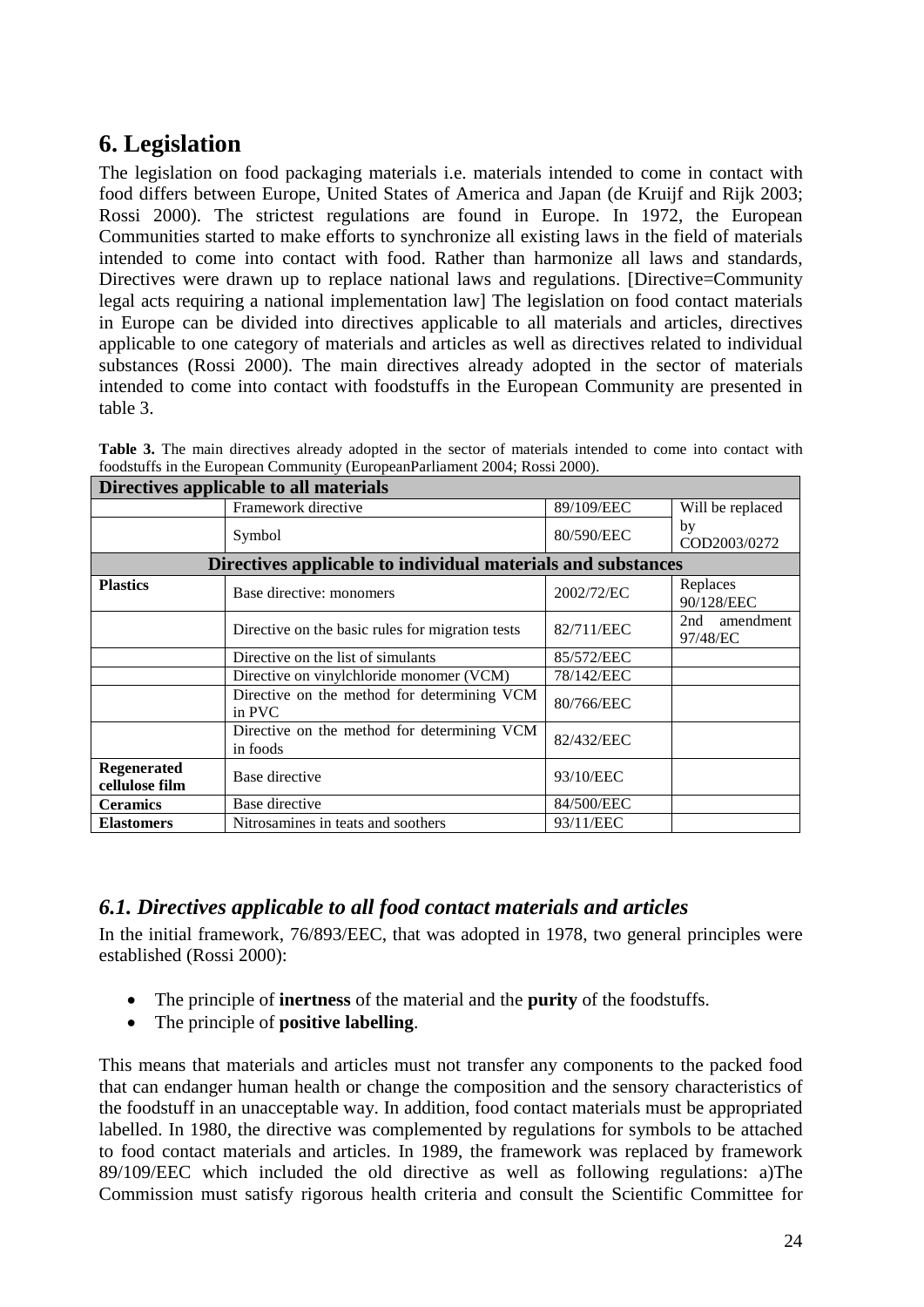# 6. Legislation

The legislation on food packaging materials i.e. materials intended to come in contact with food differs between Europe, United States of America and Japan (de Kruijf and Rijk 2003; Rossi 2000). The strictest regulations are found in Europe. In 1972, the European Communities started to make efforts to synchronize all existing laws in the field of materials intended to come into contact with food. Rather than harmonize all laws and standards, Directives were drawn up to replace national laws and regulations. [Directive=Community legal acts requiring a national implementation law] The legislation on food contact materials in Europe can be divided into directives applicable to all materials and articles, directives applicable to one category of materials and articles as well as directives related to individual substances (Rossi 2000). The main directives already adopted in the sector of materials intended to come into contact with foodstuffs in the European Community are presented in table 3.

**Table 3.** The main directives already adopted in the sector of materials intended to come into contact with foodstuffs in the European Community (EuropeanParliament 2004; Rossi 2000).

| **Directives applicable to all materials** | | | |
|---|---|---|---|
| | Framework directive | 89/109/EEC | Will be replaced by COD2003/0272 |
| | Symbol | 80/590/EEC | |
| **Directives applicable to individual materials and substances** | | | |
| **Plastics** | Base directive: monomers | 2002/72/EC | Replaces 90/128/EEC |
| | Directive on the basic rules for migration tests | 82/711/EEC | 2nd amendment 97/48/EC |
| | Directive on the list of simulants | 85/572/EEC | |
| | Directive on vinylchloride monomer (VCM) | 78/142/EEC | |
| | Directive on the method for determining VCM in PVC | 80/766/EEC | |
| | Directive on the method for determining VCM in foods | 82/432/EEC | |
| **Regenerated cellulose film** | Base directive | 93/10/EEC | |
| **Ceramics** | Base directive | 84/500/EEC | |
| **Elastomers** | Nitrosamines in teats and soothers | 93/11/EEC | |

## *6.1. Directives applicable to all food contact materials and articles*

In the initial framework, 76/893/EEC, that was adopted in 1978, two general principles were established (Rossi 2000):

- The principle of **inertness** of the material and the **purity** of the foodstuffs.
- The principle of **positive labelling**.

This means that materials and articles must not transfer any components to the packed food that can endanger human health or change the composition and the sensory characteristics of the foodstuff in an unacceptable way. In addition, food contact materials must be appropriated labelled. In 1980, the directive was complemented by regulations for symbols to be attached to food contact materials and articles. In 1989, the framework was replaced by framework 89/109/EEC which included the old directive as well as following regulations: a)The Commission must satisfy rigorous health criteria and consult the Scientific Committee for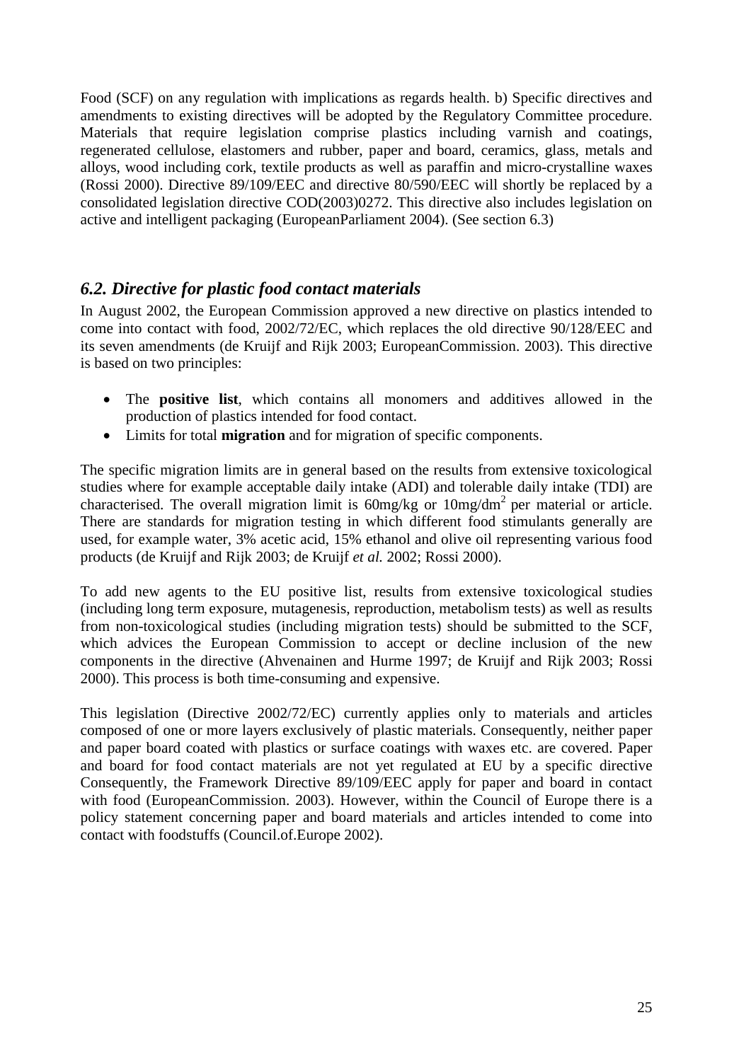Food (SCF) on any regulation with implications as regards health. b) Specific directives and amendments to existing directives will be adopted by the Regulatory Committee procedure. Materials that require legislation comprise plastics including varnish and coatings, regenerated cellulose, elastomers and rubber, paper and board, ceramics, glass, metals and alloys, wood including cork, textile products as well as paraffin and micro-crystalline waxes (Rossi 2000). Directive 89/109/EEC and directive 80/590/EEC will shortly be replaced by a consolidated legislation directive COD(2003)0272. This directive also includes legislation on active and intelligent packaging (EuropeanParliament 2004). (See section 6.3)

## *6.2. Directive for plastic food contact materials*

In August 2002, the European Commission approved a new directive on plastics intended to come into contact with food, 2002/72/EC, which replaces the old directive 90/128/EEC and its seven amendments (de Kruijf and Rijk 2003; EuropeanCommission. 2003). This directive is based on two principles:

- The **positive list**, which contains all monomers and additives allowed in the production of plastics intended for food contact.
- Limits for total **migration** and for migration of specific components.

The specific migration limits are in general based on the results from extensive toxicological studies where for example acceptable daily intake (ADI) and tolerable daily intake (TDI) are characterised. The overall migration limit is 60mg/kg or 10mg/dm$^2$ per material or article. There are standards for migration testing in which different food stimulants generally are used, for example water, 3% acetic acid, 15% ethanol and olive oil representing various food products (de Kruijf and Rijk 2003; de Kruijf *et al.* 2002; Rossi 2000).

To add new agents to the EU positive list, results from extensive toxicological studies (including long term exposure, mutagenesis, reproduction, metabolism tests) as well as results from non-toxicological studies (including migration tests) should be submitted to the SCF, which advices the European Commission to accept or decline inclusion of the new components in the directive (Ahvenainen and Hurme 1997; de Kruijf and Rijk 2003; Rossi 2000). This process is both time-consuming and expensive.

This legislation (Directive 2002/72/EC) currently applies only to materials and articles composed of one or more layers exclusively of plastic materials. Consequently, neither paper and paper board coated with plastics or surface coatings with waxes etc. are covered. Paper and board for food contact materials are not yet regulated at EU by a specific directive Consequently, the Framework Directive 89/109/EEC apply for paper and board in contact with food (EuropeanCommission. 2003). However, within the Council of Europe there is a policy statement concerning paper and board materials and articles intended to come into contact with foodstuffs (Council.of.Europe 2002).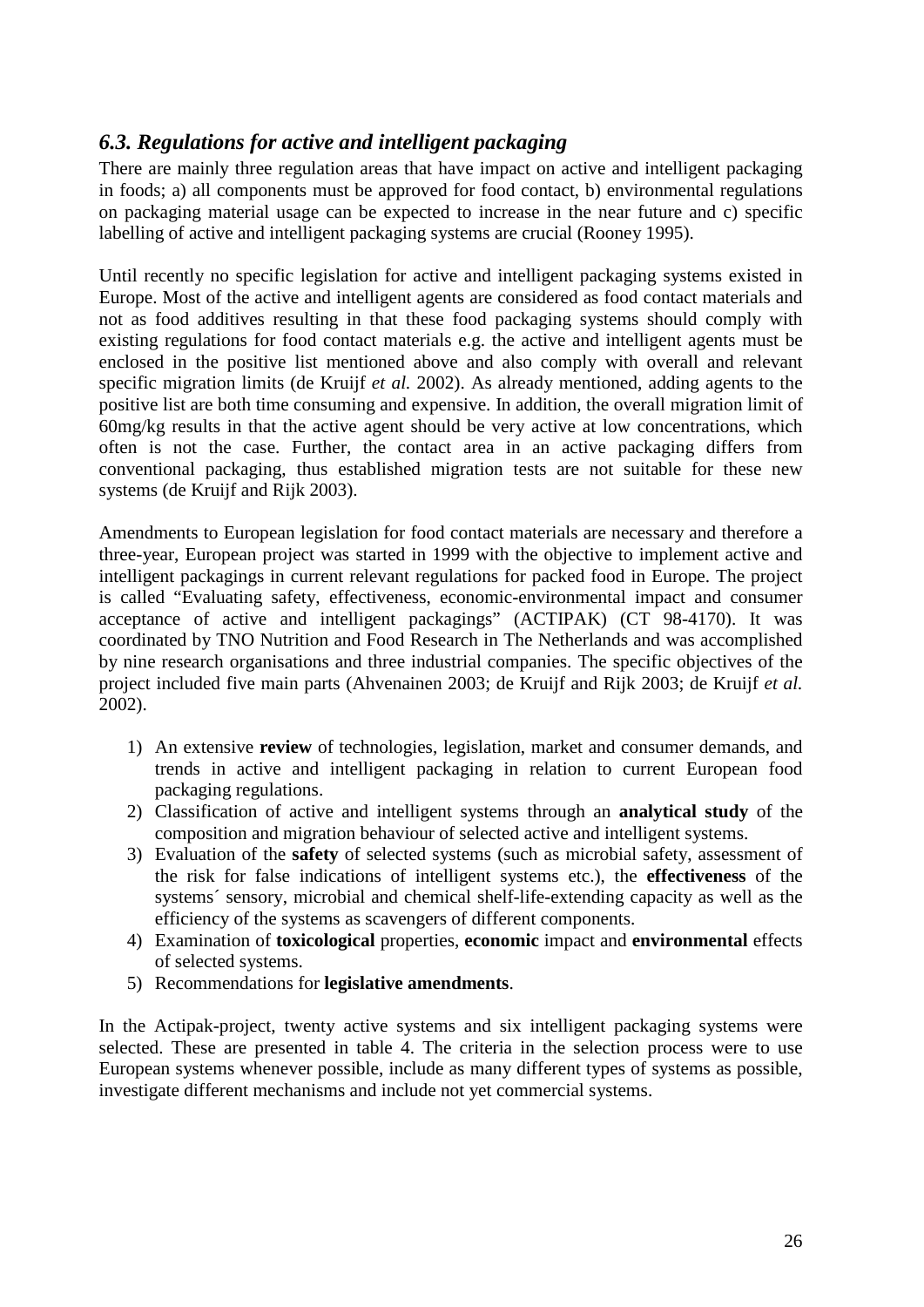### *6.3. Regulations for active and intelligent packaging*

There are mainly three regulation areas that have impact on active and intelligent packaging in foods; a) all components must be approved for food contact, b) environmental regulations on packaging material usage can be expected to increase in the near future and c) specific labelling of active and intelligent packaging systems are crucial (Rooney 1995).

Until recently no specific legislation for active and intelligent packaging systems existed in Europe. Most of the active and intelligent agents are considered as food contact materials and not as food additives resulting in that these food packaging systems should comply with existing regulations for food contact materials e.g. the active and intelligent agents must be enclosed in the positive list mentioned above and also comply with overall and relevant specific migration limits (de Kruijf *et al.* 2002). As already mentioned, adding agents to the positive list are both time consuming and expensive. In addition, the overall migration limit of 60mg/kg results in that the active agent should be very active at low concentrations, which often is not the case. Further, the contact area in an active packaging differs from conventional packaging, thus established migration tests are not suitable for these new systems (de Kruijf and Rijk 2003).

Amendments to European legislation for food contact materials are necessary and therefore a three-year, European project was started in 1999 with the objective to implement active and intelligent packagings in current relevant regulations for packed food in Europe. The project is called "Evaluating safety, effectiveness, economic-environmental impact and consumer acceptance of active and intelligent packagings" (ACTIPAK) (CT 98-4170). It was coordinated by TNO Nutrition and Food Research in The Netherlands and was accomplished by nine research organisations and three industrial companies. The specific objectives of the project included five main parts (Ahvenainen 2003; de Kruijf and Rijk 2003; de Kruijf *et al.* 2002).

1) An extensive **review** of technologies, legislation, market and consumer demands, and trends in active and intelligent packaging in relation to current European food packaging regulations.
2) Classification of active and intelligent systems through an **analytical study** of the composition and migration behaviour of selected active and intelligent systems.
3) Evaluation of the **safety** of selected systems (such as microbial safety, assessment of the risk for false indications of intelligent systems etc.), the **effectiveness** of the systems´ sensory, microbial and chemical shelf-life-extending capacity as well as the efficiency of the systems as scavengers of different components.
4) Examination of **toxicological** properties, **economic** impact and **environmental** effects of selected systems.
5) Recommendations for **legislative amendments**.

In the Actipak-project, twenty active systems and six intelligent packaging systems were selected. These are presented in table 4. The criteria in the selection process were to use European systems whenever possible, include as many different types of systems as possible, investigate different mechanisms and include not yet commercial systems.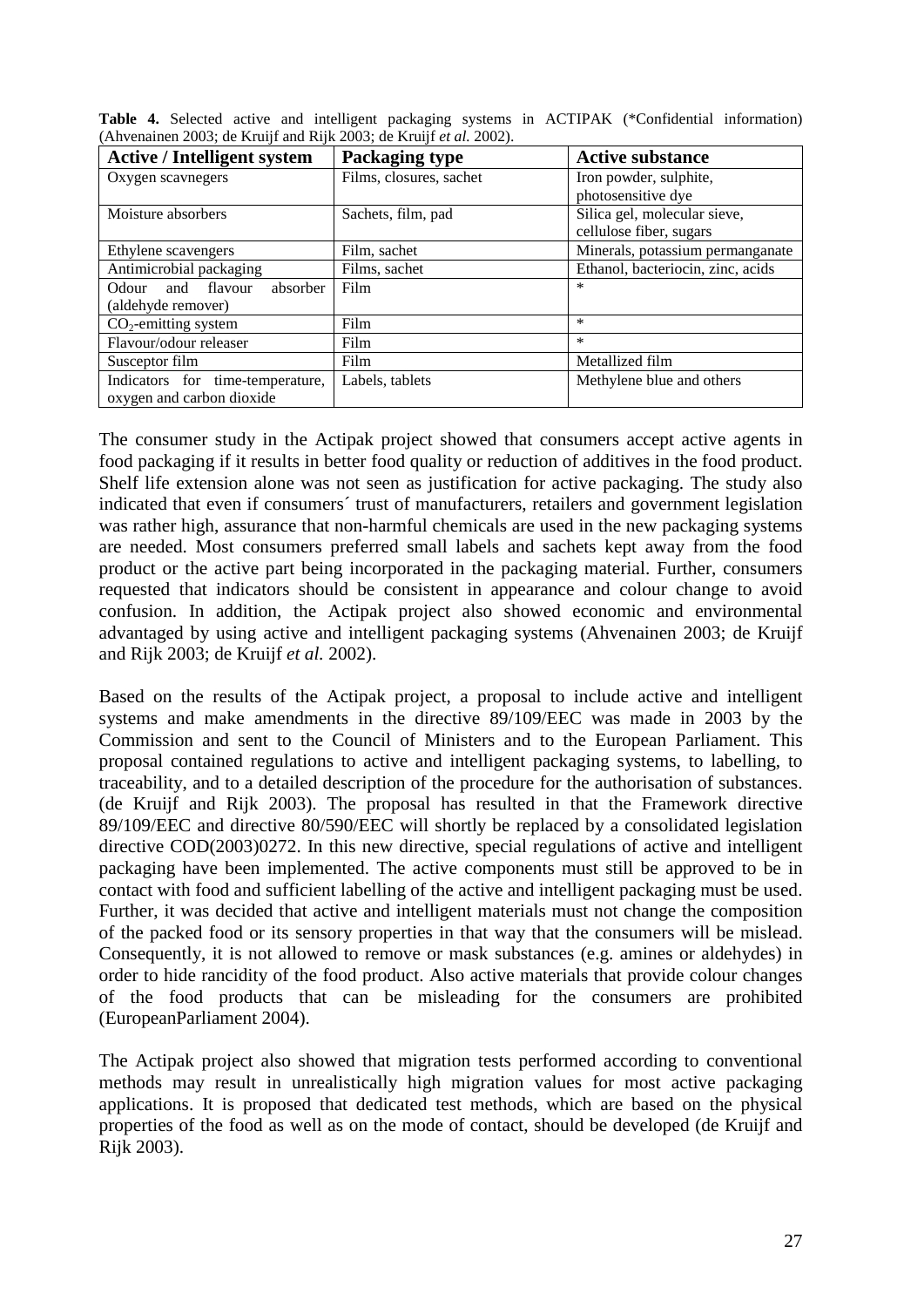**Table 4.** Selected active and intelligent packaging systems in ACTIPAK (*Confidential information) (Ahvenainen 2003; de Kruijf and Rijk 2003; de Kruijf *et al.* 2002).

| Active / Intelligent system | Packaging type | Active substance |
|---|---|---|
| Oxygen scavnegers | Films, closures, sachet | Iron powder, sulphite, photosensitive dye |
| Moisture absorbers | Sachets, film, pad | Silica gel, molecular sieve, cellulose fiber, sugars |
| Ethylene scavengers | Film, sachet | Minerals, potassium permanganate |
| Antimicrobial packaging | Films, sachet | Ethanol, bacteriocin, zinc, acids |
| Odour and flavour absorber (aldehyde remover) | Film | * |
| $CO_2$-emitting system | Film | * |
| Flavour/odour releaser | Film | * |
| Susceptor film | Film | Metallized film |
| Indicators for time-temperature, oxygen and carbon dioxide | Labels, tablets | Methylene blue and others |

The consumer study in the Actipak project showed that consumers accept active agents in food packaging if it results in better food quality or reduction of additives in the food product. Shelf life extension alone was not seen as justification for active packaging. The study also indicated that even if consumers´ trust of manufacturers, retailers and government legislation was rather high, assurance that non-harmful chemicals are used in the new packaging systems are needed. Most consumers preferred small labels and sachets kept away from the food product or the active part being incorporated in the packaging material. Further, consumers requested that indicators should be consistent in appearance and colour change to avoid confusion. In addition, the Actipak project also showed economic and environmental advantaged by using active and intelligent packaging systems (Ahvenainen 2003; de Kruijf and Rijk 2003; de Kruijf *et al.* 2002).

Based on the results of the Actipak project, a proposal to include active and intelligent systems and make amendments in the directive 89/109/EEC was made in 2003 by the Commission and sent to the Council of Ministers and to the European Parliament. This proposal contained regulations to active and intelligent packaging systems, to labelling, to traceability, and to a detailed description of the procedure for the authorisation of substances. (de Kruijf and Rijk 2003). The proposal has resulted in that the Framework directive 89/109/EEC and directive 80/590/EEC will shortly be replaced by a consolidated legislation directive COD(2003)0272. In this new directive, special regulations of active and intelligent packaging have been implemented. The active components must still be approved to be in contact with food and sufficient labelling of the active and intelligent packaging must be used. Further, it was decided that active and intelligent materials must not change the composition of the packed food or its sensory properties in that way that the consumers will be mislead. Consequently, it is not allowed to remove or mask substances (e.g. amines or aldehydes) in order to hide rancidity of the food product. Also active materials that provide colour changes of the food products that can be misleading for the consumers are prohibited (EuropeanParliament 2004).

The Actipak project also showed that migration tests performed according to conventional methods may result in unrealistically high migration values for most active packaging applications. It is proposed that dedicated test methods, which are based on the physical properties of the food as well as on the mode of contact, should be developed (de Kruijf and Rijk 2003).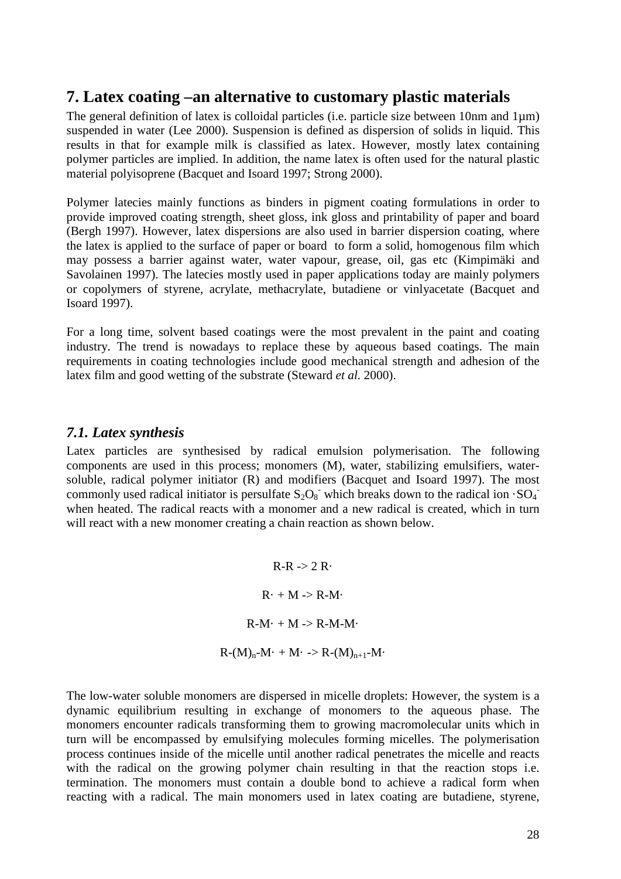## 7. Latex coating –an alternative to customary plastic materials

The general definition of latex is colloidal particles (i.e. particle size between 10nm and 1µm) suspended in water (Lee 2000). Suspension is defined as dispersion of solids in liquid. This results in that for example milk is classified as latex. However, mostly latex containing polymer particles are implied. In addition, the name latex is often used for the natural plastic material polyisoprene (Bacquet and Isoard 1997; Strong 2000).

Polymer latecies mainly functions as binders in pigment coating formulations in order to provide improved coating strength, sheet gloss, ink gloss and printability of paper and board (Bergh 1997). However, latex dispersions are also used in barrier dispersion coating, where the latex is applied to the surface of paper or board to form a solid, homogenous film which may possess a barrier against water, water vapour, grease, oil, gas etc (Kimpimäki and Savolainen 1997). The latecies mostly used in paper applications today are mainly polymers or copolymers of styrene, acrylate, methacrylate, butadiene or vinlyacetate (Bacquet and Isoard 1997).

For a long time, solvent based coatings were the most prevalent in the paint and coating industry. The trend is nowadays to replace these by aqueous based coatings. The main requirements in coating technologies include good mechanical strength and adhesion of the latex film and good wetting of the substrate (Steward *et al.* 2000).

### *7.1. Latex synthesis*

Latex particles are synthesised by radical emulsion polymerisation. The following components are used in this process; monomers (M), water, stabilizing emulsifiers, water-soluble, radical polymer initiator (R) and modifiers (Bacquet and Isoard 1997). The most commonly used radical initiator is persulfate $S_2O_8^-$ which breaks down to the radical ion $\cdot SO_4^-$ when heated. The radical reacts with a monomer and a new radical is created, which in turn will react with a new monomer creating a chain reaction as shown below.

$$R\text{-}R \rightarrow 2\,R\cdot$$

$$R\cdot + M \rightarrow R\text{-}M\cdot$$

$$R\text{-}M\cdot + M \rightarrow R\text{-}M\text{-}M\cdot$$

$$R\text{-}(M)_n\text{-}M\cdot + M\cdot \rightarrow R\text{-}(M)_{n+1}\text{-}M\cdot$$

The low-water soluble monomers are dispersed in micelle droplets: However, the system is a dynamic equilibrium resulting in exchange of monomers to the aqueous phase. The monomers encounter radicals transforming them to growing macromolecular units which in turn will be encompassed by emulsifying molecules forming micelles. The polymerisation process continues inside of the micelle until another radical penetrates the micelle and reacts with the radical on the growing polymer chain resulting in that the reaction stops i.e. termination. The monomers must contain a double bond to achieve a radical form when reacting with a radical. The main monomers used in latex coating are butadiene, styrene,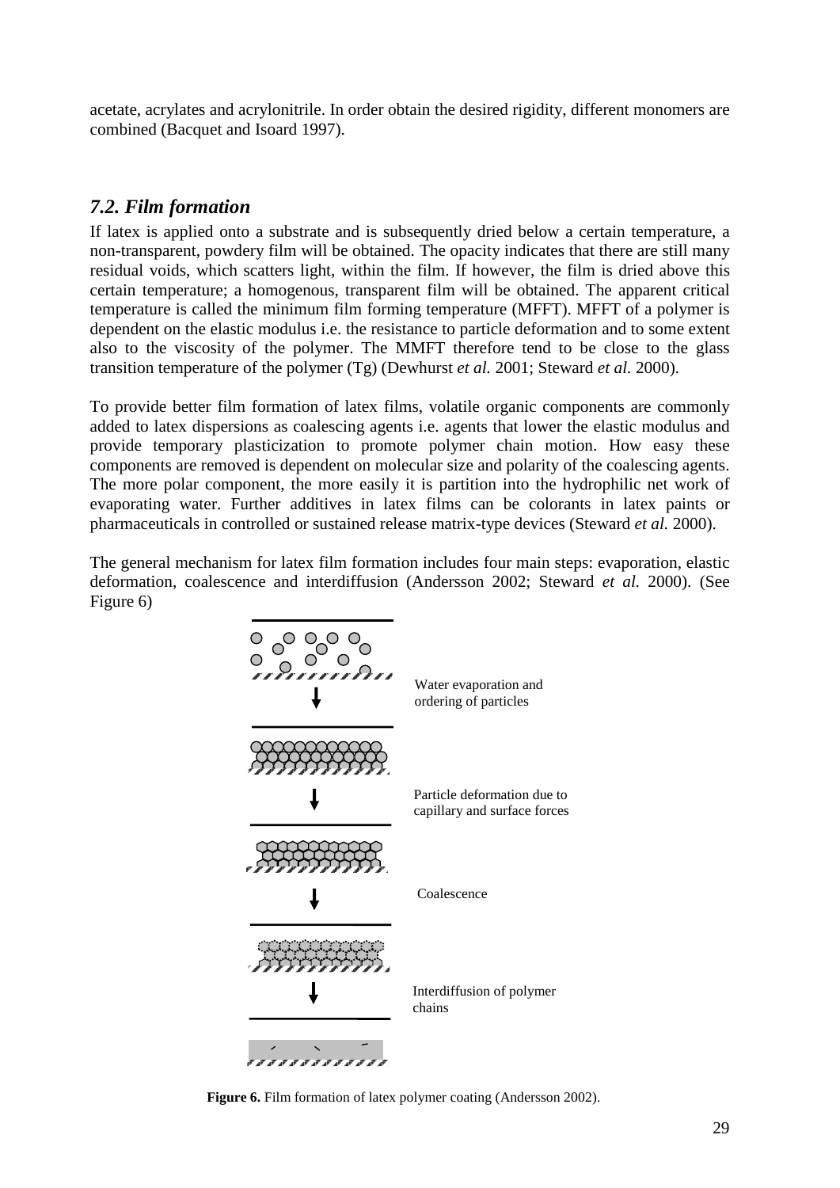acetate, acrylates and acrylonitrile. In order obtain the desired rigidity, different monomers are combined (Bacquet and Isoard 1997).

## *7.2. Film formation*

If latex is applied onto a substrate and is subsequently dried below a certain temperature, a non-transparent, powdery film will be obtained. The opacity indicates that there are still many residual voids, which scatters light, within the film. If however, the film is dried above this certain temperature; a homogenous, transparent film will be obtained. The apparent critical temperature is called the minimum film forming temperature (MFFT). MFFT of a polymer is dependent on the elastic modulus i.e. the resistance to particle deformation and to some extent also to the viscosity of the polymer. The MMFT therefore tend to be close to the glass transition temperature of the polymer (Tg) (Dewhurst *et al.* 2001; Steward *et al.* 2000).

To provide better film formation of latex films, volatile organic components are commonly added to latex dispersions as coalescing agents i.e. agents that lower the elastic modulus and provide temporary plasticization to promote polymer chain motion. How easy these components are removed is dependent on molecular size and polarity of the coalescing agents. The more polar component, the more easily it is partition into the hydrophilic net work of evaporating water. Further additives in latex films can be colorants in latex paints or pharmaceuticals in controlled or sustained release matrix-type devices (Steward *et al.* 2000).

The general mechanism for latex film formation includes four main steps: evaporation, elastic deformation, coalescence and interdiffusion (Andersson 2002; Steward *et al.* 2000). (See Figure 6)

Water evaporation and ordering of particles

Particle deformation due to capillary and surface forces

Coalescence

Interdiffusion of polymer chains

**Figure 6.** Film formation of latex polymer coating (Andersson 2002).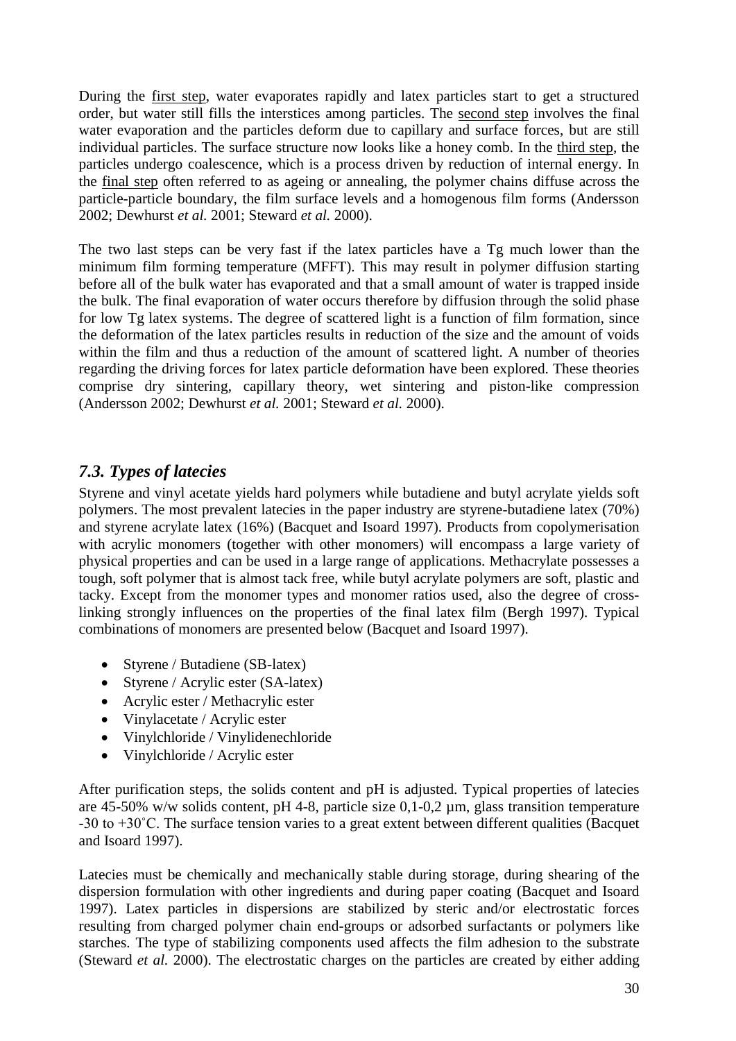During the first step, water evaporates rapidly and latex particles start to get a structured order, but water still fills the interstices among particles. The second step involves the final water evaporation and the particles deform due to capillary and surface forces, but are still individual particles. The surface structure now looks like a honey comb. In the third step, the particles undergo coalescence, which is a process driven by reduction of internal energy. In the final step often referred to as ageing or annealing, the polymer chains diffuse across the particle-particle boundary, the film surface levels and a homogenous film forms (Andersson 2002; Dewhurst *et al.* 2001; Steward *et al.* 2000).

The two last steps can be very fast if the latex particles have a Tg much lower than the minimum film forming temperature (MFFT). This may result in polymer diffusion starting before all of the bulk water has evaporated and that a small amount of water is trapped inside the bulk. The final evaporation of water occurs therefore by diffusion through the solid phase for low Tg latex systems. The degree of scattered light is a function of film formation, since the deformation of the latex particles results in reduction of the size and the amount of voids within the film and thus a reduction of the amount of scattered light. A number of theories regarding the driving forces for latex particle deformation have been explored. These theories comprise dry sintering, capillary theory, wet sintering and piston-like compression (Andersson 2002; Dewhurst *et al.* 2001; Steward *et al.* 2000).

## *7.3. Types of latecies*

Styrene and vinyl acetate yields hard polymers while butadiene and butyl acrylate yields soft polymers. The most prevalent latecies in the paper industry are styrene-butadiene latex (70%) and styrene acrylate latex (16%) (Bacquet and Isoard 1997). Products from copolymerisation with acrylic monomers (together with other monomers) will encompass a large variety of physical properties and can be used in a large range of applications. Methacrylate possesses a tough, soft polymer that is almost tack free, while butyl acrylate polymers are soft, plastic and tacky. Except from the monomer types and monomer ratios used, also the degree of cross-linking strongly influences on the properties of the final latex film (Bergh 1997). Typical combinations of monomers are presented below (Bacquet and Isoard 1997).

- Styrene / Butadiene (SB-latex)
- Styrene / Acrylic ester (SA-latex)
- Acrylic ester / Methacrylic ester
- Vinylacetate / Acrylic ester
- Vinylchloride / Vinylidenechloride
- Vinylchloride / Acrylic ester

After purification steps, the solids content and pH is adjusted. Typical properties of latecies are 45-50% w/w solids content, pH 4-8, particle size 0,1-0,2 µm, glass transition temperature -30 to +30˚C. The surface tension varies to a great extent between different qualities (Bacquet and Isoard 1997).

Latecies must be chemically and mechanically stable during storage, during shearing of the dispersion formulation with other ingredients and during paper coating (Bacquet and Isoard 1997). Latex particles in dispersions are stabilized by steric and/or electrostatic forces resulting from charged polymer chain end-groups or adsorbed surfactants or polymers like starches. The type of stabilizing components used affects the film adhesion to the substrate (Steward *et al.* 2000). The electrostatic charges on the particles are created by either adding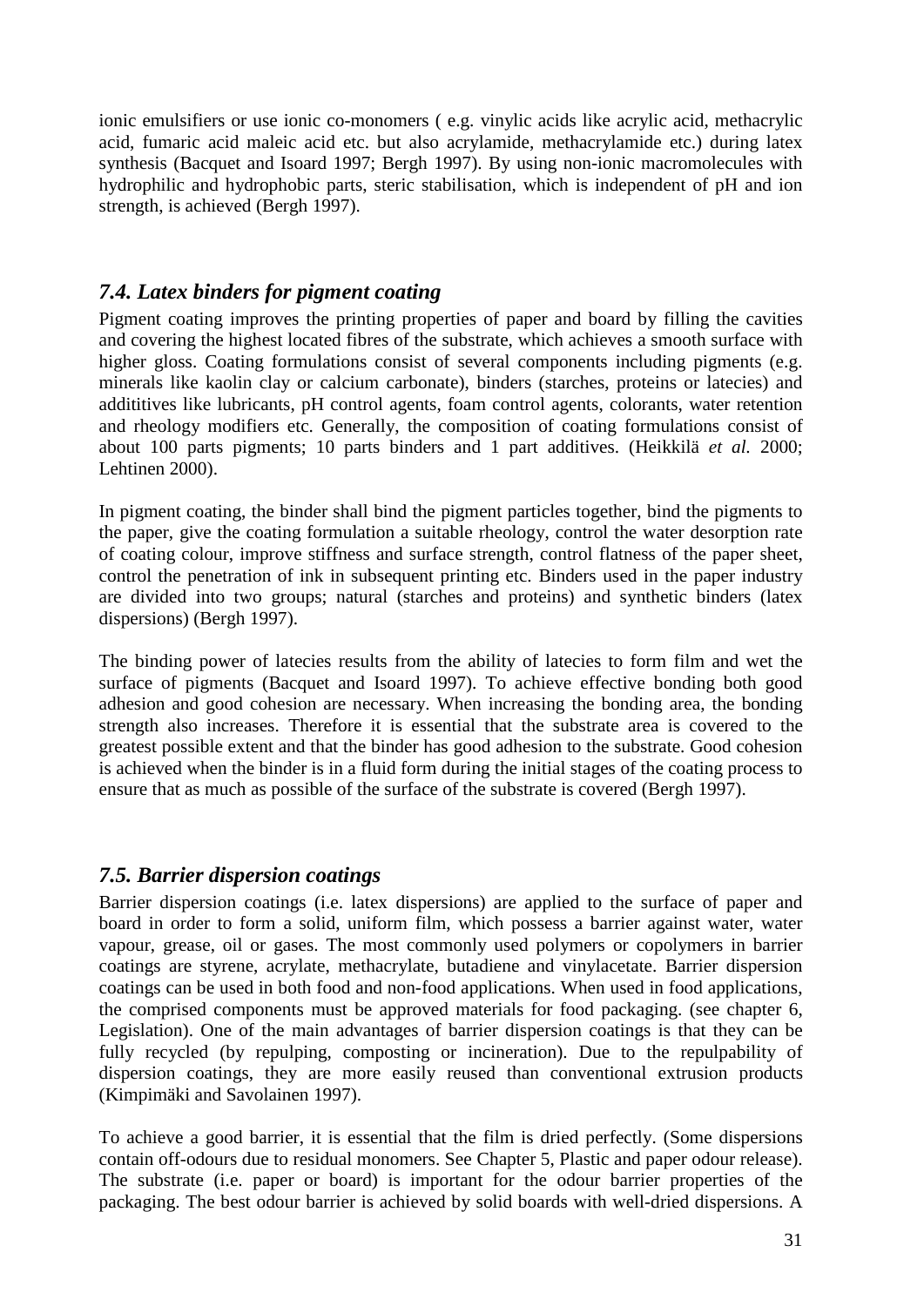ionic emulsifiers or use ionic co-monomers ( e.g. vinylic acids like acrylic acid, methacrylic acid, fumaric acid maleic acid etc. but also acrylamide, methacrylamide etc.) during latex synthesis (Bacquet and Isoard 1997; Bergh 1997). By using non-ionic macromolecules with hydrophilic and hydrophobic parts, steric stabilisation, which is independent of pH and ion strength, is achieved (Bergh 1997).

## *7.4. Latex binders for pigment coating*

Pigment coating improves the printing properties of paper and board by filling the cavities and covering the highest located fibres of the substrate, which achieves a smooth surface with higher gloss. Coating formulations consist of several components including pigments (e.g. minerals like kaolin clay or calcium carbonate), binders (starches, proteins or latecies) and addititives like lubricants, pH control agents, foam control agents, colorants, water retention and rheology modifiers etc. Generally, the composition of coating formulations consist of about 100 parts pigments; 10 parts binders and 1 part additives. (Heikkilä *et al.* 2000; Lehtinen 2000).

In pigment coating, the binder shall bind the pigment particles together, bind the pigments to the paper, give the coating formulation a suitable rheology, control the water desorption rate of coating colour, improve stiffness and surface strength, control flatness of the paper sheet, control the penetration of ink in subsequent printing etc. Binders used in the paper industry are divided into two groups; natural (starches and proteins) and synthetic binders (latex dispersions) (Bergh 1997).

The binding power of latecies results from the ability of latecies to form film and wet the surface of pigments (Bacquet and Isoard 1997). To achieve effective bonding both good adhesion and good cohesion are necessary. When increasing the bonding area, the bonding strength also increases. Therefore it is essential that the substrate area is covered to the greatest possible extent and that the binder has good adhesion to the substrate. Good cohesion is achieved when the binder is in a fluid form during the initial stages of the coating process to ensure that as much as possible of the surface of the substrate is covered (Bergh 1997).

## *7.5. Barrier dispersion coatings*

Barrier dispersion coatings (i.e. latex dispersions) are applied to the surface of paper and board in order to form a solid, uniform film, which possess a barrier against water, water vapour, grease, oil or gases. The most commonly used polymers or copolymers in barrier coatings are styrene, acrylate, methacrylate, butadiene and vinylacetate. Barrier dispersion coatings can be used in both food and non-food applications. When used in food applications, the comprised components must be approved materials for food packaging. (see chapter 6, Legislation). One of the main advantages of barrier dispersion coatings is that they can be fully recycled (by repulping, composting or incineration). Due to the repulpability of dispersion coatings, they are more easily reused than conventional extrusion products (Kimpimäki and Savolainen 1997).

To achieve a good barrier, it is essential that the film is dried perfectly. (Some dispersions contain off-odours due to residual monomers. See Chapter 5, Plastic and paper odour release). The substrate (i.e. paper or board) is important for the odour barrier properties of the packaging. The best odour barrier is achieved by solid boards with well-dried dispersions. A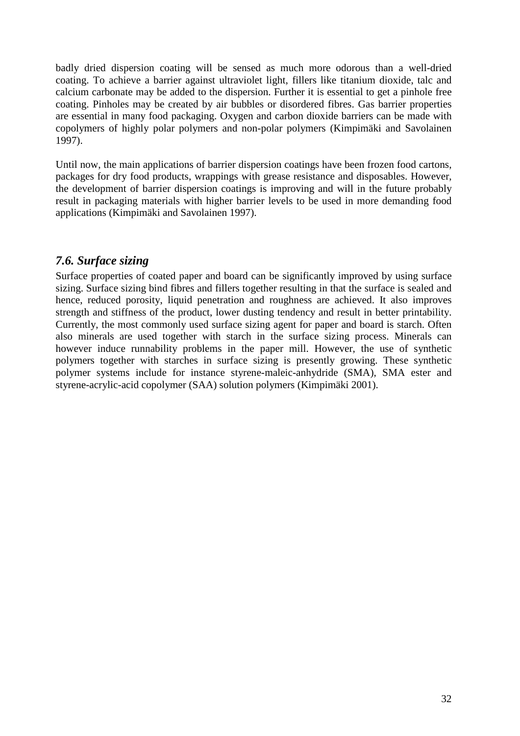badly dried dispersion coating will be sensed as much more odorous than a well-dried coating. To achieve a barrier against ultraviolet light, fillers like titanium dioxide, talc and calcium carbonate may be added to the dispersion. Further it is essential to get a pinhole free coating. Pinholes may be created by air bubbles or disordered fibres. Gas barrier properties are essential in many food packaging. Oxygen and carbon dioxide barriers can be made with copolymers of highly polar polymers and non-polar polymers (Kimpimäki and Savolainen 1997).

Until now, the main applications of barrier dispersion coatings have been frozen food cartons, packages for dry food products, wrappings with grease resistance and disposables. However, the development of barrier dispersion coatings is improving and will in the future probably result in packaging materials with higher barrier levels to be used in more demanding food applications (Kimpimäki and Savolainen 1997).

## *7.6. Surface sizing*

Surface properties of coated paper and board can be significantly improved by using surface sizing. Surface sizing bind fibres and fillers together resulting in that the surface is sealed and hence, reduced porosity, liquid penetration and roughness are achieved. It also improves strength and stiffness of the product, lower dusting tendency and result in better printability. Currently, the most commonly used surface sizing agent for paper and board is starch. Often also minerals are used together with starch in the surface sizing process. Minerals can however induce runnability problems in the paper mill. However, the use of synthetic polymers together with starches in surface sizing is presently growing. These synthetic polymer systems include for instance styrene-maleic-anhydride (SMA), SMA ester and styrene-acrylic-acid copolymer (SAA) solution polymers (Kimpimäki 2001).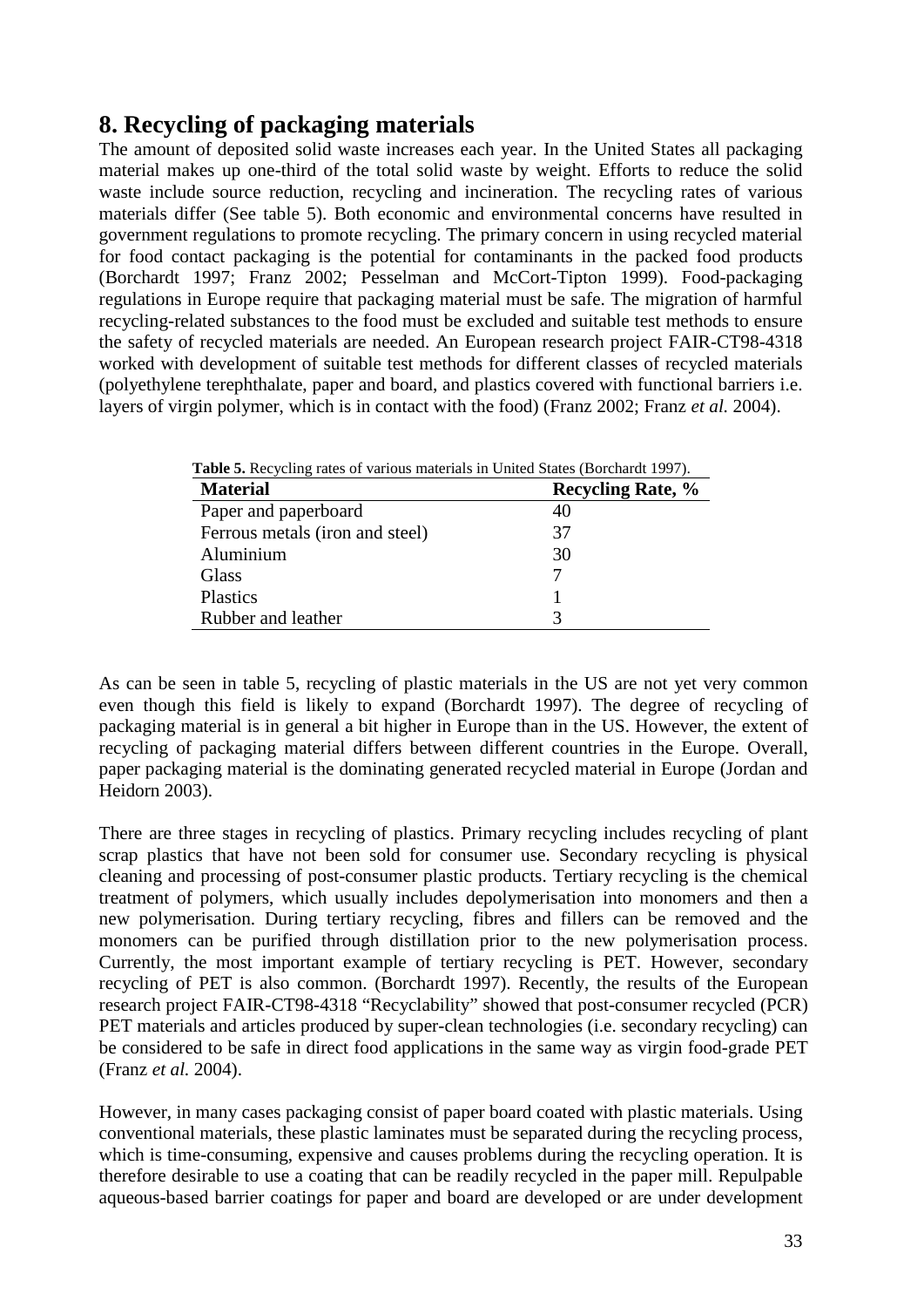## 8. Recycling of packaging materials

The amount of deposited solid waste increases each year. In the United States all packaging material makes up one-third of the total solid waste by weight. Efforts to reduce the solid waste include source reduction, recycling and incineration. The recycling rates of various materials differ (See table 5). Both economic and environmental concerns have resulted in government regulations to promote recycling. The primary concern in using recycled material for food contact packaging is the potential for contaminants in the packed food products (Borchardt 1997; Franz 2002; Pesselman and McCort-Tipton 1999). Food-packaging regulations in Europe require that packaging material must be safe. The migration of harmful recycling-related substances to the food must be excluded and suitable test methods to ensure the safety of recycled materials are needed. An European research project FAIR-CT98-4318 worked with development of suitable test methods for different classes of recycled materials (polyethylene terephthalate, paper and board, and plastics covered with functional barriers i.e. layers of virgin polymer, which is in contact with the food) (Franz 2002; Franz *et al.* 2004).

**Table 5.** Recycling rates of various materials in United States (Borchardt 1997).

| Material | Recycling Rate, % |
|---|---|
| Paper and paperboard | 40 |
| Ferrous metals (iron and steel) | 37 |
| Aluminium | 30 |
| Glass | 7 |
| Plastics | 1 |
| Rubber and leather | 3 |

As can be seen in table 5, recycling of plastic materials in the US are not yet very common even though this field is likely to expand (Borchardt 1997). The degree of recycling of packaging material is in general a bit higher in Europe than in the US. However, the extent of recycling of packaging material differs between different countries in the Europe. Overall, paper packaging material is the dominating generated recycled material in Europe (Jordan and Heidorn 2003).

There are three stages in recycling of plastics. Primary recycling includes recycling of plant scrap plastics that have not been sold for consumer use. Secondary recycling is physical cleaning and processing of post-consumer plastic products. Tertiary recycling is the chemical treatment of polymers, which usually includes depolymerisation into monomers and then a new polymerisation. During tertiary recycling, fibres and fillers can be removed and the monomers can be purified through distillation prior to the new polymerisation process. Currently, the most important example of tertiary recycling is PET. However, secondary recycling of PET is also common. (Borchardt 1997). Recently, the results of the European research project FAIR-CT98-4318 "Recyclability" showed that post-consumer recycled (PCR) PET materials and articles produced by super-clean technologies (i.e. secondary recycling) can be considered to be safe in direct food applications in the same way as virgin food-grade PET (Franz *et al.* 2004).

However, in many cases packaging consist of paper board coated with plastic materials. Using conventional materials, these plastic laminates must be separated during the recycling process, which is time-consuming, expensive and causes problems during the recycling operation. It is therefore desirable to use a coating that can be readily recycled in the paper mill. Repulpable aqueous-based barrier coatings for paper and board are developed or are under development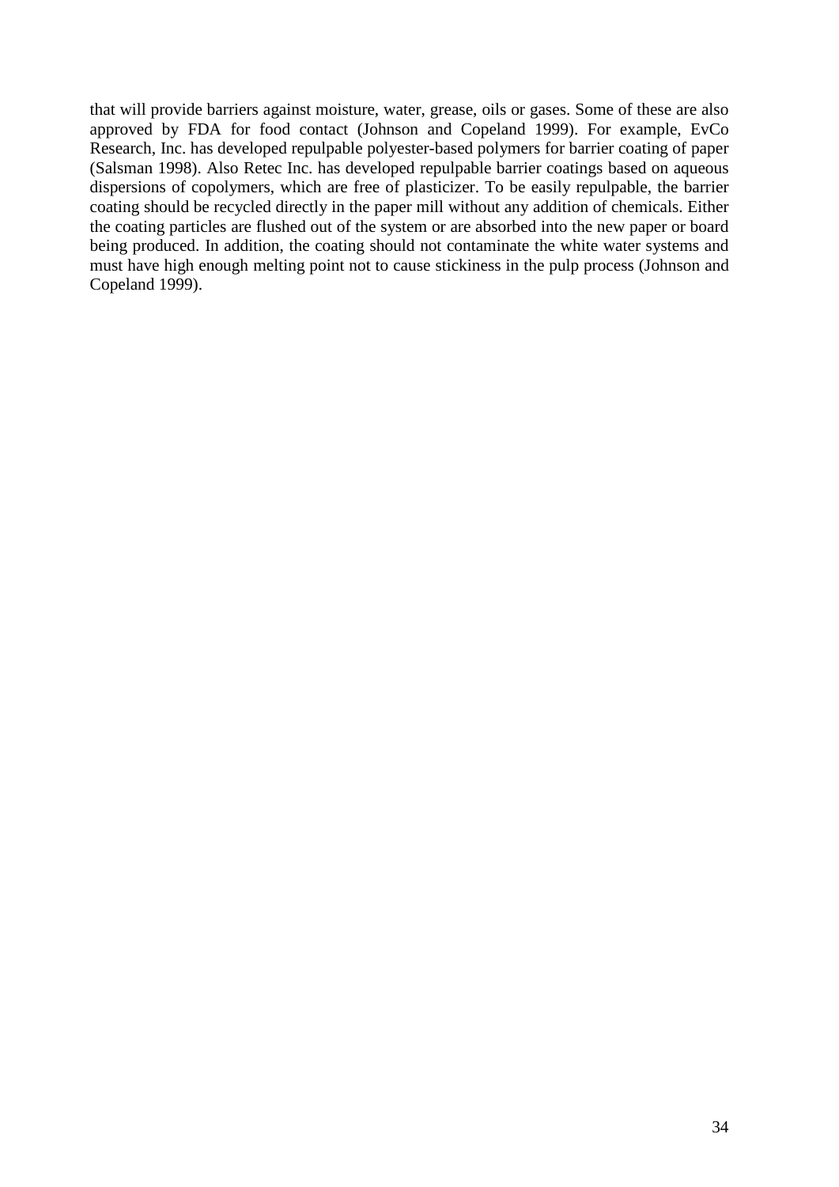that will provide barriers against moisture, water, grease, oils or gases. Some of these are also approved by FDA for food contact (Johnson and Copeland 1999). For example, EvCo Research, Inc. has developed repulpable polyester-based polymers for barrier coating of paper (Salsman 1998). Also Retec Inc. has developed repulpable barrier coatings based on aqueous dispersions of copolymers, which are free of plasticizer. To be easily repulpable, the barrier coating should be recycled directly in the paper mill without any addition of chemicals. Either the coating particles are flushed out of the system or are absorbed into the new paper or board being produced. In addition, the coating should not contaminate the white water systems and must have high enough melting point not to cause stickiness in the pulp process (Johnson and Copeland 1999).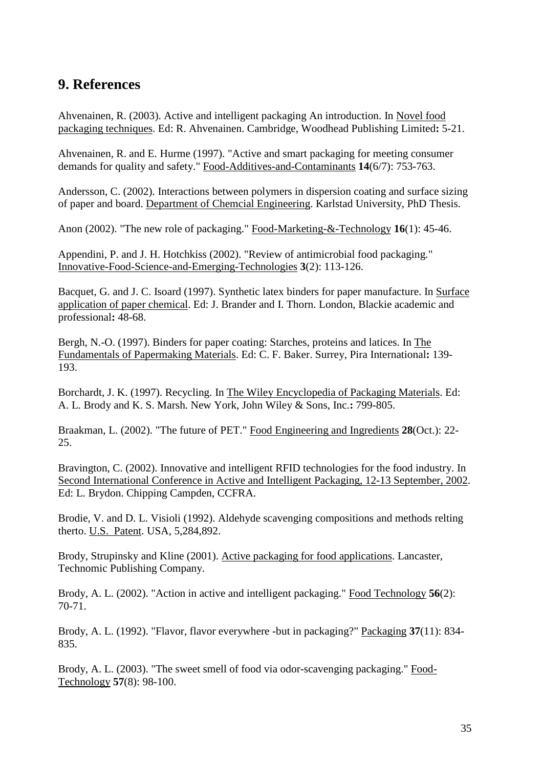## 9. References

Ahvenainen, R. (2003). Active and intelligent packaging An introduction. In Novel food packaging techniques. Ed: R. Ahvenainen. Cambridge, Woodhead Publishing Limited**:** 5-21.

Ahvenainen, R. and E. Hurme (1997). "Active and smart packaging for meeting consumer demands for quality and safety." Food-Additives-and-Contaminants **14**(6/7): 753-763.

Andersson, C. (2002). Interactions between polymers in dispersion coating and surface sizing of paper and board. Department of Chemcial Engineering. Karlstad University, PhD Thesis.

Anon (2002). "The new role of packaging." Food-Marketing-&-Technology **16**(1): 45-46.

Appendini, P. and J. H. Hotchkiss (2002). "Review of antimicrobial food packaging." Innovative-Food-Science-and-Emerging-Technologies **3**(2): 113-126.

Bacquet, G. and J. C. Isoard (1997). Synthetic latex binders for paper manufacture. In Surface application of paper chemical. Ed: J. Brander and I. Thorn. London, Blackie academic and professional**:** 48-68.

Bergh, N.-O. (1997). Binders for paper coating: Starches, proteins and latices. In The Fundamentals of Papermaking Materials. Ed: C. F. Baker. Surrey, Pira International**:** 139-193.

Borchardt, J. K. (1997). Recycling. In The Wiley Encyclopedia of Packaging Materials. Ed: A. L. Brody and K. S. Marsh. New York, John Wiley & Sons, Inc.**:** 799-805.

Braakman, L. (2002). "The future of PET." Food Engineering and Ingredients **28**(Oct.): 22-25.

Bravington, C. (2002). Innovative and intelligent RFID technologies for the food industry. In Second International Conference in Active and Intelligent Packaging, 12-13 September, 2002. Ed: L. Brydon. Chipping Campden, CCFRA.

Brodie, V. and D. L. Visioli (1992). Aldehyde scavenging compositions and methods relting therto. U.S. Patent. USA, 5,284,892.

Brody, Strupinsky and Kline (2001). Active packaging for food applications. Lancaster, Technomic Publishing Company.

Brody, A. L. (2002). "Action in active and intelligent packaging." Food Technology **56**(2): 70-71.

Brody, A. L. (1992). "Flavor, flavor everywhere -but in packaging?" Packaging **37**(11): 834-835.

Brody, A. L. (2003). "The sweet smell of food via odor-scavenging packaging." Food-Technology **57**(8): 98-100.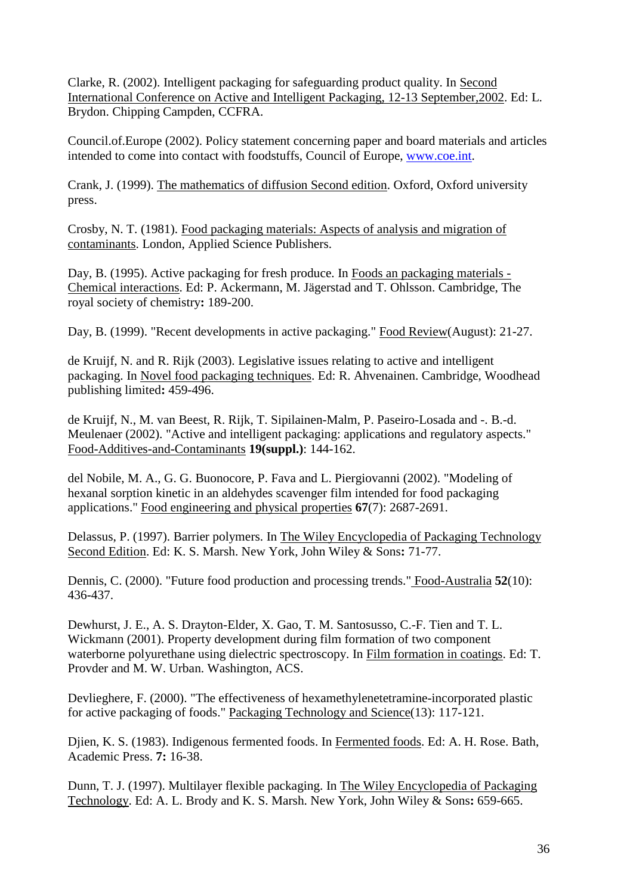Clarke, R. (2002). Intelligent packaging for safeguarding product quality. In Second International Conference on Active and Intelligent Packaging, 12-13 September,2002. Ed: L. Brydon. Chipping Campden, CCFRA.

Council.of.Europe (2002). Policy statement concerning paper and board materials and articles intended to come into contact with foodstuffs, Council of Europe, www.coe.int.

Crank, J. (1999). The mathematics of diffusion Second edition. Oxford, Oxford university press.

Crosby, N. T. (1981). Food packaging materials: Aspects of analysis and migration of contaminants. London, Applied Science Publishers.

Day, B. (1995). Active packaging for fresh produce. In Foods an packaging materials - Chemical interactions. Ed: P. Ackermann, M. Jägerstad and T. Ohlsson. Cambridge, The royal society of chemistry**:** 189-200.

Day, B. (1999). "Recent developments in active packaging." Food Review(August): 21-27.

de Kruijf, N. and R. Rijk (2003). Legislative issues relating to active and intelligent packaging. In Novel food packaging techniques. Ed: R. Ahvenainen. Cambridge, Woodhead publishing limited**:** 459-496.

de Kruijf, N., M. van Beest, R. Rijk, T. Sipilainen-Malm, P. Paseiro-Losada and -. B.-d. Meulenaer (2002). "Active and intelligent packaging: applications and regulatory aspects." Food-Additives-and-Contaminants **19(suppl.)**: 144-162.

del Nobile, M. A., G. G. Buonocore, P. Fava and L. Piergiovanni (2002). "Modeling of hexanal sorption kinetic in an aldehydes scavenger film intended for food packaging applications." Food engineering and physical properties **67**(7): 2687-2691.

Delassus, P. (1997). Barrier polymers. In The Wiley Encyclopedia of Packaging Technology Second Edition. Ed: K. S. Marsh. New York, John Wiley & Sons**:** 71-77.

Dennis, C. (2000). "Future food production and processing trends." Food-Australia **52**(10): 436-437.

Dewhurst, J. E., A. S. Drayton-Elder, X. Gao, T. M. Santosusso, C.-F. Tien and T. L. Wickmann (2001). Property development during film formation of two component waterborne polyurethane using dielectric spectroscopy. In Film formation in coatings. Ed: T. Provder and M. W. Urban. Washington, ACS.

Devlieghere, F. (2000). "The effectiveness of hexamethylenetetramine-incorporated plastic for active packaging of foods." Packaging Technology and Science(13): 117-121.

Djien, K. S. (1983). Indigenous fermented foods. In Fermented foods. Ed: A. H. Rose. Bath, Academic Press. **7:** 16-38.

Dunn, T. J. (1997). Multilayer flexible packaging. In The Wiley Encyclopedia of Packaging Technology. Ed: A. L. Brody and K. S. Marsh. New York, John Wiley & Sons**:** 659-665.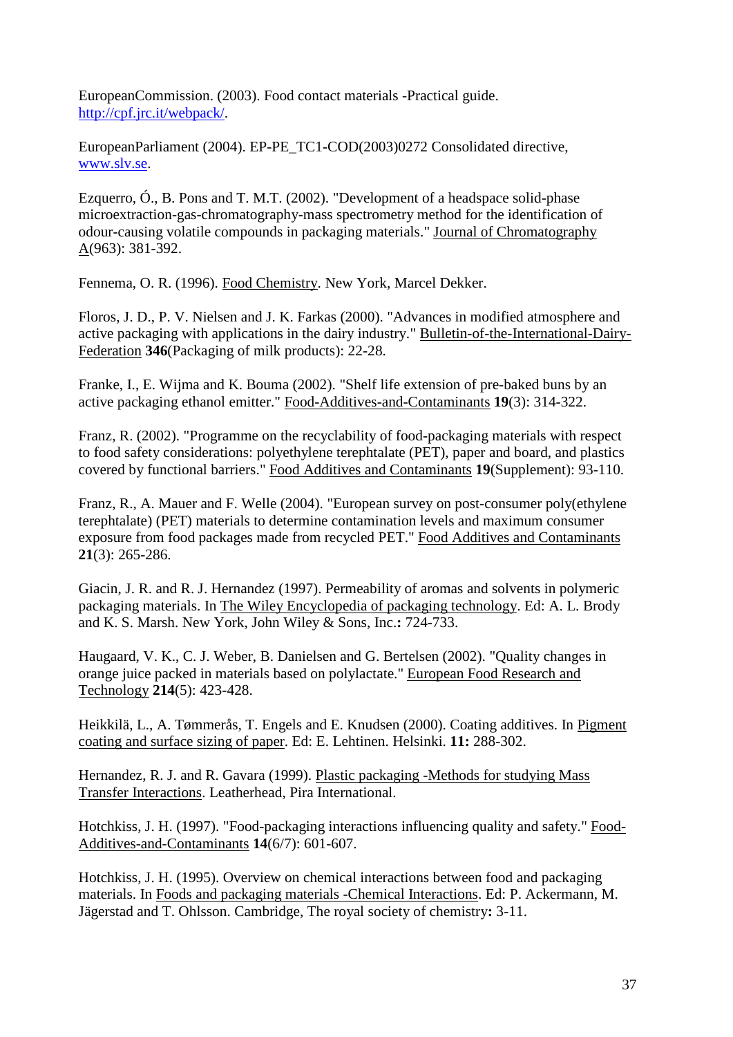EuropeanCommission. (2003). Food contact materials -Practical guide. http://cpf.jrc.it/webpack/.

EuropeanParliament (2004). EP-PE_TC1-COD(2003)0272 Consolidated directive, www.slv.se.

Ezquerro, Ó., B. Pons and T. M.T. (2002). "Development of a headspace solid-phase microextraction-gas-chromatography-mass spectrometry method for the identification of odour-causing volatile compounds in packaging materials." Journal of Chromatography A(963): 381-392.

Fennema, O. R. (1996). Food Chemistry. New York, Marcel Dekker.

Floros, J. D., P. V. Nielsen and J. K. Farkas (2000). "Advances in modified atmosphere and active packaging with applications in the dairy industry." Bulletin-of-the-International-Dairy-Federation **346**(Packaging of milk products): 22-28.

Franke, I., E. Wijma and K. Bouma (2002). "Shelf life extension of pre-baked buns by an active packaging ethanol emitter." Food-Additives-and-Contaminants **19**(3): 314-322.

Franz, R. (2002). "Programme on the recyclability of food-packaging materials with respect to food safety considerations: polyethylene terephtalate (PET), paper and board, and plastics covered by functional barriers." Food Additives and Contaminants **19**(Supplement): 93-110.

Franz, R., A. Mauer and F. Welle (2004). "European survey on post-consumer poly(ethylene terephtalate) (PET) materials to determine contamination levels and maximum consumer exposure from food packages made from recycled PET." Food Additives and Contaminants **21**(3): 265-286.

Giacin, J. R. and R. J. Hernandez (1997). Permeability of aromas and solvents in polymeric packaging materials. In The Wiley Encyclopedia of packaging technology. Ed: A. L. Brody and K. S. Marsh. New York, John Wiley & Sons, Inc.**:** 724-733.

Haugaard, V. K., C. J. Weber, B. Danielsen and G. Bertelsen (2002). "Quality changes in orange juice packed in materials based on polylactate." European Food Research and Technology **214**(5): 423-428.

Heikkilä, L., A. Tømmerås, T. Engels and E. Knudsen (2000). Coating additives. In Pigment coating and surface sizing of paper. Ed: E. Lehtinen. Helsinki. **11:** 288-302.

Hernandez, R. J. and R. Gavara (1999). Plastic packaging -Methods for studying Mass Transfer Interactions. Leatherhead, Pira International.

Hotchkiss, J. H. (1997). "Food-packaging interactions influencing quality and safety." Food-Additives-and-Contaminants **14**(6/7): 601-607.

Hotchkiss, J. H. (1995). Overview on chemical interactions between food and packaging materials. In Foods and packaging materials -Chemical Interactions. Ed: P. Ackermann, M. Jägerstad and T. Ohlsson. Cambridge, The royal society of chemistry**:** 3-11.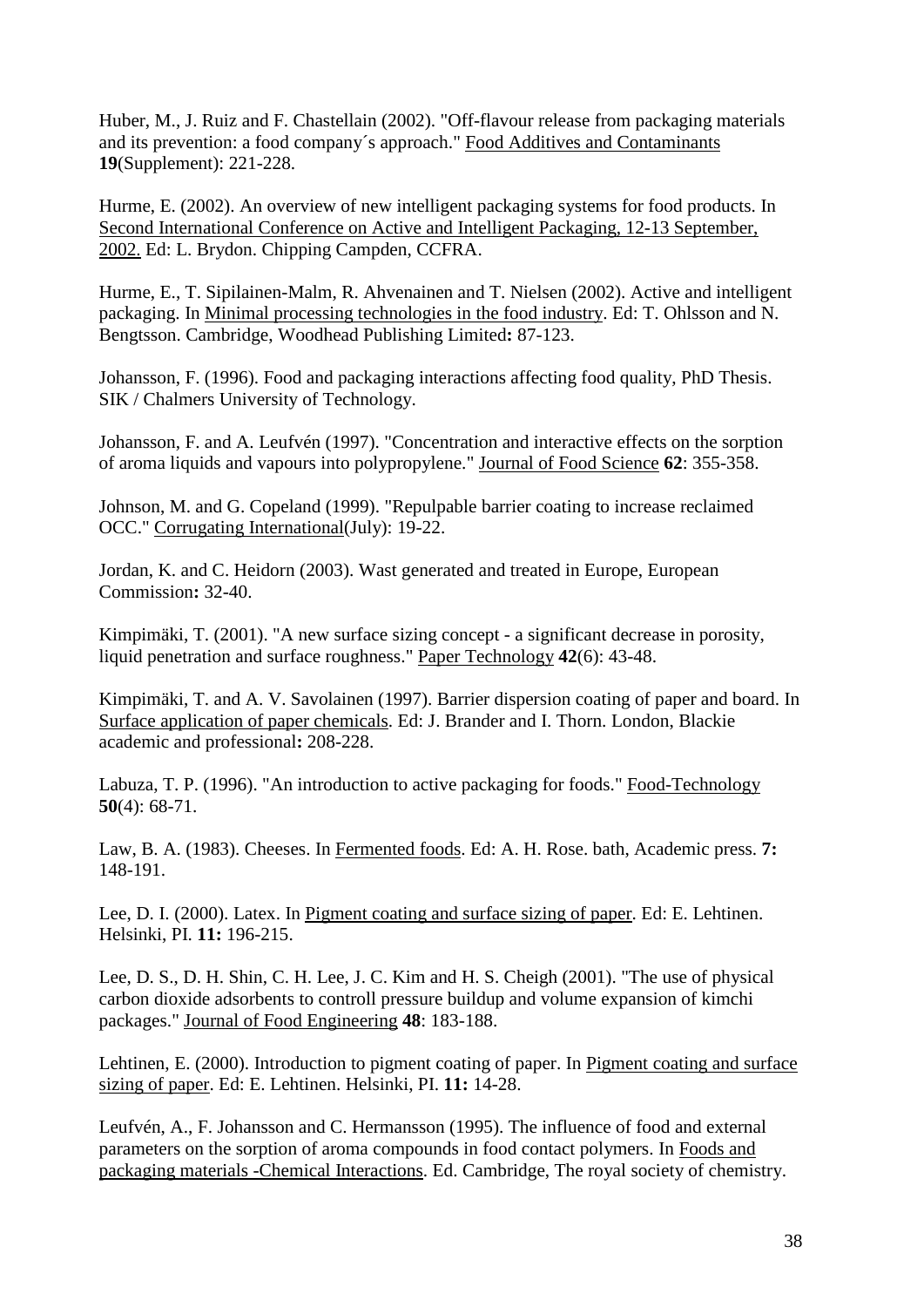Huber, M., J. Ruiz and F. Chastellain (2002). "Off-flavour release from packaging materials and its prevention: a food company´s approach." Food Additives and Contaminants **19**(Supplement): 221-228.

Hurme, E. (2002). An overview of new intelligent packaging systems for food products. In Second International Conference on Active and Intelligent Packaging, 12-13 September, 2002. Ed: L. Brydon. Chipping Campden, CCFRA.

Hurme, E., T. Sipilainen-Malm, R. Ahvenainen and T. Nielsen (2002). Active and intelligent packaging. In Minimal processing technologies in the food industry. Ed: T. Ohlsson and N. Bengtsson. Cambridge, Woodhead Publishing Limited**:** 87-123.

Johansson, F. (1996). Food and packaging interactions affecting food quality, PhD Thesis. SIK / Chalmers University of Technology.

Johansson, F. and A. Leufvén (1997). "Concentration and interactive effects on the sorption of aroma liquids and vapours into polypropylene." Journal of Food Science **62**: 355-358.

Johnson, M. and G. Copeland (1999). "Repulpable barrier coating to increase reclaimed OCC." Corrugating International(July): 19-22.

Jordan, K. and C. Heidorn (2003). Wast generated and treated in Europe, European Commission**:** 32-40.

Kimpimäki, T. (2001). "A new surface sizing concept - a significant decrease in porosity, liquid penetration and surface roughness." Paper Technology **42**(6): 43-48.

Kimpimäki, T. and A. V. Savolainen (1997). Barrier dispersion coating of paper and board. In Surface application of paper chemicals. Ed: J. Brander and I. Thorn. London, Blackie academic and professional**:** 208-228.

Labuza, T. P. (1996). "An introduction to active packaging for foods." Food-Technology **50**(4): 68-71.

Law, B. A. (1983). Cheeses. In Fermented foods. Ed: A. H. Rose. bath, Academic press. **7:** 148-191.

Lee, D. I. (2000). Latex. In Pigment coating and surface sizing of paper. Ed: E. Lehtinen. Helsinki, PI. **11:** 196-215.

Lee, D. S., D. H. Shin, C. H. Lee, J. C. Kim and H. S. Cheigh (2001). "The use of physical carbon dioxide adsorbents to controll pressure buildup and volume expansion of kimchi packages." Journal of Food Engineering **48**: 183-188.

Lehtinen, E. (2000). Introduction to pigment coating of paper. In Pigment coating and surface sizing of paper. Ed: E. Lehtinen. Helsinki, PI. **11:** 14-28.

Leufvén, A., F. Johansson and C. Hermansson (1995). The influence of food and external parameters on the sorption of aroma compounds in food contact polymers. In Foods and packaging materials -Chemical Interactions. Ed. Cambridge, The royal society of chemistry.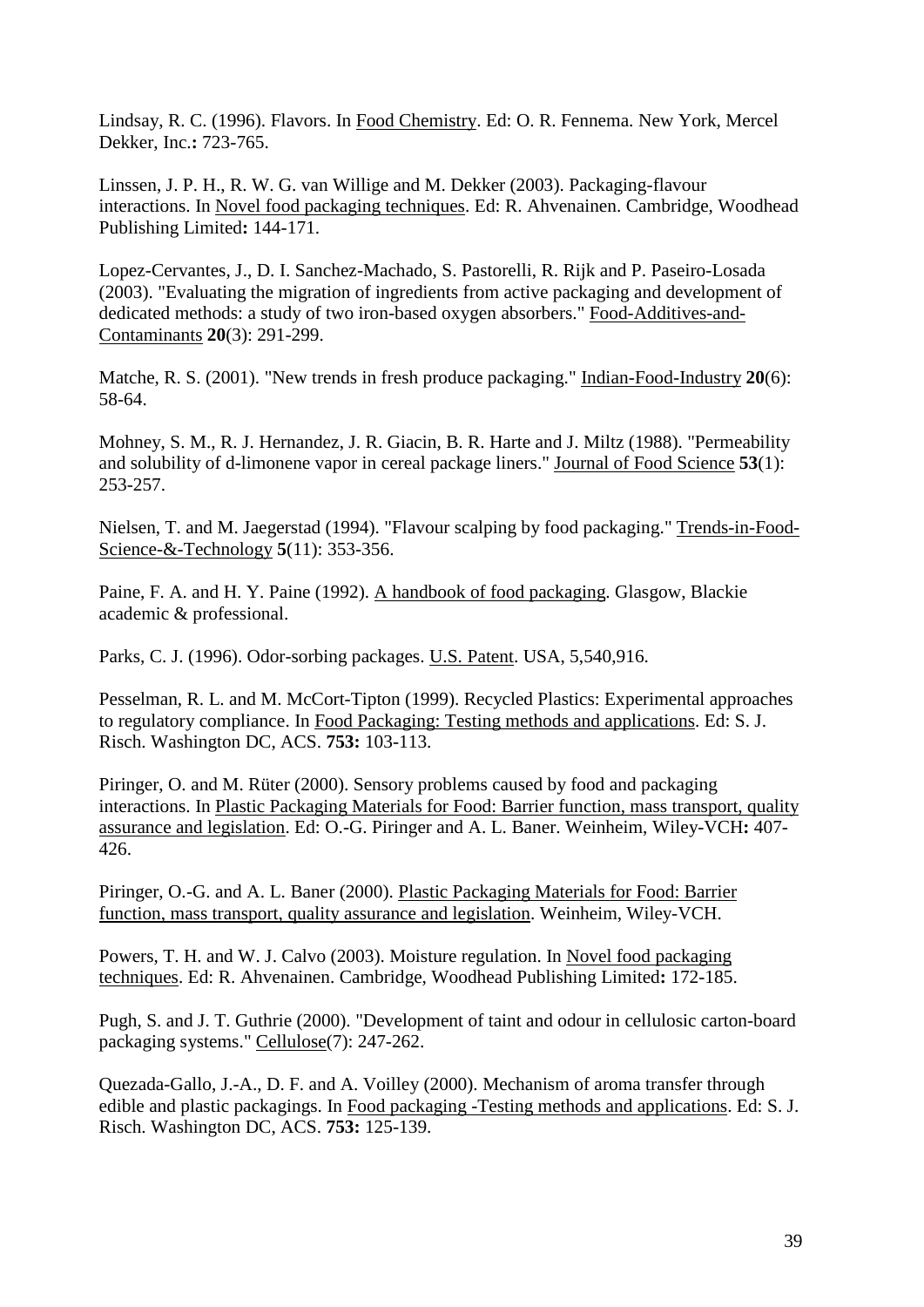Lindsay, R. C. (1996). Flavors. In Food Chemistry. Ed: O. R. Fennema. New York, Mercel Dekker, Inc.**:** 723-765.

Linssen, J. P. H., R. W. G. van Willige and M. Dekker (2003). Packaging-flavour interactions. In Novel food packaging techniques. Ed: R. Ahvenainen. Cambridge, Woodhead Publishing Limited**:** 144-171.

Lopez-Cervantes, J., D. I. Sanchez-Machado, S. Pastorelli, R. Rijk and P. Paseiro-Losada (2003). "Evaluating the migration of ingredients from active packaging and development of dedicated methods: a study of two iron-based oxygen absorbers." Food-Additives-and-Contaminants **20**(3): 291-299.

Matche, R. S. (2001). "New trends in fresh produce packaging." Indian-Food-Industry **20**(6): 58-64.

Mohney, S. M., R. J. Hernandez, J. R. Giacin, B. R. Harte and J. Miltz (1988). "Permeability and solubility of d-limonene vapor in cereal package liners." Journal of Food Science **53**(1): 253-257.

Nielsen, T. and M. Jaegerstad (1994). "Flavour scalping by food packaging." Trends-in-Food-Science-&-Technology **5**(11): 353-356.

Paine, F. A. and H. Y. Paine (1992). A handbook of food packaging. Glasgow, Blackie academic & professional.

Parks, C. J. (1996). Odor-sorbing packages. U.S. Patent. USA, 5,540,916.

Pesselman, R. L. and M. McCort-Tipton (1999). Recycled Plastics: Experimental approaches to regulatory compliance. In Food Packaging: Testing methods and applications. Ed: S. J. Risch. Washington DC, ACS. **753:** 103-113.

Piringer, O. and M. Rüter (2000). Sensory problems caused by food and packaging interactions. In Plastic Packaging Materials for Food: Barrier function, mass transport, quality assurance and legislation. Ed: O.-G. Piringer and A. L. Baner. Weinheim, Wiley-VCH**:** 407-426.

Piringer, O.-G. and A. L. Baner (2000). Plastic Packaging Materials for Food: Barrier function, mass transport, quality assurance and legislation. Weinheim, Wiley-VCH.

Powers, T. H. and W. J. Calvo (2003). Moisture regulation. In Novel food packaging techniques. Ed: R. Ahvenainen. Cambridge, Woodhead Publishing Limited**:** 172-185.

Pugh, S. and J. T. Guthrie (2000). "Development of taint and odour in cellulosic carton-board packaging systems." Cellulose(7): 247-262.

Quezada-Gallo, J.-A., D. F. and A. Voilley (2000). Mechanism of aroma transfer through edible and plastic packagings. In Food packaging -Testing methods and applications. Ed: S. J. Risch. Washington DC, ACS. **753:** 125-139.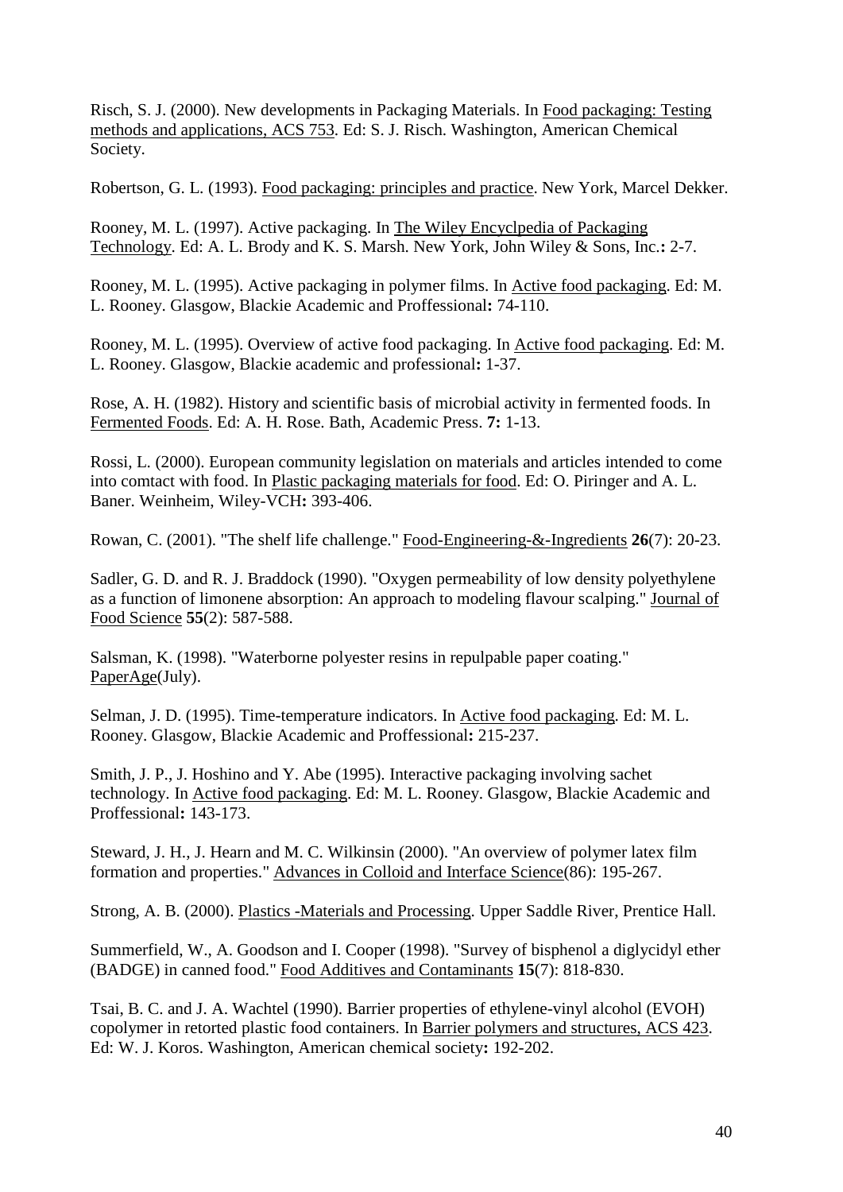Risch, S. J. (2000). New developments in Packaging Materials. In Food packaging: Testing methods and applications, ACS 753. Ed: S. J. Risch. Washington, American Chemical Society.

Robertson, G. L. (1993). Food packaging: principles and practice. New York, Marcel Dekker.

Rooney, M. L. (1997). Active packaging. In The Wiley Encyclpedia of Packaging Technology. Ed: A. L. Brody and K. S. Marsh. New York, John Wiley & Sons, Inc.**:** 2-7.

Rooney, M. L. (1995). Active packaging in polymer films. In Active food packaging. Ed: M. L. Rooney. Glasgow, Blackie Academic and Proffessional**:** 74-110.

Rooney, M. L. (1995). Overview of active food packaging. In Active food packaging. Ed: M. L. Rooney. Glasgow, Blackie academic and professional**:** 1-37.

Rose, A. H. (1982). History and scientific basis of microbial activity in fermented foods. In Fermented Foods. Ed: A. H. Rose. Bath, Academic Press. **7:** 1-13.

Rossi, L. (2000). European community legislation on materials and articles intended to come into comtact with food. In Plastic packaging materials for food. Ed: O. Piringer and A. L. Baner. Weinheim, Wiley-VCH**:** 393-406.

Rowan, C. (2001). "The shelf life challenge." Food-Engineering-&-Ingredients **26**(7): 20-23.

Sadler, G. D. and R. J. Braddock (1990). "Oxygen permeability of low density polyethylene as a function of limonene absorption: An approach to modeling flavour scalping." Journal of Food Science **55**(2): 587-588.

Salsman, K. (1998). "Waterborne polyester resins in repulpable paper coating." PaperAge(July).

Selman, J. D. (1995). Time-temperature indicators. In Active food packaging. Ed: M. L. Rooney. Glasgow, Blackie Academic and Proffessional**:** 215-237.

Smith, J. P., J. Hoshino and Y. Abe (1995). Interactive packaging involving sachet technology. In Active food packaging. Ed: M. L. Rooney. Glasgow, Blackie Academic and Proffessional**:** 143-173.

Steward, J. H., J. Hearn and M. C. Wilkinsin (2000). "An overview of polymer latex film formation and properties." Advances in Colloid and Interface Science(86): 195-267.

Strong, A. B. (2000). Plastics -Materials and Processing. Upper Saddle River, Prentice Hall.

Summerfield, W., A. Goodson and I. Cooper (1998). "Survey of bisphenol a diglycidyl ether (BADGE) in canned food." Food Additives and Contaminants **15**(7): 818-830.

Tsai, B. C. and J. A. Wachtel (1990). Barrier properties of ethylene-vinyl alcohol (EVOH) copolymer in retorted plastic food containers. In Barrier polymers and structures, ACS 423. Ed: W. J. Koros. Washington, American chemical society**:** 192-202.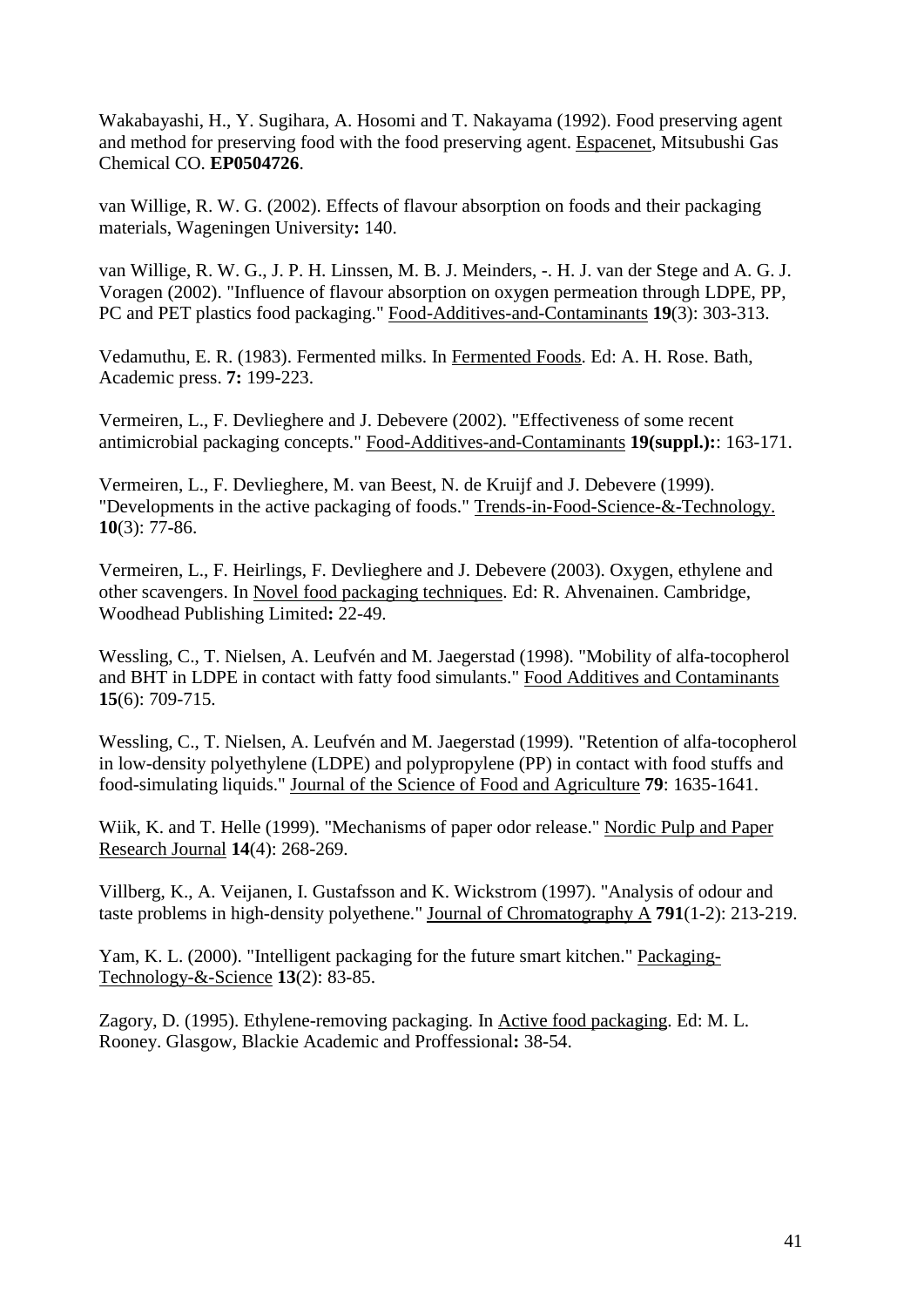Wakabayashi, H., Y. Sugihara, A. Hosomi and T. Nakayama (1992). Food preserving agent and method for preserving food with the food preserving agent. Espacenet, Mitsubishi Gas Chemical CO. **EP0504726**.

van Willige, R. W. G. (2002). Effects of flavour absorption on foods and their packaging materials, Wageningen University**:** 140.

van Willige, R. W. G., J. P. H. Linssen, M. B. J. Meinders, -. H. J. van der Stege and A. G. J. Voragen (2002). "Influence of flavour absorption on oxygen permeation through LDPE, PP, PC and PET plastics food packaging." Food-Additives-and-Contaminants **19**(3): 303-313.

Vedamuthu, E. R. (1983). Fermented milks. In Fermented Foods. Ed: A. H. Rose. Bath, Academic press. **7:** 199-223.

Vermeiren, L., F. Devlieghere and J. Debevere (2002). "Effectiveness of some recent antimicrobial packaging concepts." Food-Additives-and-Contaminants **19(suppl.):**: 163-171.

Vermeiren, L., F. Devlieghere, M. van Beest, N. de Kruijf and J. Debevere (1999). "Developments in the active packaging of foods." Trends-in-Food-Science-&-Technology. **10**(3): 77-86.

Vermeiren, L., F. Heirlings, F. Devlieghere and J. Debevere (2003). Oxygen, ethylene and other scavengers. In Novel food packaging techniques. Ed: R. Ahvenainen. Cambridge, Woodhead Publishing Limited**:** 22-49.

Wessling, C., T. Nielsen, A. Leufvén and M. Jaegerstad (1998). "Mobility of alfa-tocopherol and BHT in LDPE in contact with fatty food simulants." Food Additives and Contaminants **15**(6): 709-715.

Wessling, C., T. Nielsen, A. Leufvén and M. Jaegerstad (1999). "Retention of alfa-tocopherol in low-density polyethylene (LDPE) and polypropylene (PP) in contact with food stuffs and food-simulating liquids." Journal of the Science of Food and Agriculture **79**: 1635-1641.

Wiik, K. and T. Helle (1999). "Mechanisms of paper odor release." Nordic Pulp and Paper Research Journal **14**(4): 268-269.

Villberg, K., A. Veijanen, I. Gustafsson and K. Wickstrom (1997). "Analysis of odour and taste problems in high-density polyethene." Journal of Chromatography A **791**(1-2): 213-219.

Yam, K. L. (2000). "Intelligent packaging for the future smart kitchen." Packaging-Technology-&-Science **13**(2): 83-85.

Zagory, D. (1995). Ethylene-removing packaging. In Active food packaging. Ed: M. L. Rooney. Glasgow, Blackie Academic and Proffessional**:** 38-54.